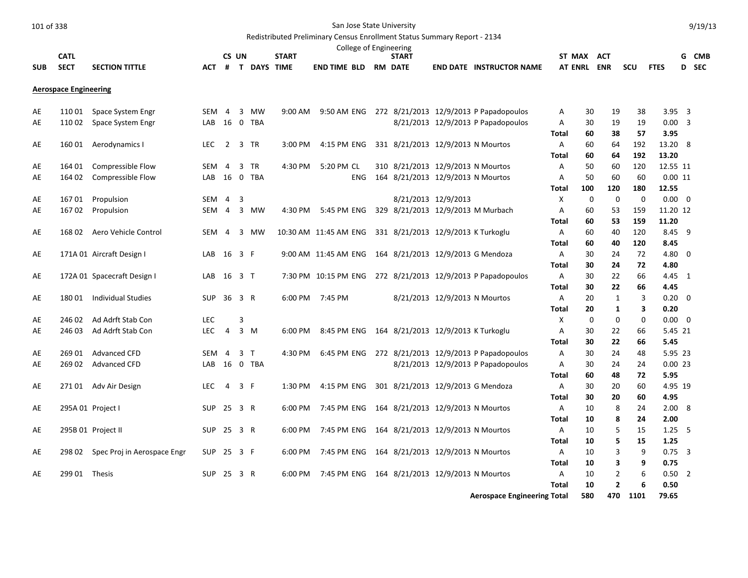San Jose State University

Redistributed Preliminary Census Enrollment Status Summary Report - 2134

College of Engineering

| SUB | CATL SECT | SECTION TITTLE | ACT | CS # | UN T | DAYS | START TIME | END TIME | BLD | RM | START DATE | END DATE | INSTRUCTOR NAME | ST AT | MAX ENRL | ACT ENR | SCU | FTES | G D | CMB SEC |
|---|---|---|---|---|---|---|---|---|---|---|---|---|---|---|---|---|---|---|---|---|
| **Aerospace Engineering** | | | | | | | | | | | | | | | | | | | | |
| AE | 110 01 | Space System Engr | SEM | 4 | 3 | MW | 9:00 AM | 9:50 AM | ENG | 272 | 8/21/2013 | 12/9/2013 | P Papadopoulos | A | 30 | 19 | 38 | 3.95 | 3 | |
| AE | 110 02 | Space System Engr | LAB | 16 | 0 | TBA | | | | | 8/21/2013 | 12/9/2013 | P Papadopoulos | A | 30 | 19 | 19 | 0.00 | 3 | |
| | | | | | | | | | | | | | | **Total** | **60** | **38** | **57** | **3.95** | | |
| AE | 160 01 | Aerodynamics I | LEC | 2 | 3 | TR | 3:00 PM | 4:15 PM | ENG | 331 | 8/21/2013 | 12/9/2013 | N Mourtos | A | 60 | 64 | 192 | 13.20 | 8 | |
| | | | | | | | | | | | | | | **Total** | **60** | **64** | **192** | **13.20** | | |
| AE | 164 01 | Compressible Flow | SEM | 4 | 3 | TR | 4:30 PM | 5:20 PM | CL | 310 | 8/21/2013 | 12/9/2013 | N Mourtos | A | 50 | 60 | 120 | 12.55 | 11 | |
| AE | 164 02 | Compressible Flow | LAB | 16 | 0 | TBA | | | ENG | 164 | 8/21/2013 | 12/9/2013 | N Mourtos | A | 50 | 60 | 60 | 0.00 | 11 | |
| | | | | | | | | | | | | | | **Total** | **100** | **120** | **180** | **12.55** | | |
| AE | 167 01 | Propulsion | SEM | 4 | 3 | | | | | | 8/21/2013 | 12/9/2013 | | X | 0 | 0 | 0 | 0.00 | 0 | |
| AE | 167 02 | Propulsion | SEM | 4 | 3 | MW | 4:30 PM | 5:45 PM | ENG | 329 | 8/21/2013 | 12/9/2013 | M Murbach | A | 60 | 53 | 159 | 11.20 | 12 | |
| | | | | | | | | | | | | | | **Total** | **60** | **53** | **159** | **11.20** | | |
| AE | 168 02 | Aero Vehicle Control | SEM | 4 | 3 | MW | 10:30 AM | 11:45 AM | ENG | 331 | 8/21/2013 | 12/9/2013 | K Turkoglu | A | 60 | 40 | 120 | 8.45 | 9 | |
| | | | | | | | | | | | | | | **Total** | **60** | **40** | **120** | **8.45** | | |
| AE | 171A 01 | Aircraft Design I | LAB | 16 | 3 | F | 9:00 AM | 11:45 AM | ENG | 164 | 8/21/2013 | 12/9/2013 | G Mendoza | A | 30 | 24 | 72 | 4.80 | 0 | |
| | | | | | | | | | | | | | | **Total** | **30** | **24** | **72** | **4.80** | | |
| AE | 172A 01 | Spacecraft Design I | LAB | 16 | 3 | T | 7:30 PM | 10:15 PM | ENG | 272 | 8/21/2013 | 12/9/2013 | P Papadopoulos | A | 30 | 22 | 66 | 4.45 | 1 | |
| | | | | | | | | | | | | | | **Total** | **30** | **22** | **66** | **4.45** | | |
| AE | 180 01 | Individual Studies | SUP | 36 | 3 | R | 6:00 PM | 7:45 PM | | | 8/21/2013 | 12/9/2013 | N Mourtos | A | 20 | 1 | 3 | 0.20 | 0 | |
| | | | | | | | | | | | | | | **Total** | **20** | **1** | **3** | **0.20** | | |
| AE | 246 02 | Ad Adrft Stab Con | LEC | | 3 | | | | | | | | | X | 0 | 0 | 0 | 0.00 | 0 | |
| AE | 246 03 | Ad Adrft Stab Con | LEC | 4 | 3 | M | 6:00 PM | 8:45 PM | ENG | 164 | 8/21/2013 | 12/9/2013 | K Turkoglu | A | 30 | 22 | 66 | 5.45 | 21 | |
| | | | | | | | | | | | | | | **Total** | **30** | **22** | **66** | **5.45** | | |
| AE | 269 01 | Advanced CFD | SEM | 4 | 3 | T | 4:30 PM | 6:45 PM | ENG | 272 | 8/21/2013 | 12/9/2013 | P Papadopoulos | A | 30 | 24 | 48 | 5.95 | 23 | |
| AE | 269 02 | Advanced CFD | LAB | 16 | 0 | TBA | | | | | 8/21/2013 | 12/9/2013 | P Papadopoulos | A | 30 | 24 | 24 | 0.00 | 23 | |
| | | | | | | | | | | | | | | **Total** | **60** | **48** | **72** | **5.95** | | |
| AE | 271 01 | Adv Air Design | LEC | 4 | 3 | F | 1:30 PM | 4:15 PM | ENG | 301 | 8/21/2013 | 12/9/2013 | G Mendoza | A | 30 | 20 | 60 | 4.95 | 19 | |
| | | | | | | | | | | | | | | **Total** | **30** | **20** | **60** | **4.95** | | |
| AE | 295A 01 | Project I | SUP | 25 | 3 | R | 6:00 PM | 7:45 PM | ENG | 164 | 8/21/2013 | 12/9/2013 | N Mourtos | A | 10 | 8 | 24 | 2.00 | 8 | |
| | | | | | | | | | | | | | | **Total** | **10** | **8** | **24** | **2.00** | | |
| AE | 295B 01 | Project II | SUP | 25 | 3 | R | 6:00 PM | 7:45 PM | ENG | 164 | 8/21/2013 | 12/9/2013 | N Mourtos | A | 10 | 5 | 15 | 1.25 | 5 | |
| | | | | | | | | | | | | | | **Total** | **10** | **5** | **15** | **1.25** | | |
| AE | 298 02 | Spec Proj in Aerospace Engr | SUP | 25 | 3 | F | 6:00 PM | 7:45 PM | ENG | 164 | 8/21/2013 | 12/9/2013 | N Mourtos | A | 10 | 3 | 9 | 0.75 | 3 | |
| | | | | | | | | | | | | | | **Total** | **10** | **3** | **9** | **0.75** | | |
| AE | 299 01 | Thesis | SUP | 25 | 3 | R | 6:00 PM | 7:45 PM | ENG | 164 | 8/21/2013 | 12/9/2013 | N Mourtos | A | 10 | 2 | 6 | 0.50 | 2 | |
| | | | | | | | | | | | | | | **Total** | **10** | **2** | **6** | **0.50** | | |
| | | | | | | | | | | | | | **Aerospace Engineering Total** | | **580** | **470** | **1101** | **79.65** | | |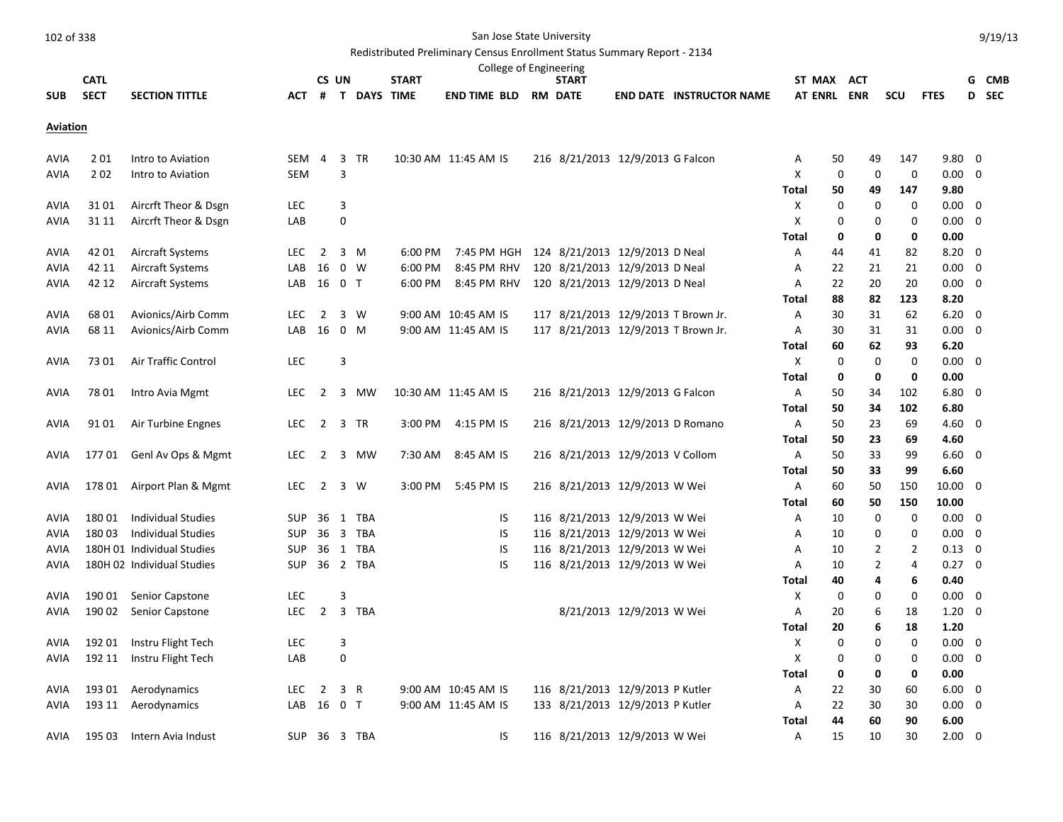# San Jose State University

## Redistributed Preliminary Census Enrollment Status Summary Report - 2134

### College of Engineering

| SUB | CATL SECT | SECTION TITTLE | ACT | CS # | UN T | DAYS | START TIME | END TIME | BLD | RM | START DATE | END DATE | INSTRUCTOR NAME | ST AT | MAX ENRL | ACT ENR | SCU | FTES | GD | CMB SEC |
|---|---|---|---|---|---|---|---|---|---|---|---|---|---|---|---|---|---|---|---|---|
| **Aviation** | | | | | | | | | | | | | | | | | | | | |
| AVIA | 2 01 | Intro to Aviation | SEM | 4 | 3 | TR | 10:30 AM | 11:45 AM | IS | 216 | 8/21/2013 | 12/9/2013 | G Falcon | A | 50 | 49 | 147 | 9.80 | 0 | |
| AVIA | 2 02 | Intro to Aviation | SEM | | 3 | | | | | | | | | X | 0 | 0 | 0 | 0.00 | 0 | |
| | | | | | | | | | | | | | | **Total** | **50** | **49** | **147** | **9.80** | | |
| AVIA | 31 01 | Aircrft Theor & Dsgn | LEC | | 3 | | | | | | | | | X | 0 | 0 | 0 | 0.00 | 0 | |
| AVIA | 31 11 | Aircrft Theor & Dsgn | LAB | | 0 | | | | | | | | | X | 0 | 0 | 0 | 0.00 | 0 | |
| | | | | | | | | | | | | | | **Total** | **0** | **0** | **0** | **0.00** | | |
| AVIA | 42 01 | Aircraft Systems | LEC | 2 | 3 | M | 6:00 PM | 7:45 PM | HGH | 124 | 8/21/2013 | 12/9/2013 | D Neal | A | 44 | 41 | 82 | 8.20 | 0 | |
| AVIA | 42 11 | Aircraft Systems | LAB | 16 | 0 | W | 6:00 PM | 8:45 PM | RHV | 120 | 8/21/2013 | 12/9/2013 | D Neal | A | 22 | 21 | 21 | 0.00 | 0 | |
| AVIA | 42 12 | Aircraft Systems | LAB | 16 | 0 | T | 6:00 PM | 8:45 PM | RHV | 120 | 8/21/2013 | 12/9/2013 | D Neal | A | 22 | 20 | 20 | 0.00 | 0 | |
| | | | | | | | | | | | | | | **Total** | **88** | **82** | **123** | **8.20** | | |
| AVIA | 68 01 | Avionics/Airb Comm | LEC | 2 | 3 | W | 9:00 AM | 10:45 AM | IS | 117 | 8/21/2013 | 12/9/2013 | T Brown Jr. | A | 30 | 31 | 62 | 6.20 | 0 | |
| AVIA | 68 11 | Avionics/Airb Comm | LAB | 16 | 0 | M | 9:00 AM | 11:45 AM | IS | 117 | 8/21/2013 | 12/9/2013 | T Brown Jr. | A | 30 | 31 | 31 | 0.00 | 0 | |
| | | | | | | | | | | | | | | **Total** | **60** | **62** | **93** | **6.20** | | |
| AVIA | 73 01 | Air Traffic Control | LEC | | 3 | | | | | | | | | X | 0 | 0 | 0 | 0.00 | 0 | |
| | | | | | | | | | | | | | | **Total** | **0** | **0** | **0** | **0.00** | | |
| AVIA | 78 01 | Intro Avia Mgmt | LEC | 2 | 3 | MW | 10:30 AM | 11:45 AM | IS | 216 | 8/21/2013 | 12/9/2013 | G Falcon | A | 50 | 34 | 102 | 6.80 | 0 | |
| | | | | | | | | | | | | | | **Total** | **50** | **34** | **102** | **6.80** | | |
| AVIA | 91 01 | Air Turbine Engnes | LEC | 2 | 3 | TR | 3:00 PM | 4:15 PM | IS | 216 | 8/21/2013 | 12/9/2013 | D Romano | A | 50 | 23 | 69 | 4.60 | 0 | |
| | | | | | | | | | | | | | | **Total** | **50** | **23** | **69** | **4.60** | | |
| AVIA | 177 01 | Genl Av Ops & Mgmt | LEC | 2 | 3 | MW | 7:30 AM | 8:45 AM | IS | 216 | 8/21/2013 | 12/9/2013 | V Collom | A | 50 | 33 | 99 | 6.60 | 0 | |
| | | | | | | | | | | | | | | **Total** | **50** | **33** | **99** | **6.60** | | |
| AVIA | 178 01 | Airport Plan & Mgmt | LEC | 2 | 3 | W | 3:00 PM | 5:45 PM | IS | 216 | 8/21/2013 | 12/9/2013 | W Wei | A | 60 | 50 | 150 | 10.00 | 0 | |
| | | | | | | | | | | | | | | **Total** | **60** | **50** | **150** | **10.00** | | |
| AVIA | 180 01 | Individual Studies | SUP | 36 | 1 | TBA | | | IS | 116 | 8/21/2013 | 12/9/2013 | W Wei | A | 10 | 0 | 0 | 0.00 | 0 | |
| AVIA | 180 03 | Individual Studies | SUP | 36 | 3 | TBA | | | IS | 116 | 8/21/2013 | 12/9/2013 | W Wei | A | 10 | 0 | 0 | 0.00 | 0 | |
| AVIA | 180H 01 | Individual Studies | SUP | 36 | 1 | TBA | | | IS | 116 | 8/21/2013 | 12/9/2013 | W Wei | A | 10 | 2 | 2 | 0.13 | 0 | |
| AVIA | 180H 02 | Individual Studies | SUP | 36 | 2 | TBA | | | IS | 116 | 8/21/2013 | 12/9/2013 | W Wei | A | 10 | 2 | 4 | 0.27 | 0 | |
| | | | | | | | | | | | | | | **Total** | **40** | **4** | **6** | **0.40** | | |
| AVIA | 190 01 | Senior Capstone | LEC | | 3 | | | | | | | | | X | 0 | 0 | 0 | 0.00 | 0 | |
| AVIA | 190 02 | Senior Capstone | LEC | 2 | 3 | TBA | | | | | 8/21/2013 | 12/9/2013 | W Wei | A | 20 | 6 | 18 | 1.20 | 0 | |
| | | | | | | | | | | | | | | **Total** | **20** | **6** | **18** | **1.20** | | |
| AVIA | 192 01 | Instru Flight Tech | LEC | | 3 | | | | | | | | | X | 0 | 0 | 0 | 0.00 | 0 | |
| AVIA | 192 11 | Instru Flight Tech | LAB | | 0 | | | | | | | | | X | 0 | 0 | 0 | 0.00 | 0 | |
| | | | | | | | | | | | | | | **Total** | **0** | **0** | **0** | **0.00** | | |
| AVIA | 193 01 | Aerodynamics | LEC | 2 | 3 | R | 9:00 AM | 10:45 AM | IS | 116 | 8/21/2013 | 12/9/2013 | P Kutler | A | 22 | 30 | 60 | 6.00 | 0 | |
| AVIA | 193 11 | Aerodynamics | LAB | 16 | 0 | T | 9:00 AM | 11:45 AM | IS | 133 | 8/21/2013 | 12/9/2013 | P Kutler | A | 22 | 30 | 30 | 0.00 | 0 | |
| | | | | | | | | | | | | | | **Total** | **44** | **60** | **90** | **6.00** | | |
| AVIA | 195 03 | Intern Avia Indust | SUP | 36 | 3 | TBA | | | IS | 116 | 8/21/2013 | 12/9/2013 | W Wei | A | 15 | 10 | 30 | 2.00 | 0 | |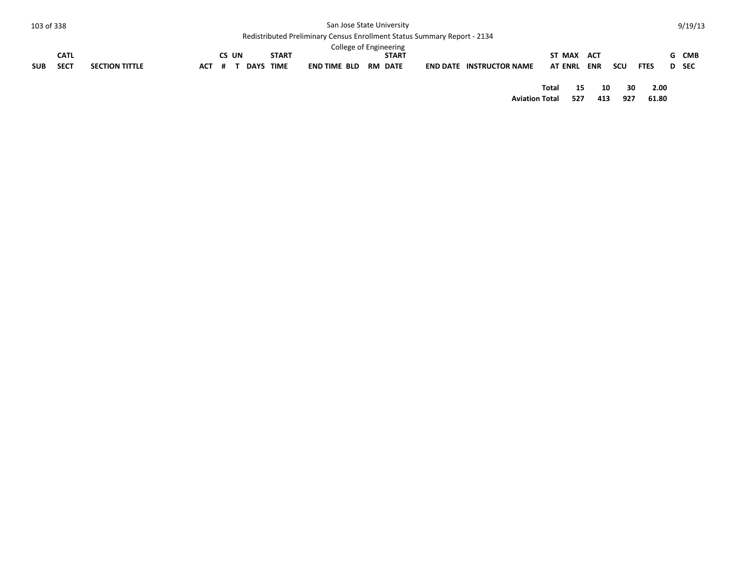| SUB | CATL SECT | SECTION TITTLE | ACT | CS # | UN T | DAYS | START TIME | END TIME | BLD | RM | START DATE | END DATE | INSTRUCTOR NAME | ST AT | MAX ENRL | ACT ENR | SCU | FTES | GD | CMB SEC |
|---|---|---|---|---|---|---|---|---|---|---|---|---|---|---|---|---|---|---|---|---|
| | | | | | | | | | | | | | | Total | 15 | 10 | 30 | 2.00 | | |
| | | | | | | | | | | | | | | Aviation Total | 527 | 413 | 927 | 61.80 | | |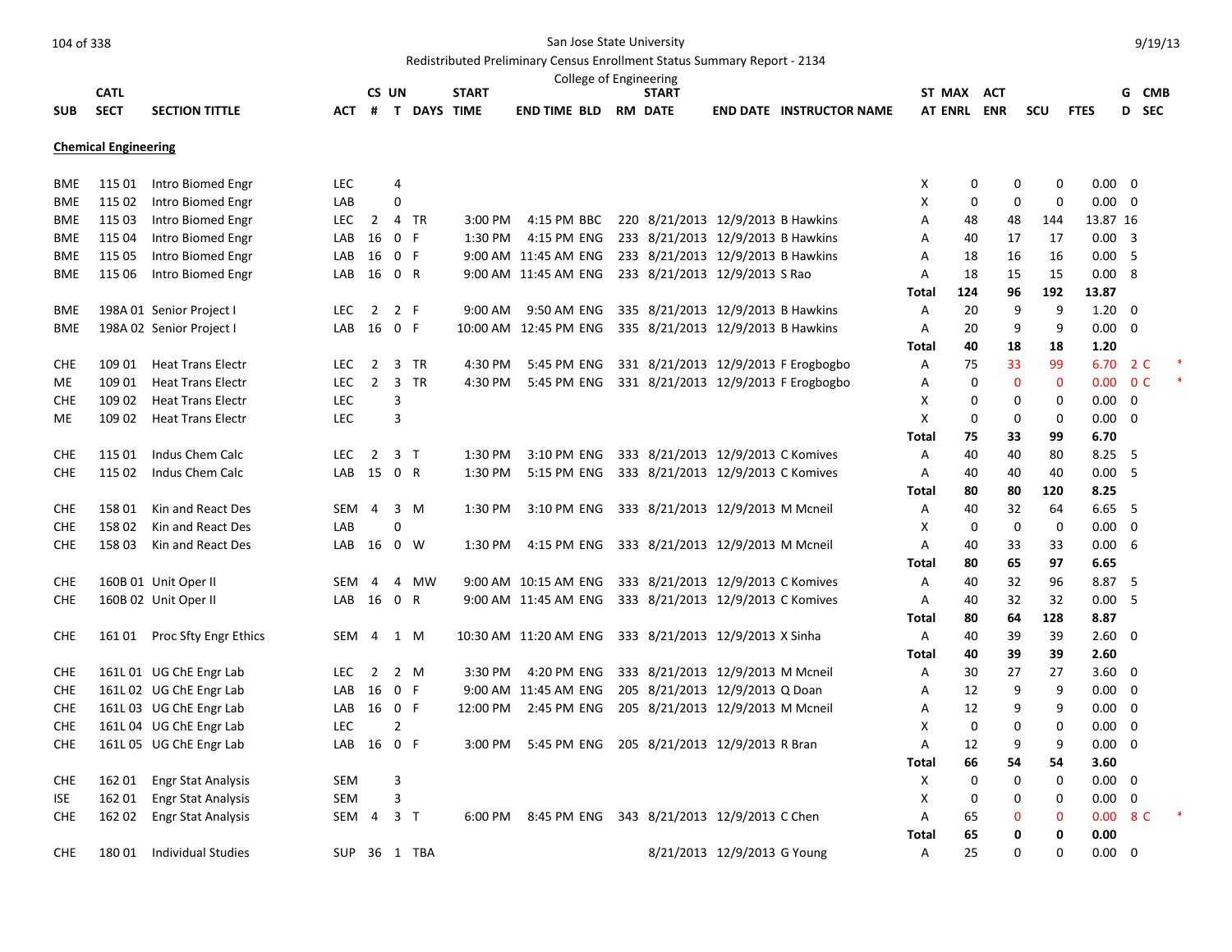San Jose State University

Redistributed Preliminary Census Enrollment Status Summary Report - 2134

College of Engineering

| SUB | CATL SECT | SECTION TITTLE | ACT | CS # | UN T | DAYS | START TIME | END TIME | BLD | RM | START DATE | END DATE | INSTRUCTOR NAME | ST AT | MAX ENRL | ACT ENR | SCU | FTES | G D | CMB SEC | |
|---|---|---|---|---|---|---|---|---|---|---|---|---|---|---|---|---|---|---|---|---|---|
| **Chemical Engineering** | | | | | | | | | | | | | | | | | | | | | |
| BME | 115 01 | Intro Biomed Engr | LEC | | 4 | | | | | | | | | X | 0 | 0 | 0 | 0.00 | 0 | | |
| BME | 115 02 | Intro Biomed Engr | LAB | | 0 | | | | | | | | | X | 0 | 0 | 0 | 0.00 | 0 | | |
| BME | 115 03 | Intro Biomed Engr | LEC | 2 | 4 | TR | 3:00 PM | 4:15 PM | BBC | 220 | 8/21/2013 | 12/9/2013 | B Hawkins | A | 48 | 48 | 144 | 13.87 | 16 | | |
| BME | 115 04 | Intro Biomed Engr | LAB | 16 | 0 | F | 1:30 PM | 4:15 PM | ENG | 233 | 8/21/2013 | 12/9/2013 | B Hawkins | A | 40 | 17 | 17 | 0.00 | 3 | | |
| BME | 115 05 | Intro Biomed Engr | LAB | 16 | 0 | F | 9:00 AM | 11:45 AM | ENG | 233 | 8/21/2013 | 12/9/2013 | B Hawkins | A | 18 | 16 | 16 | 0.00 | 5 | | |
| BME | 115 06 | Intro Biomed Engr | LAB | 16 | 0 | R | 9:00 AM | 11:45 AM | ENG | 233 | 8/21/2013 | 12/9/2013 | S Rao | A | 18 | 15 | 15 | 0.00 | 8 | | |
| | | | | | | | | | | | | | | **Total** | **124** | **96** | **192** | **13.87** | | | |
| BME | 198A 01 | Senior Project I | LEC | 2 | 2 | F | 9:00 AM | 9:50 AM | ENG | 335 | 8/21/2013 | 12/9/2013 | B Hawkins | A | 20 | 9 | 9 | 1.20 | 0 | | |
| BME | 198A 02 | Senior Project I | LAB | 16 | 0 | F | 10:00 AM | 12:45 PM | ENG | 335 | 8/21/2013 | 12/9/2013 | B Hawkins | A | 20 | 9 | 9 | 0.00 | 0 | | |
| | | | | | | | | | | | | | | **Total** | **40** | **18** | **18** | **1.20** | | | |
| CHE | 109 01 | Heat Trans Electr | LEC | 2 | 3 | TR | 4:30 PM | 5:45 PM | ENG | 331 | 8/21/2013 | 12/9/2013 | F Erogbogbo | A | 75 | 33 | 99 | 6.70 | 2 | C | * |
| ME | 109 01 | Heat Trans Electr | LEC | 2 | 3 | TR | 4:30 PM | 5:45 PM | ENG | 331 | 8/21/2013 | 12/9/2013 | F Erogbogbo | A | 0 | 0 | 0 | 0.00 | 0 | C | * |
| CHE | 109 02 | Heat Trans Electr | LEC | | 3 | | | | | | | | | X | 0 | 0 | 0 | 0.00 | 0 | | |
| ME | 109 02 | Heat Trans Electr | LEC | | 3 | | | | | | | | | X | 0 | 0 | 0 | 0.00 | 0 | | |
| | | | | | | | | | | | | | | **Total** | **75** | **33** | **99** | **6.70** | | | |
| CHE | 115 01 | Indus Chem Calc | LEC | 2 | 3 | T | 1:30 PM | 3:10 PM | ENG | 333 | 8/21/2013 | 12/9/2013 | C Komives | A | 40 | 40 | 80 | 8.25 | 5 | | |
| CHE | 115 02 | Indus Chem Calc | LAB | 15 | 0 | R | 1:30 PM | 5:15 PM | ENG | 333 | 8/21/2013 | 12/9/2013 | C Komives | A | 40 | 40 | 40 | 0.00 | 5 | | |
| | | | | | | | | | | | | | | **Total** | **80** | **80** | **120** | **8.25** | | | |
| CHE | 158 01 | Kin and React Des | SEM | 4 | 3 | M | 1:30 PM | 3:10 PM | ENG | 333 | 8/21/2013 | 12/9/2013 | M Mcneil | A | 40 | 32 | 64 | 6.65 | 5 | | |
| CHE | 158 02 | Kin and React Des | LAB | | 0 | | | | | | | | | X | 0 | 0 | 0 | 0.00 | 0 | | |
| CHE | 158 03 | Kin and React Des | LAB | 16 | 0 | W | 1:30 PM | 4:15 PM | ENG | 333 | 8/21/2013 | 12/9/2013 | M Mcneil | A | 40 | 33 | 33 | 0.00 | 6 | | |
| | | | | | | | | | | | | | | **Total** | **80** | **65** | **97** | **6.65** | | | |
| CHE | 160B 01 | Unit Oper II | SEM | 4 | 4 | MW | 9:00 AM | 10:15 AM | ENG | 333 | 8/21/2013 | 12/9/2013 | C Komives | A | 40 | 32 | 96 | 8.87 | 5 | | |
| CHE | 160B 02 | Unit Oper II | LAB | 16 | 0 | R | 9:00 AM | 11:45 AM | ENG | 333 | 8/21/2013 | 12/9/2013 | C Komives | A | 40 | 32 | 32 | 0.00 | 5 | | |
| | | | | | | | | | | | | | | **Total** | **80** | **64** | **128** | **8.87** | | | |
| CHE | 161 01 | Proc Sfty Engr Ethics | SEM | 4 | 1 | M | 10:30 AM | 11:20 AM | ENG | 333 | 8/21/2013 | 12/9/2013 | X Sinha | A | 40 | 39 | 39 | 2.60 | 0 | | |
| | | | | | | | | | | | | | | **Total** | **40** | **39** | **39** | **2.60** | | | |
| CHE | 161L 01 | UG ChE Engr Lab | LEC | 2 | 2 | M | 3:30 PM | 4:20 PM | ENG | 333 | 8/21/2013 | 12/9/2013 | M Mcneil | A | 30 | 27 | 27 | 3.60 | 0 | | |
| CHE | 161L 02 | UG ChE Engr Lab | LAB | 16 | 0 | F | 9:00 AM | 11:45 AM | ENG | 205 | 8/21/2013 | 12/9/2013 | Q Doan | A | 12 | 9 | 9 | 0.00 | 0 | | |
| CHE | 161L 03 | UG ChE Engr Lab | LAB | 16 | 0 | F | 12:00 PM | 2:45 PM | ENG | 205 | 8/21/2013 | 12/9/2013 | M Mcneil | A | 12 | 9 | 9 | 0.00 | 0 | | |
| CHE | 161L 04 | UG ChE Engr Lab | LEC | | 2 | | | | | | | | | X | 0 | 0 | 0 | 0.00 | 0 | | |
| CHE | 161L 05 | UG ChE Engr Lab | LAB | 16 | 0 | F | 3:00 PM | 5:45 PM | ENG | 205 | 8/21/2013 | 12/9/2013 | R Bran | A | 12 | 9 | 9 | 0.00 | 0 | | |
| | | | | | | | | | | | | | | **Total** | **66** | **54** | **54** | **3.60** | | | |
| CHE | 162 01 | Engr Stat Analysis | SEM | | 3 | | | | | | | | | X | 0 | 0 | 0 | 0.00 | 0 | | |
| ISE | 162 01 | Engr Stat Analysis | SEM | | 3 | | | | | | | | | X | 0 | 0 | 0 | 0.00 | 0 | | |
| CHE | 162 02 | Engr Stat Analysis | SEM | 4 | 3 | T | 6:00 PM | 8:45 PM | ENG | 343 | 8/21/2013 | 12/9/2013 | C Chen | A | 65 | 0 | 0 | 0.00 | 8 | C | * |
| | | | | | | | | | | | | | | **Total** | **65** | **0** | **0** | **0.00** | | | |
| CHE | 180 01 | Individual Studies | SUP | 36 | 1 | TBA | | | | | 8/21/2013 | 12/9/2013 | G Young | A | 25 | 0 | 0 | 0.00 | 0 | | |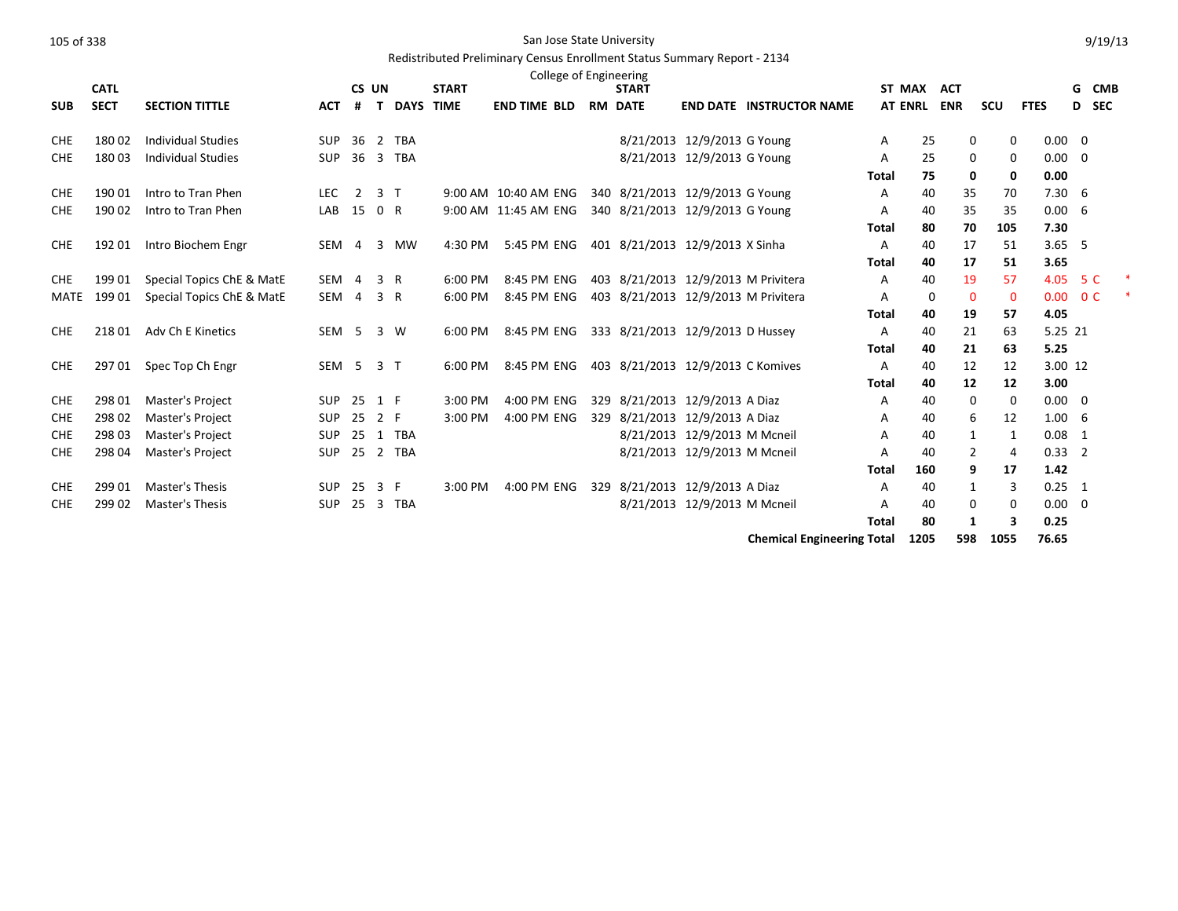San Jose State University

Redistributed Preliminary Census Enrollment Status Summary Report - 2134

College of Engineering

| SUB | CATL SECT | SECTION TITTLE | ACT | CS # | UN T | DAYS | START TIME | END TIME | BLD | RM | START DATE | END DATE | INSTRUCTOR NAME | ST AT | MAX ENRL | ACT ENR | SCU | FTES | GD | CMB SEC |
|---|---|---|---|---|---|---|---|---|---|---|---|---|---|---|---|---|---|---|---|---|
| CHE | 180 02 | Individual Studies | SUP | 36 | 2 | TBA | | | | | 8/21/2013 | 12/9/2013 | G Young | A | 25 | 0 | 0 | 0.00 | 0 | |
| CHE | 180 03 | Individual Studies | SUP | 36 | 3 | TBA | | | | | 8/21/2013 | 12/9/2013 | G Young | A | 25 | 0 | 0 | 0.00 | 0 | |
| | | | | | | | | | | | | | | **Total** | **75** | **0** | **0** | **0.00** | | |
| CHE | 190 01 | Intro to Tran Phen | LEC | 2 | 3 | T | 9:00 AM | 10:40 AM | ENG | 340 | 8/21/2013 | 12/9/2013 | G Young | A | 40 | 35 | 70 | 7.30 | 6 | |
| CHE | 190 02 | Intro to Tran Phen | LAB | 15 | 0 | R | 9:00 AM | 11:45 AM | ENG | 340 | 8/21/2013 | 12/9/2013 | G Young | A | 40 | 35 | 35 | 0.00 | 6 | |
| | | | | | | | | | | | | | | **Total** | **80** | **70** | **105** | **7.30** | | |
| CHE | 192 01 | Intro Biochem Engr | SEM | 4 | 3 | MW | 4:30 PM | 5:45 PM | ENG | 401 | 8/21/2013 | 12/9/2013 | X Sinha | A | 40 | 17 | 51 | 3.65 | 5 | |
| | | | | | | | | | | | | | | **Total** | **40** | **17** | **51** | **3.65** | | |
| CHE | 199 01 | Special Topics ChE & MatE | SEM | 4 | 3 | R | 6:00 PM | 8:45 PM | ENG | 403 | 8/21/2013 | 12/9/2013 | M Privitera | A | 40 | 19 | 57 | 4.05 | 5 | C * |
| MATE | 199 01 | Special Topics ChE & MatE | SEM | 4 | 3 | R | 6:00 PM | 8:45 PM | ENG | 403 | 8/21/2013 | 12/9/2013 | M Privitera | A | 0 | 0 | 0 | 0.00 | 0 | C * |
| | | | | | | | | | | | | | | **Total** | **40** | **19** | **57** | **4.05** | | |
| CHE | 218 01 | Adv Ch E Kinetics | SEM | 5 | 3 | W | 6:00 PM | 8:45 PM | ENG | 333 | 8/21/2013 | 12/9/2013 | D Hussey | A | 40 | 21 | 63 | 5.25 | 21 | |
| | | | | | | | | | | | | | | **Total** | **40** | **21** | **63** | **5.25** | | |
| CHE | 297 01 | Spec Top Ch Engr | SEM | 5 | 3 | T | 6:00 PM | 8:45 PM | ENG | 403 | 8/21/2013 | 12/9/2013 | C Komives | A | 40 | 12 | 12 | 3.00 | 12 | |
| | | | | | | | | | | | | | | **Total** | **40** | **12** | **12** | **3.00** | | |
| CHE | 298 01 | Master's Project | SUP | 25 | 1 | F | 3:00 PM | 4:00 PM | ENG | 329 | 8/21/2013 | 12/9/2013 | A Diaz | A | 40 | 0 | 0 | 0.00 | 0 | |
| CHE | 298 02 | Master's Project | SUP | 25 | 2 | F | 3:00 PM | 4:00 PM | ENG | 329 | 8/21/2013 | 12/9/2013 | A Diaz | A | 40 | 6 | 12 | 1.00 | 6 | |
| CHE | 298 03 | Master's Project | SUP | 25 | 1 | TBA | | | | | 8/21/2013 | 12/9/2013 | M Mcneil | A | 40 | 1 | 1 | 0.08 | 1 | |
| CHE | 298 04 | Master's Project | SUP | 25 | 2 | TBA | | | | | 8/21/2013 | 12/9/2013 | M Mcneil | A | 40 | 2 | 4 | 0.33 | 2 | |
| | | | | | | | | | | | | | | **Total** | **160** | **9** | **17** | **1.42** | | |
| CHE | 299 01 | Master's Thesis | SUP | 25 | 3 | F | 3:00 PM | 4:00 PM | ENG | 329 | 8/21/2013 | 12/9/2013 | A Diaz | A | 40 | 1 | 3 | 0.25 | 1 | |
| CHE | 299 02 | Master's Thesis | SUP | 25 | 3 | TBA | | | | | 8/21/2013 | 12/9/2013 | M Mcneil | A | 40 | 0 | 0 | 0.00 | 0 | |
| | | | | | | | | | | | | | | **Total** | **80** | **1** | **3** | **0.25** | | |
| | | | | | | | | | | | | | **Chemical Engineering Total** | | **1205** | **598** | **1055** | **76.65** | | |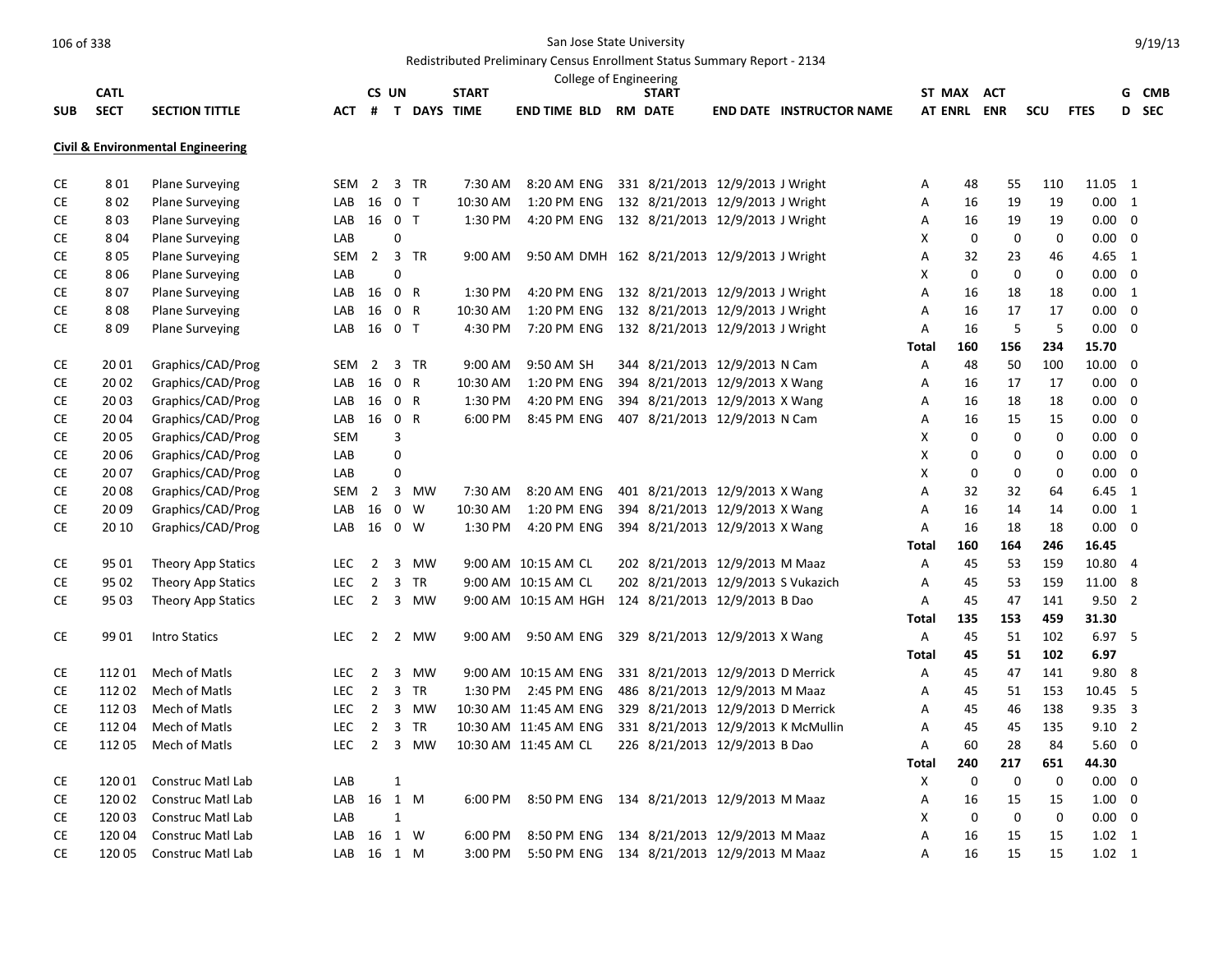San Jose State University

Redistributed Preliminary Census Enrollment Status Summary Report - 2134

College of Engineering

## Civil & Environmental Engineering

| SUB | CATL | SECT | SECTION TITTLE | ACT | CS # | UN T | DAYS | START TIME | END TIME | BLD | RM | START DATE | END DATE | INSTRUCTOR NAME | ST AT | MAX ENRL | ACT ENR | SCU | FTES | G D | CMB SEC |
|---|---|---|---|---|---|---|---|---|---|---|---|---|---|---|---|---|---|---|---|---|---|
| CE | 8 | 01 | Plane Surveying | SEM | 2 | 3 | TR | 7:30 AM | 8:20 AM | ENG | 331 | 8/21/2013 | 12/9/2013 | J Wright | A | 48 | 55 | 110 | 11.05 | 1 | |
| CE | 8 | 02 | Plane Surveying | LAB | 16 | 0 | T | 10:30 AM | 1:20 PM | ENG | 132 | 8/21/2013 | 12/9/2013 | J Wright | A | 16 | 19 | 19 | 0.00 | 1 | |
| CE | 8 | 03 | Plane Surveying | LAB | 16 | 0 | T | 1:30 PM | 4:20 PM | ENG | 132 | 8/21/2013 | 12/9/2013 | J Wright | A | 16 | 19 | 19 | 0.00 | 0 | |
| CE | 8 | 04 | Plane Surveying | LAB | | 0 | | | | | | | | | X | 0 | 0 | 0 | 0.00 | 0 | |
| CE | 8 | 05 | Plane Surveying | SEM | 2 | 3 | TR | 9:00 AM | 9:50 AM | DMH | 162 | 8/21/2013 | 12/9/2013 | J Wright | A | 32 | 23 | 46 | 4.65 | 1 | |
| CE | 8 | 06 | Plane Surveying | LAB | | 0 | | | | | | | | | X | 0 | 0 | 0 | 0.00 | 0 | |
| CE | 8 | 07 | Plane Surveying | LAB | 16 | 0 | R | 1:30 PM | 4:20 PM | ENG | 132 | 8/21/2013 | 12/9/2013 | J Wright | A | 16 | 18 | 18 | 0.00 | 1 | |
| CE | 8 | 08 | Plane Surveying | LAB | 16 | 0 | R | 10:30 AM | 1:20 PM | ENG | 132 | 8/21/2013 | 12/9/2013 | J Wright | A | 16 | 17 | 17 | 0.00 | 0 | |
| CE | 8 | 09 | Plane Surveying | LAB | 16 | 0 | T | 4:30 PM | 7:20 PM | ENG | 132 | 8/21/2013 | 12/9/2013 | J Wright | A | 16 | 5 | 5 | 0.00 | 0 | |
| | | | | | | | | | | | | | | | **Total** | **160** | **156** | **234** | **15.70** | | |
| CE | 20 | 01 | Graphics/CAD/Prog | SEM | 2 | 3 | TR | 9:00 AM | 9:50 AM | SH | 344 | 8/21/2013 | 12/9/2013 | N Cam | A | 48 | 50 | 100 | 10.00 | 0 | |
| CE | 20 | 02 | Graphics/CAD/Prog | LAB | 16 | 0 | R | 10:30 AM | 1:20 PM | ENG | 394 | 8/21/2013 | 12/9/2013 | X Wang | A | 16 | 17 | 17 | 0.00 | 0 | |
| CE | 20 | 03 | Graphics/CAD/Prog | LAB | 16 | 0 | R | 1:30 PM | 4:20 PM | ENG | 394 | 8/21/2013 | 12/9/2013 | X Wang | A | 16 | 18 | 18 | 0.00 | 0 | |
| CE | 20 | 04 | Graphics/CAD/Prog | LAB | 16 | 0 | R | 6:00 PM | 8:45 PM | ENG | 407 | 8/21/2013 | 12/9/2013 | N Cam | A | 16 | 15 | 15 | 0.00 | 0 | |
| CE | 20 | 05 | Graphics/CAD/Prog | SEM | | 3 | | | | | | | | | X | 0 | 0 | 0 | 0.00 | 0 | |
| CE | 20 | 06 | Graphics/CAD/Prog | LAB | | 0 | | | | | | | | | X | 0 | 0 | 0 | 0.00 | 0 | |
| CE | 20 | 07 | Graphics/CAD/Prog | LAB | | 0 | | | | | | | | | X | 0 | 0 | 0 | 0.00 | 0 | |
| CE | 20 | 08 | Graphics/CAD/Prog | SEM | 2 | 3 | MW | 7:30 AM | 8:20 AM | ENG | 401 | 8/21/2013 | 12/9/2013 | X Wang | A | 32 | 32 | 64 | 6.45 | 1 | |
| CE | 20 | 09 | Graphics/CAD/Prog | LAB | 16 | 0 | W | 10:30 AM | 1:20 PM | ENG | 394 | 8/21/2013 | 12/9/2013 | X Wang | A | 16 | 14 | 14 | 0.00 | 1 | |
| CE | 20 | 10 | Graphics/CAD/Prog | LAB | 16 | 0 | W | 1:30 PM | 4:20 PM | ENG | 394 | 8/21/2013 | 12/9/2013 | X Wang | A | 16 | 18 | 18 | 0.00 | 0 | |
| | | | | | | | | | | | | | | | **Total** | **160** | **164** | **246** | **16.45** | | |
| CE | 95 | 01 | Theory App Statics | LEC | 2 | 3 | MW | 9:00 AM | 10:15 AM | CL | 202 | 8/21/2013 | 12/9/2013 | M Maaz | A | 45 | 53 | 159 | 10.80 | 4 | |
| CE | 95 | 02 | Theory App Statics | LEC | 2 | 3 | TR | 9:00 AM | 10:15 AM | CL | 202 | 8/21/2013 | 12/9/2013 | S Vukazich | A | 45 | 53 | 159 | 11.00 | 8 | |
| CE | 95 | 03 | Theory App Statics | LEC | 2 | 3 | MW | 9:00 AM | 10:15 AM | HGH | 124 | 8/21/2013 | 12/9/2013 | B Dao | A | 45 | 47 | 141 | 9.50 | 2 | |
| | | | | | | | | | | | | | | | **Total** | **135** | **153** | **459** | **31.30** | | |
| CE | 99 | 01 | Intro Statics | LEC | 2 | 2 | MW | 9:00 AM | 9:50 AM | ENG | 329 | 8/21/2013 | 12/9/2013 | X Wang | A | 45 | 51 | 102 | 6.97 | 5 | |
| | | | | | | | | | | | | | | | **Total** | **45** | **51** | **102** | **6.97** | | |
| CE | 112 | 01 | Mech of Matls | LEC | 2 | 3 | MW | 9:00 AM | 10:15 AM | ENG | 331 | 8/21/2013 | 12/9/2013 | D Merrick | A | 45 | 47 | 141 | 9.80 | 8 | |
| CE | 112 | 02 | Mech of Matls | LEC | 2 | 3 | TR | 1:30 PM | 2:45 PM | ENG | 486 | 8/21/2013 | 12/9/2013 | M Maaz | A | 45 | 51 | 153 | 10.45 | 5 | |
| CE | 112 | 03 | Mech of Matls | LEC | 2 | 3 | MW | 10:30 AM | 11:45 AM | ENG | 329 | 8/21/2013 | 12/9/2013 | D Merrick | A | 45 | 46 | 138 | 9.35 | 3 | |
| CE | 112 | 04 | Mech of Matls | LEC | 2 | 3 | TR | 10:30 AM | 11:45 AM | ENG | 331 | 8/21/2013 | 12/9/2013 | K McMullin | A | 45 | 45 | 135 | 9.10 | 2 | |
| CE | 112 | 05 | Mech of Matls | LEC | 2 | 3 | MW | 10:30 AM | 11:45 AM | CL | 226 | 8/21/2013 | 12/9/2013 | B Dao | A | 60 | 28 | 84 | 5.60 | 0 | |
| | | | | | | | | | | | | | | | **Total** | **240** | **217** | **651** | **44.30** | | |
| CE | 120 | 01 | Construc Matl Lab | LAB | | 1 | | | | | | | | | X | 0 | 0 | 0 | 0.00 | 0 | |
| CE | 120 | 02 | Construc Matl Lab | LAB | 16 | 1 | M | 6:00 PM | 8:50 PM | ENG | 134 | 8/21/2013 | 12/9/2013 | M Maaz | A | 16 | 15 | 15 | 1.00 | 0 | |
| CE | 120 | 03 | Construc Matl Lab | LAB | | 1 | | | | | | | | | X | 0 | 0 | 0 | 0.00 | 0 | |
| CE | 120 | 04 | Construc Matl Lab | LAB | 16 | 1 | W | 6:00 PM | 8:50 PM | ENG | 134 | 8/21/2013 | 12/9/2013 | M Maaz | A | 16 | 15 | 15 | 1.02 | 1 | |
| CE | 120 | 05 | Construc Matl Lab | LAB | 16 | 1 | M | 3:00 PM | 5:50 PM | ENG | 134 | 8/21/2013 | 12/9/2013 | M Maaz | A | 16 | 15 | 15 | 1.02 | 1 | |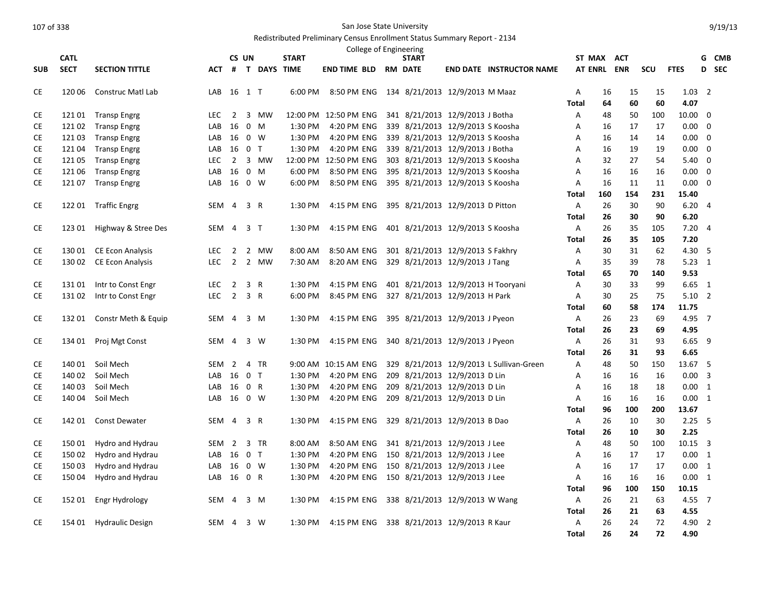San Jose State University

Redistributed Preliminary Census Enrollment Status Summary Report - 2134

College of Engineering

| SUB | CATL SECT | SECTION TITTLE | ACT | CS # | UN T | DAYS | START TIME | END TIME | BLD | RM | START DATE | END DATE | INSTRUCTOR NAME | ST | MAX ENRL | ACT ENR | SCU | FTES | GD | CMB SEC |
|---|---|---|---|---|---|---|---|---|---|---|---|---|---|---|---|---|---|---|---|---|
| CE | 120 06 | Construc Matl Lab | LAB | 16 | 1 | T | 6:00 PM | 8:50 PM | ENG | 134 | 8/21/2013 | 12/9/2013 | M Maaz | A | 16 | 15 | 15 | 1.03 | 2 | |
| | | | | | | | | | | | | | | **Total** | **64** | **60** | **60** | **4.07** | | |
| CE | 121 01 | Transp Engrg | LEC | 2 | 3 | MW | 12:00 PM | 12:50 PM | ENG | 341 | 8/21/2013 | 12/9/2013 | J Botha | A | 48 | 50 | 100 | 10.00 | 0 | |
| CE | 121 02 | Transp Engrg | LAB | 16 | 0 | M | 1:30 PM | 4:20 PM | ENG | 339 | 8/21/2013 | 12/9/2013 | S Koosha | A | 16 | 17 | 17 | 0.00 | 0 | |
| CE | 121 03 | Transp Engrg | LAB | 16 | 0 | W | 1:30 PM | 4:20 PM | ENG | 339 | 8/21/2013 | 12/9/2013 | S Koosha | A | 16 | 14 | 14 | 0.00 | 0 | |
| CE | 121 04 | Transp Engrg | LAB | 16 | 0 | T | 1:30 PM | 4:20 PM | ENG | 339 | 8/21/2013 | 12/9/2013 | J Botha | A | 16 | 19 | 19 | 0.00 | 0 | |
| CE | 121 05 | Transp Engrg | LEC | 2 | 3 | MW | 12:00 PM | 12:50 PM | ENG | 303 | 8/21/2013 | 12/9/2013 | S Koosha | A | 32 | 27 | 54 | 5.40 | 0 | |
| CE | 121 06 | Transp Engrg | LAB | 16 | 0 | M | 6:00 PM | 8:50 PM | ENG | 395 | 8/21/2013 | 12/9/2013 | S Koosha | A | 16 | 16 | 16 | 0.00 | 0 | |
| CE | 121 07 | Transp Engrg | LAB | 16 | 0 | W | 6:00 PM | 8:50 PM | ENG | 395 | 8/21/2013 | 12/9/2013 | S Koosha | A | 16 | 11 | 11 | 0.00 | 0 | |
| | | | | | | | | | | | | | | **Total** | **160** | **154** | **231** | **15.40** | | |
| CE | 122 01 | Traffic Engrg | SEM | 4 | 3 | R | 1:30 PM | 4:15 PM | ENG | 395 | 8/21/2013 | 12/9/2013 | D Pitton | A | 26 | 30 | 90 | 6.20 | 4 | |
| | | | | | | | | | | | | | | **Total** | **26** | **30** | **90** | **6.20** | | |
| CE | 123 01 | Highway & Stree Des | SEM | 4 | 3 | T | 1:30 PM | 4:15 PM | ENG | 401 | 8/21/2013 | 12/9/2013 | S Koosha | A | 26 | 35 | 105 | 7.20 | 4 | |
| | | | | | | | | | | | | | | **Total** | **26** | **35** | **105** | **7.20** | | |
| CE | 130 01 | CE Econ Analysis | LEC | 2 | 2 | MW | 8:00 AM | 8:50 AM | ENG | 301 | 8/21/2013 | 12/9/2013 | S Fakhry | A | 30 | 31 | 62 | 4.30 | 5 | |
| CE | 130 02 | CE Econ Analysis | LEC | 2 | 2 | MW | 7:30 AM | 8:20 AM | ENG | 329 | 8/21/2013 | 12/9/2013 | J Tang | A | 35 | 39 | 78 | 5.23 | 1 | |
| | | | | | | | | | | | | | | **Total** | **65** | **70** | **140** | **9.53** | | |
| CE | 131 01 | Intr to Const Engr | LEC | 2 | 3 | R | 1:30 PM | 4:15 PM | ENG | 401 | 8/21/2013 | 12/9/2013 | H Tooryani | A | 30 | 33 | 99 | 6.65 | 1 | |
| CE | 131 02 | Intr to Const Engr | LEC | 2 | 3 | R | 6:00 PM | 8:45 PM | ENG | 327 | 8/21/2013 | 12/9/2013 | H Park | A | 30 | 25 | 75 | 5.10 | 2 | |
| | | | | | | | | | | | | | | **Total** | **60** | **58** | **174** | **11.75** | | |
| CE | 132 01 | Constr Meth & Equip | SEM | 4 | 3 | M | 1:30 PM | 4:15 PM | ENG | 395 | 8/21/2013 | 12/9/2013 | J Pyeon | A | 26 | 23 | 69 | 4.95 | 7 | |
| | | | | | | | | | | | | | | **Total** | **26** | **23** | **69** | **4.95** | | |
| CE | 134 01 | Proj Mgt Const | SEM | 4 | 3 | W | 1:30 PM | 4:15 PM | ENG | 340 | 8/21/2013 | 12/9/2013 | J Pyeon | A | 26 | 31 | 93 | 6.65 | 9 | |
| | | | | | | | | | | | | | | **Total** | **26** | **31** | **93** | **6.65** | | |
| CE | 140 01 | Soil Mech | SEM | 2 | 4 | TR | 9:00 AM | 10:15 AM | ENG | 329 | 8/21/2013 | 12/9/2013 | L Sullivan-Green | A | 48 | 50 | 150 | 13.67 | 5 | |
| CE | 140 02 | Soil Mech | LAB | 16 | 0 | T | 1:30 PM | 4:20 PM | ENG | 209 | 8/21/2013 | 12/9/2013 | D Lin | A | 16 | 16 | 16 | 0.00 | 3 | |
| CE | 140 03 | Soil Mech | LAB | 16 | 0 | R | 1:30 PM | 4:20 PM | ENG | 209 | 8/21/2013 | 12/9/2013 | D Lin | A | 16 | 18 | 18 | 0.00 | 1 | |
| CE | 140 04 | Soil Mech | LAB | 16 | 0 | W | 1:30 PM | 4:20 PM | ENG | 209 | 8/21/2013 | 12/9/2013 | D Lin | A | 16 | 16 | 16 | 0.00 | 1 | |
| | | | | | | | | | | | | | | **Total** | **96** | **100** | **200** | **13.67** | | |
| CE | 142 01 | Const Dewater | SEM | 4 | 3 | R | 1:30 PM | 4:15 PM | ENG | 329 | 8/21/2013 | 12/9/2013 | B Dao | A | 26 | 10 | 30 | 2.25 | 5 | |
| | | | | | | | | | | | | | | **Total** | **26** | **10** | **30** | **2.25** | | |
| CE | 150 01 | Hydro and Hydrau | SEM | 2 | 3 | TR | 8:00 AM | 8:50 AM | ENG | 341 | 8/21/2013 | 12/9/2013 | J Lee | A | 48 | 50 | 100 | 10.15 | 3 | |
| CE | 150 02 | Hydro and Hydrau | LAB | 16 | 0 | T | 1:30 PM | 4:20 PM | ENG | 150 | 8/21/2013 | 12/9/2013 | J Lee | A | 16 | 17 | 17 | 0.00 | 1 | |
| CE | 150 03 | Hydro and Hydrau | LAB | 16 | 0 | W | 1:30 PM | 4:20 PM | ENG | 150 | 8/21/2013 | 12/9/2013 | J Lee | A | 16 | 17 | 17 | 0.00 | 1 | |
| CE | 150 04 | Hydro and Hydrau | LAB | 16 | 0 | R | 1:30 PM | 4:20 PM | ENG | 150 | 8/21/2013 | 12/9/2013 | J Lee | A | 16 | 16 | 16 | 0.00 | 1 | |
| | | | | | | | | | | | | | | **Total** | **96** | **100** | **150** | **10.15** | | |
| CE | 152 01 | Engr Hydrology | SEM | 4 | 3 | M | 1:30 PM | 4:15 PM | ENG | 338 | 8/21/2013 | 12/9/2013 | W Wang | A | 26 | 21 | 63 | 4.55 | 7 | |
| | | | | | | | | | | | | | | **Total** | **26** | **21** | **63** | **4.55** | | |
| CE | 154 01 | Hydraulic Design | SEM | 4 | 3 | W | 1:30 PM | 4:15 PM | ENG | 338 | 8/21/2013 | 12/9/2013 | R Kaur | A | 26 | 24 | 72 | 4.90 | 2 | |
| | | | | | | | | | | | | | | **Total** | **26** | **24** | **72** | **4.90** | | |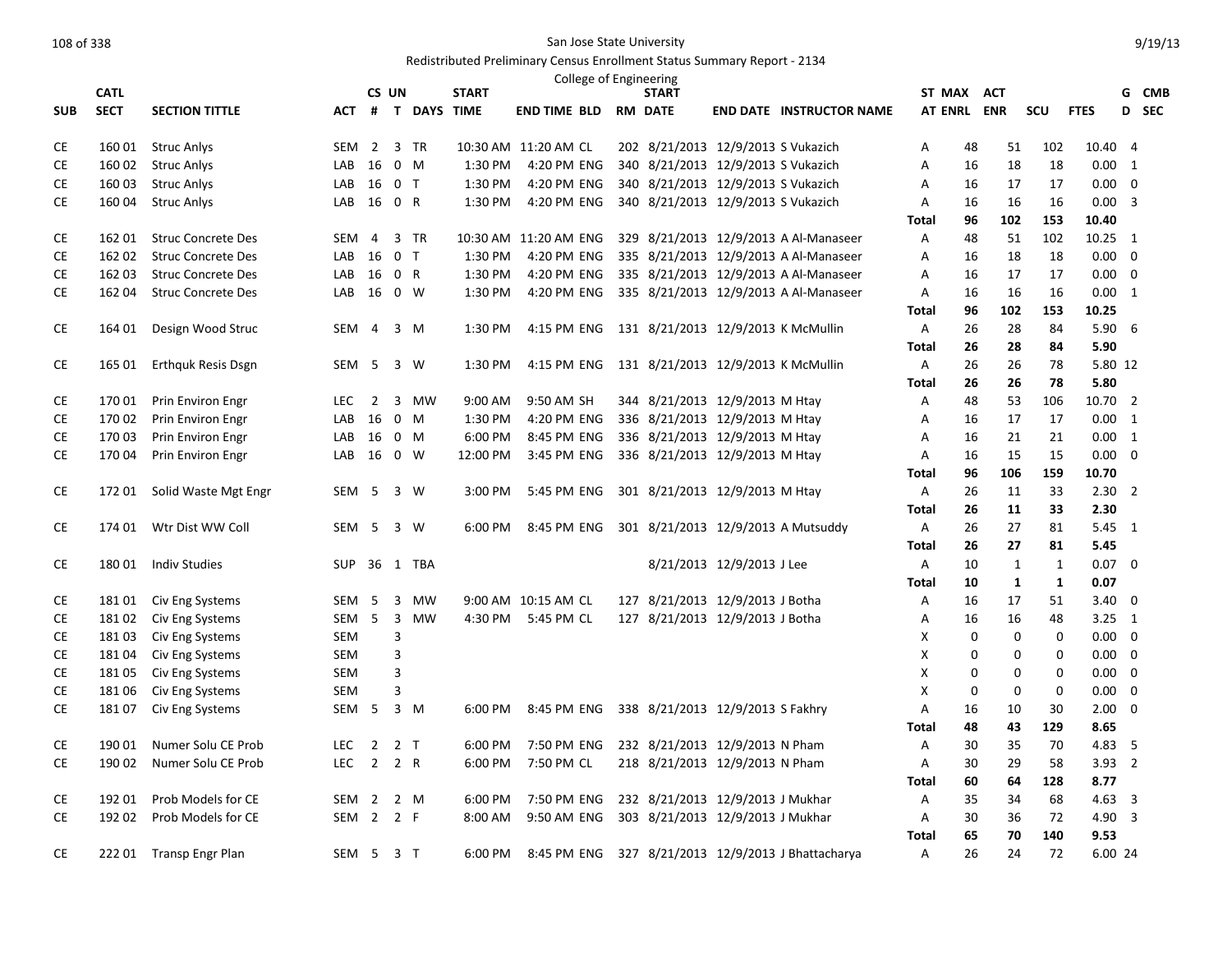San Jose State University

Redistributed Preliminary Census Enrollment Status Summary Report - 2134

College of Engineering

| SUB | CATL SECT | SECTION TITTLE | ACT | CS # | UN T | DAYS | START TIME | END TIME | BLD | RM | START DATE | END DATE | INSTRUCTOR NAME | ST AT | MAX ENRL | ACT ENR | SCU | FTES | G D | CMB SEC |
|---|---|---|---|---|---|---|---|---|---|---|---|---|---|---|---|---|---|---|---|---|
| CE | 160 01 | Struc Anlys | SEM | 2 | 3 | TR | 10:30 AM | 11:20 AM | CL | 202 | 8/21/2013 | 12/9/2013 | S Vukazich | A | 48 | 51 | 102 | 10.40 | 4 | |
| CE | 160 02 | Struc Anlys | LAB | 16 | 0 | M | 1:30 PM | 4:20 PM | ENG | 340 | 8/21/2013 | 12/9/2013 | S Vukazich | A | 16 | 18 | 18 | 0.00 | 1 | |
| CE | 160 03 | Struc Anlys | LAB | 16 | 0 | T | 1:30 PM | 4:20 PM | ENG | 340 | 8/21/2013 | 12/9/2013 | S Vukazich | A | 16 | 17 | 17 | 0.00 | 0 | |
| CE | 160 04 | Struc Anlys | LAB | 16 | 0 | R | 1:30 PM | 4:20 PM | ENG | 340 | 8/21/2013 | 12/9/2013 | S Vukazich | A | 16 | 16 | 16 | 0.00 | 3 | |
| | | | | | | | | | | | | | | **Total** | **96** | **102** | **153** | **10.40** | | |
| CE | 162 01 | Struc Concrete Des | SEM | 4 | 3 | TR | 10:30 AM | 11:20 AM | ENG | 329 | 8/21/2013 | 12/9/2013 | A Al-Manaseer | A | 48 | 51 | 102 | 10.25 | 1 | |
| CE | 162 02 | Struc Concrete Des | LAB | 16 | 0 | T | 1:30 PM | 4:20 PM | ENG | 335 | 8/21/2013 | 12/9/2013 | A Al-Manaseer | A | 16 | 18 | 18 | 0.00 | 0 | |
| CE | 162 03 | Struc Concrete Des | LAB | 16 | 0 | R | 1:30 PM | 4:20 PM | ENG | 335 | 8/21/2013 | 12/9/2013 | A Al-Manaseer | A | 16 | 17 | 17 | 0.00 | 0 | |
| CE | 162 04 | Struc Concrete Des | LAB | 16 | 0 | W | 1:30 PM | 4:20 PM | ENG | 335 | 8/21/2013 | 12/9/2013 | A Al-Manaseer | A | 16 | 16 | 16 | 0.00 | 1 | |
| | | | | | | | | | | | | | | **Total** | **96** | **102** | **153** | **10.25** | | |
| CE | 164 01 | Design Wood Struc | SEM | 4 | 3 | M | 1:30 PM | 4:15 PM | ENG | 131 | 8/21/2013 | 12/9/2013 | K McMullin | A | 26 | 28 | 84 | 5.90 | 6 | |
| | | | | | | | | | | | | | | **Total** | **26** | **28** | **84** | **5.90** | | |
| CE | 165 01 | Erthquk Resis Dsgn | SEM | 5 | 3 | W | 1:30 PM | 4:15 PM | ENG | 131 | 8/21/2013 | 12/9/2013 | K McMullin | A | 26 | 26 | 78 | 5.80 | 12 | |
| | | | | | | | | | | | | | | **Total** | **26** | **26** | **78** | **5.80** | | |
| CE | 170 01 | Prin Environ Engr | LEC | 2 | 3 | MW | 9:00 AM | 9:50 AM | SH | 344 | 8/21/2013 | 12/9/2013 | M Htay | A | 48 | 53 | 106 | 10.70 | 2 | |
| CE | 170 02 | Prin Environ Engr | LAB | 16 | 0 | M | 1:30 PM | 4:20 PM | ENG | 336 | 8/21/2013 | 12/9/2013 | M Htay | A | 16 | 17 | 17 | 0.00 | 1 | |
| CE | 170 03 | Prin Environ Engr | LAB | 16 | 0 | M | 6:00 PM | 8:45 PM | ENG | 336 | 8/21/2013 | 12/9/2013 | M Htay | A | 16 | 21 | 21 | 0.00 | 1 | |
| CE | 170 04 | Prin Environ Engr | LAB | 16 | 0 | W | 12:00 PM | 3:45 PM | ENG | 336 | 8/21/2013 | 12/9/2013 | M Htay | A | 16 | 15 | 15 | 0.00 | 0 | |
| | | | | | | | | | | | | | | **Total** | **96** | **106** | **159** | **10.70** | | |
| CE | 172 01 | Solid Waste Mgt Engr | SEM | 5 | 3 | W | 3:00 PM | 5:45 PM | ENG | 301 | 8/21/2013 | 12/9/2013 | M Htay | A | 26 | 11 | 33 | 2.30 | 2 | |
| | | | | | | | | | | | | | | **Total** | **26** | **11** | **33** | **2.30** | | |
| CE | 174 01 | Wtr Dist WW Coll | SEM | 5 | 3 | W | 6:00 PM | 8:45 PM | ENG | 301 | 8/21/2013 | 12/9/2013 | A Mutsuddy | A | 26 | 27 | 81 | 5.45 | 1 | |
| | | | | | | | | | | | | | | **Total** | **26** | **27** | **81** | **5.45** | | |
| CE | 180 01 | Indiv Studies | SUP | 36 | 1 | TBA | | | | | 8/21/2013 | 12/9/2013 | J Lee | A | 10 | 1 | 1 | 0.07 | 0 | |
| | | | | | | | | | | | | | | **Total** | **10** | **1** | **1** | **0.07** | | |
| CE | 181 01 | Civ Eng Systems | SEM | 5 | 3 | MW | 9:00 AM | 10:15 AM | CL | 127 | 8/21/2013 | 12/9/2013 | J Botha | A | 16 | 17 | 51 | 3.40 | 0 | |
| CE | 181 02 | Civ Eng Systems | SEM | 5 | 3 | MW | 4:30 PM | 5:45 PM | CL | 127 | 8/21/2013 | 12/9/2013 | J Botha | A | 16 | 16 | 48 | 3.25 | 1 | |
| CE | 181 03 | Civ Eng Systems | SEM | | 3 | | | | | | | | | X | 0 | 0 | 0 | 0.00 | 0 | |
| CE | 181 04 | Civ Eng Systems | SEM | | 3 | | | | | | | | | X | 0 | 0 | 0 | 0.00 | 0 | |
| CE | 181 05 | Civ Eng Systems | SEM | | 3 | | | | | | | | | X | 0 | 0 | 0 | 0.00 | 0 | |
| CE | 181 06 | Civ Eng Systems | SEM | | 3 | | | | | | | | | X | 0 | 0 | 0 | 0.00 | 0 | |
| CE | 181 07 | Civ Eng Systems | SEM | 5 | 3 | M | 6:00 PM | 8:45 PM | ENG | 338 | 8/21/2013 | 12/9/2013 | S Fakhry | A | 16 | 10 | 30 | 2.00 | 0 | |
| | | | | | | | | | | | | | | **Total** | **48** | **43** | **129** | **8.65** | | |
| CE | 190 01 | Numer Solu CE Prob | LEC | 2 | 2 | T | 6:00 PM | 7:50 PM | ENG | 232 | 8/21/2013 | 12/9/2013 | N Pham | A | 30 | 35 | 70 | 4.83 | 5 | |
| CE | 190 02 | Numer Solu CE Prob | LEC | 2 | 2 | R | 6:00 PM | 7:50 PM | CL | 218 | 8/21/2013 | 12/9/2013 | N Pham | A | 30 | 29 | 58 | 3.93 | 2 | |
| | | | | | | | | | | | | | | **Total** | **60** | **64** | **128** | **8.77** | | |
| CE | 192 01 | Prob Models for CE | SEM | 2 | 2 | M | 6:00 PM | 7:50 PM | ENG | 232 | 8/21/2013 | 12/9/2013 | J Mukhar | A | 35 | 34 | 68 | 4.63 | 3 | |
| CE | 192 02 | Prob Models for CE | SEM | 2 | 2 | F | 8:00 AM | 9:50 AM | ENG | 303 | 8/21/2013 | 12/9/2013 | J Mukhar | A | 30 | 36 | 72 | 4.90 | 3 | |
| | | | | | | | | | | | | | | **Total** | **65** | **70** | **140** | **9.53** | | |
| CE | 222 01 | Transp Engr Plan | SEM | 5 | 3 | T | 6:00 PM | 8:45 PM | ENG | 327 | 8/21/2013 | 12/9/2013 | J Bhattacharya | A | 26 | 24 | 72 | 6.00 | 24 | |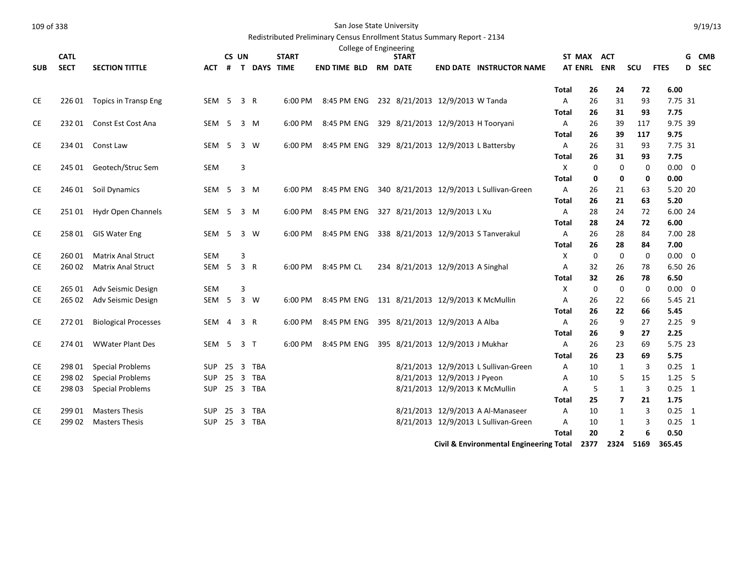San Jose State University

Redistributed Preliminary Census Enrollment Status Summary Report - 2134

College of Engineering

| SUB | CATL SECT | SECTION TITTLE | ACT | CS # | UN T | DAYS | START TIME | END TIME | BLD | RM | START DATE | END DATE | INSTRUCTOR NAME | ST AT | MAX ENRL | ACT ENR | SCU | FTES | GD | CMB SEC |
|---|---|---|---|---|---|---|---|---|---|---|---|---|---|---|---|---|---|---|---|---|
| | | | | | | | | | | | | | | **Total** | **26** | **24** | **72** | **6.00** | | |
| CE | 226 01 | Topics in Transp Eng | SEM | 5 | 3 | R | 6:00 PM | 8:45 PM | ENG | 232 | 8/21/2013 | 12/9/2013 | W Tanda | A | 26 | 31 | 93 | 7.75 | 31 | |
| | | | | | | | | | | | | | | **Total** | **26** | **31** | **93** | **7.75** | | |
| CE | 232 01 | Const Est Cost Ana | SEM | 5 | 3 | M | 6:00 PM | 8:45 PM | ENG | 329 | 8/21/2013 | 12/9/2013 | H Tooryani | A | 26 | 39 | 117 | 9.75 | 39 | |
| | | | | | | | | | | | | | | **Total** | **26** | **39** | **117** | **9.75** | | |
| CE | 234 01 | Const Law | SEM | 5 | 3 | W | 6:00 PM | 8:45 PM | ENG | 329 | 8/21/2013 | 12/9/2013 | L Battersby | A | 26 | 31 | 93 | 7.75 | 31 | |
| | | | | | | | | | | | | | | **Total** | **26** | **31** | **93** | **7.75** | | |
| CE | 245 01 | Geotech/Struc Sem | SEM | | 3 | | | | | | | | | X | 0 | 0 | 0 | 0.00 | 0 | |
| | | | | | | | | | | | | | | **Total** | **0** | **0** | **0** | **0.00** | | |
| CE | 246 01 | Soil Dynamics | SEM | 5 | 3 | M | 6:00 PM | 8:45 PM | ENG | 340 | 8/21/2013 | 12/9/2013 | L Sullivan-Green | A | 26 | 21 | 63 | 5.20 | 20 | |
| | | | | | | | | | | | | | | **Total** | **26** | **21** | **63** | **5.20** | | |
| CE | 251 01 | Hydr Open Channels | SEM | 5 | 3 | M | 6:00 PM | 8:45 PM | ENG | 327 | 8/21/2013 | 12/9/2013 | L Xu | A | 28 | 24 | 72 | 6.00 | 24 | |
| | | | | | | | | | | | | | | **Total** | **28** | **24** | **72** | **6.00** | | |
| CE | 258 01 | GIS Water Eng | SEM | 5 | 3 | W | 6:00 PM | 8:45 PM | ENG | 338 | 8/21/2013 | 12/9/2013 | S Tanverakul | A | 26 | 28 | 84 | 7.00 | 28 | |
| | | | | | | | | | | | | | | **Total** | **26** | **28** | **84** | **7.00** | | |
| CE | 260 01 | Matrix Anal Struct | SEM | | 3 | | | | | | | | | X | 0 | 0 | 0 | 0.00 | 0 | |
| CE | 260 02 | Matrix Anal Struct | SEM | 5 | 3 | R | 6:00 PM | 8:45 PM | CL | 234 | 8/21/2013 | 12/9/2013 | A Singhal | A | 32 | 26 | 78 | 6.50 | 26 | |
| | | | | | | | | | | | | | | **Total** | **32** | **26** | **78** | **6.50** | | |
| CE | 265 01 | Adv Seismic Design | SEM | | 3 | | | | | | | | | X | 0 | 0 | 0 | 0.00 | 0 | |
| CE | 265 02 | Adv Seismic Design | SEM | 5 | 3 | W | 6:00 PM | 8:45 PM | ENG | 131 | 8/21/2013 | 12/9/2013 | K McMullin | A | 26 | 22 | 66 | 5.45 | 21 | |
| | | | | | | | | | | | | | | **Total** | **26** | **22** | **66** | **5.45** | | |
| CE | 272 01 | Biological Processes | SEM | 4 | 3 | R | 6:00 PM | 8:45 PM | ENG | 395 | 8/21/2013 | 12/9/2013 | A Alba | A | 26 | 9 | 27 | 2.25 | 9 | |
| | | | | | | | | | | | | | | **Total** | **26** | **9** | **27** | **2.25** | | |
| CE | 274 01 | WWater Plant Des | SEM | 5 | 3 | T | 6:00 PM | 8:45 PM | ENG | 395 | 8/21/2013 | 12/9/2013 | J Mukhar | A | 26 | 23 | 69 | 5.75 | 23 | |
| | | | | | | | | | | | | | | **Total** | **26** | **23** | **69** | **5.75** | | |
| CE | 298 01 | Special Problems | SUP | 25 | 3 | TBA | | | | | 8/21/2013 | 12/9/2013 | L Sullivan-Green | A | 10 | 1 | 3 | 0.25 | 1 | |
| CE | 298 02 | Special Problems | SUP | 25 | 3 | TBA | | | | | 8/21/2013 | 12/9/2013 | J Pyeon | A | 10 | 5 | 15 | 1.25 | 5 | |
| CE | 298 03 | Special Problems | SUP | 25 | 3 | TBA | | | | | 8/21/2013 | 12/9/2013 | K McMullin | A | 5 | 1 | 3 | 0.25 | 1 | |
| | | | | | | | | | | | | | | **Total** | **25** | **7** | **21** | **1.75** | | |
| CE | 299 01 | Masters Thesis | SUP | 25 | 3 | TBA | | | | | 8/21/2013 | 12/9/2013 | A Al-Manaseer | A | 10 | 1 | 3 | 0.25 | 1 | |
| CE | 299 02 | Masters Thesis | SUP | 25 | 3 | TBA | | | | | 8/21/2013 | 12/9/2013 | L Sullivan-Green | A | 10 | 1 | 3 | 0.25 | 1 | |
| | | | | | | | | | | | | | | **Total** | **20** | **2** | **6** | **0.50** | | |
| | | | | | | | | | | | | | **Civil & Environmental Engineering Total** | | **2377** | **2324** | **5169** | **365.45** | | |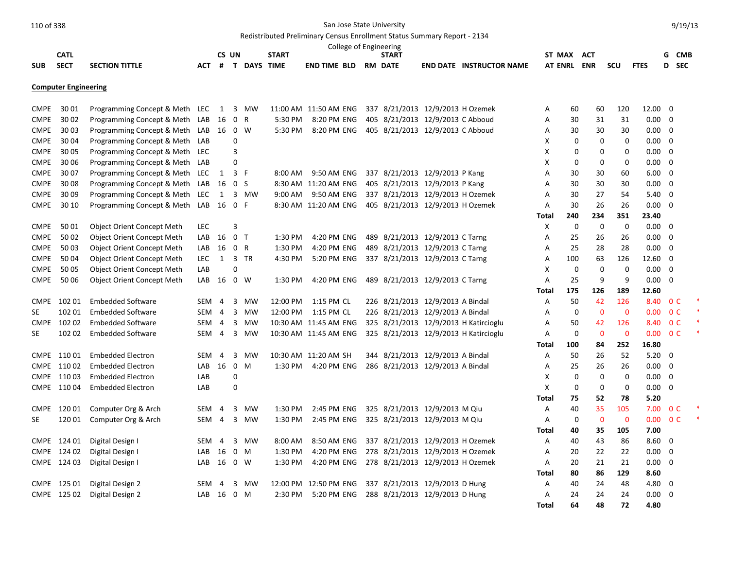San Jose State University

Redistributed Preliminary Census Enrollment Status Summary Report - 2134

College of Engineering

## Computer Engineering

| SUB | CATL SECT | SECTION TITTLE | ACT | CS # | UN T | DAYS | START TIME | END TIME | BLD | RM | START DATE | END DATE | INSTRUCTOR NAME | ST AT | MAX ENRL | ACT ENR | SCU | FTES | G D | CMB SEC |
|---|---|---|---|---|---|---|---|---|---|---|---|---|---|---|---|---|---|---|---|---|
| CMPE | 30 01 | Programming Concept & Meth | LEC | 1 | 3 | MW | 11:00 AM | 11:50 AM | ENG | 337 | 8/21/2013 | 12/9/2013 | H Ozemek | A | 60 | 60 | 120 | 12.00 | 0 | |
| CMPE | 30 02 | Programming Concept & Meth | LAB | 16 | 0 | R | 5:30 PM | 8:20 PM | ENG | 405 | 8/21/2013 | 12/9/2013 | C Abboud | A | 30 | 31 | 31 | 0.00 | 0 | |
| CMPE | 30 03 | Programming Concept & Meth | LAB | 16 | 0 | W | 5:30 PM | 8:20 PM | ENG | 405 | 8/21/2013 | 12/9/2013 | C Abboud | A | 30 | 30 | 30 | 0.00 | 0 | |
| CMPE | 30 04 | Programming Concept & Meth | LAB | | 0 | | | | | | | | | X | 0 | 0 | 0 | 0.00 | 0 | |
| CMPE | 30 05 | Programming Concept & Meth | LEC | | 3 | | | | | | | | | X | 0 | 0 | 0 | 0.00 | 0 | |
| CMPE | 30 06 | Programming Concept & Meth | LAB | | 0 | | | | | | | | | X | 0 | 0 | 0 | 0.00 | 0 | |
| CMPE | 30 07 | Programming Concept & Meth | LEC | 1 | 3 | F | 8:00 AM | 9:50 AM | ENG | 337 | 8/21/2013 | 12/9/2013 | P Kang | A | 30 | 30 | 60 | 6.00 | 0 | |
| CMPE | 30 08 | Programming Concept & Meth | LAB | 16 | 0 | S | 8:30 AM | 11:20 AM | ENG | 405 | 8/21/2013 | 12/9/2013 | P Kang | A | 30 | 30 | 30 | 0.00 | 0 | |
| CMPE | 30 09 | Programming Concept & Meth | LEC | 1 | 3 | MW | 9:00 AM | 9:50 AM | ENG | 337 | 8/21/2013 | 12/9/2013 | H Ozemek | A | 30 | 27 | 54 | 5.40 | 0 | |
| CMPE | 30 10 | Programming Concept & Meth | LAB | 16 | 0 | F | 8:30 AM | 11:20 AM | ENG | 405 | 8/21/2013 | 12/9/2013 | H Ozemek | A | 30 | 26 | 26 | 0.00 | 0 | |
| | | | | | | | | | | | | | | **Total** | **240** | **234** | **351** | **23.40** | | |
| CMPE | 50 01 | Object Orient Concept Meth | LEC | | 3 | | | | | | | | | X | 0 | 0 | 0 | 0.00 | 0 | |
| CMPE | 50 02 | Object Orient Concept Meth | LAB | 16 | 0 | T | 1:30 PM | 4:20 PM | ENG | 489 | 8/21/2013 | 12/9/2013 | C Tarng | A | 25 | 26 | 26 | 0.00 | 0 | |
| CMPE | 50 03 | Object Orient Concept Meth | LAB | 16 | 0 | R | 1:30 PM | 4:20 PM | ENG | 489 | 8/21/2013 | 12/9/2013 | C Tarng | A | 25 | 28 | 28 | 0.00 | 0 | |
| CMPE | 50 04 | Object Orient Concept Meth | LEC | 1 | 3 | TR | 4:30 PM | 5:20 PM | ENG | 337 | 8/21/2013 | 12/9/2013 | C Tarng | A | 100 | 63 | 126 | 12.60 | 0 | |
| CMPE | 50 05 | Object Orient Concept Meth | LAB | | 0 | | | | | | | | | X | 0 | 0 | 0 | 0.00 | 0 | |
| CMPE | 50 06 | Object Orient Concept Meth | LAB | 16 | 0 | W | 1:30 PM | 4:20 PM | ENG | 489 | 8/21/2013 | 12/9/2013 | C Tarng | A | 25 | 9 | 9 | 0.00 | 0 | |
| | | | | | | | | | | | | | | **Total** | **175** | **126** | **189** | **12.60** | | |
| CMPE | 102 01 | Embedded Software | SEM | 4 | 3 | MW | 12:00 PM | 1:15 PM | CL | 226 | 8/21/2013 | 12/9/2013 | A Bindal | A | 50 | 42 | 126 | 8.40 | 0 | C * |
| SE | 102 01 | Embedded Software | SEM | 4 | 3 | MW | 12:00 PM | 1:15 PM | CL | 226 | 8/21/2013 | 12/9/2013 | A Bindal | A | 0 | 0 | 0 | 0.00 | 0 | C * |
| CMPE | 102 02 | Embedded Software | SEM | 4 | 3 | MW | 10:30 AM | 11:45 AM | ENG | 325 | 8/21/2013 | 12/9/2013 | H Katircioglu | A | 50 | 42 | 126 | 8.40 | 0 | C * |
| SE | 102 02 | Embedded Software | SEM | 4 | 3 | MW | 10:30 AM | 11:45 AM | ENG | 325 | 8/21/2013 | 12/9/2013 | H Katircioglu | A | 0 | 0 | 0 | 0.00 | 0 | C * |
| | | | | | | | | | | | | | | **Total** | **100** | **84** | **252** | **16.80** | | |
| CMPE | 110 01 | Embedded Electron | SEM | 4 | 3 | MW | 10:30 AM | 11:20 AM | SH | 344 | 8/21/2013 | 12/9/2013 | A Bindal | A | 50 | 26 | 52 | 5.20 | 0 | |
| CMPE | 110 02 | Embedded Electron | LAB | 16 | 0 | M | 1:30 PM | 4:20 PM | ENG | 286 | 8/21/2013 | 12/9/2013 | A Bindal | A | 25 | 26 | 26 | 0.00 | 0 | |
| CMPE | 110 03 | Embedded Electron | LAB | | 0 | | | | | | | | | X | 0 | 0 | 0 | 0.00 | 0 | |
| CMPE | 110 04 | Embedded Electron | LAB | | 0 | | | | | | | | | X | 0 | 0 | 0 | 0.00 | 0 | |
| | | | | | | | | | | | | | | **Total** | **75** | **52** | **78** | **5.20** | | |
| CMPE | 120 01 | Computer Org & Arch | SEM | 4 | 3 | MW | 1:30 PM | 2:45 PM | ENG | 325 | 8/21/2013 | 12/9/2013 | M Qiu | A | 40 | 35 | 105 | 7.00 | 0 | C * |
| SE | 120 01 | Computer Org & Arch | SEM | 4 | 3 | MW | 1:30 PM | 2:45 PM | ENG | 325 | 8/21/2013 | 12/9/2013 | M Qiu | A | 0 | 0 | 0 | 0.00 | 0 | C * |
| | | | | | | | | | | | | | | **Total** | **40** | **35** | **105** | **7.00** | | |
| CMPE | 124 01 | Digital Design I | SEM | 4 | 3 | MW | 8:00 AM | 8:50 AM | ENG | 337 | 8/21/2013 | 12/9/2013 | H Ozemek | A | 40 | 43 | 86 | 8.60 | 0 | |
| CMPE | 124 02 | Digital Design I | LAB | 16 | 0 | M | 1:30 PM | 4:20 PM | ENG | 278 | 8/21/2013 | 12/9/2013 | H Ozemek | A | 20 | 22 | 22 | 0.00 | 0 | |
| CMPE | 124 03 | Digital Design I | LAB | 16 | 0 | W | 1:30 PM | 4:20 PM | ENG | 278 | 8/21/2013 | 12/9/2013 | H Ozemek | A | 20 | 21 | 21 | 0.00 | 0 | |
| | | | | | | | | | | | | | | **Total** | **80** | **86** | **129** | **8.60** | | |
| CMPE | 125 01 | Digital Design 2 | SEM | 4 | 3 | MW | 12:00 PM | 12:50 PM | ENG | 337 | 8/21/2013 | 12/9/2013 | D Hung | A | 40 | 24 | 48 | 4.80 | 0 | |
| CMPE | 125 02 | Digital Design 2 | LAB | 16 | 0 | M | 2:30 PM | 5:20 PM | ENG | 288 | 8/21/2013 | 12/9/2013 | D Hung | A | 24 | 24 | 24 | 0.00 | 0 | |
| | | | | | | | | | | | | | | **Total** | **64** | **48** | **72** | **4.80** | | |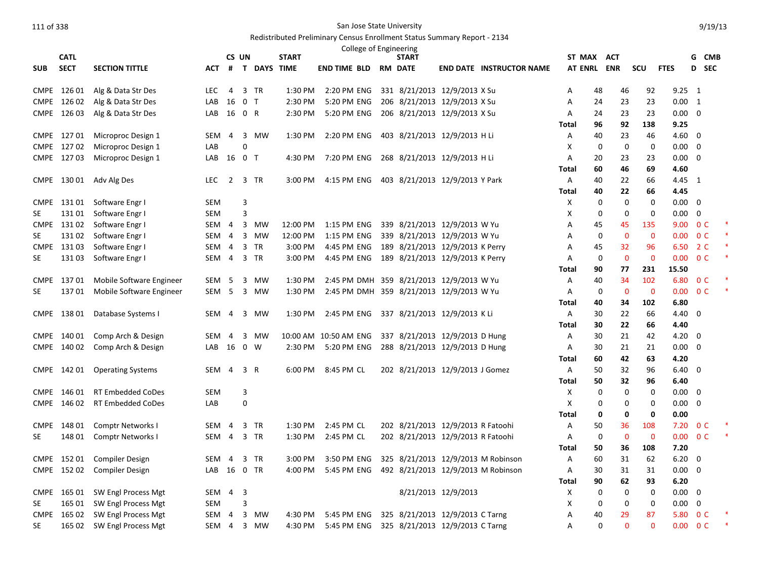San Jose State University

Redistributed Preliminary Census Enrollment Status Summary Report - 2134

College of Engineering

| SUB | CATL SECT | SECTION TITTLE | ACT | CS # | UN T | DAYS | START TIME | END TIME | BLD | RM | START DATE | END DATE | INSTRUCTOR NAME | ST AT | MAX ENRL | ACT ENR | SCU | FTES | G D | CMB SEC | |
|---|---|---|---|---|---|---|---|---|---|---|---|---|---|---|---|---|---|---|---|---|---|
| CMPE | 126 01 | Alg & Data Str Des | LEC | 4 | 3 | TR | 1:30 PM | 2:20 PM | ENG | 331 | 8/21/2013 | 12/9/2013 | X Su | A | 48 | 46 | 92 | 9.25 | 1 | | |
| CMPE | 126 02 | Alg & Data Str Des | LAB | 16 | 0 | T | 2:30 PM | 5:20 PM | ENG | 206 | 8/21/2013 | 12/9/2013 | X Su | A | 24 | 23 | 23 | 0.00 | 1 | | |
| CMPE | 126 03 | Alg & Data Str Des | LAB | 16 | 0 | R | 2:30 PM | 5:20 PM | ENG | 206 | 8/21/2013 | 12/9/2013 | X Su | A | 24 | 23 | 23 | 0.00 | 0 | | |
| | | | | | | | | | | | | | | **Total** | **96** | **92** | **138** | **9.25** | | | |
| CMPE | 127 01 | Microproc Design 1 | SEM | 4 | 3 | MW | 1:30 PM | 2:20 PM | ENG | 403 | 8/21/2013 | 12/9/2013 | H Li | A | 40 | 23 | 46 | 4.60 | 0 | | |
| CMPE | 127 02 | Microproc Design 1 | LAB | | 0 | | | | | | | | | X | 0 | 0 | 0 | 0.00 | 0 | | |
| CMPE | 127 03 | Microproc Design 1 | LAB | 16 | 0 | T | 4:30 PM | 7:20 PM | ENG | 268 | 8/21/2013 | 12/9/2013 | H Li | A | 20 | 23 | 23 | 0.00 | 0 | | |
| | | | | | | | | | | | | | | **Total** | **60** | **46** | **69** | **4.60** | | | |
| CMPE | 130 01 | Adv Alg Des | LEC | 2 | 3 | TR | 3:00 PM | 4:15 PM | ENG | 403 | 8/21/2013 | 12/9/2013 | Y Park | A | 40 | 22 | 66 | 4.45 | 1 | | |
| | | | | | | | | | | | | | | **Total** | **40** | **22** | **66** | **4.45** | | | |
| CMPE | 131 01 | Software Engr I | SEM | | 3 | | | | | | | | | X | 0 | 0 | 0 | 0.00 | 0 | | |
| SE | 131 01 | Software Engr I | SEM | | 3 | | | | | | | | | X | 0 | 0 | 0 | 0.00 | 0 | | |
| CMPE | 131 02 | Software Engr I | SEM | 4 | 3 | MW | 12:00 PM | 1:15 PM | ENG | 339 | 8/21/2013 | 12/9/2013 | W Yu | A | 45 | 45 | 135 | 9.00 | 0 | C | * |
| SE | 131 02 | Software Engr I | SEM | 4 | 3 | MW | 12:00 PM | 1:15 PM | ENG | 339 | 8/21/2013 | 12/9/2013 | W Yu | A | 0 | 0 | 0 | 0.00 | 0 | C | * |
| CMPE | 131 03 | Software Engr I | SEM | 4 | 3 | TR | 3:00 PM | 4:45 PM | ENG | 189 | 8/21/2013 | 12/9/2013 | K Perry | A | 45 | 32 | 96 | 6.50 | 2 | C | * |
| SE | 131 03 | Software Engr I | SEM | 4 | 3 | TR | 3:00 PM | 4:45 PM | ENG | 189 | 8/21/2013 | 12/9/2013 | K Perry | A | 0 | 0 | 0 | 0.00 | 0 | C | * |
| | | | | | | | | | | | | | | **Total** | **90** | **77** | **231** | **15.50** | | | |
| CMPE | 137 01 | Mobile Software Engineer | SEM | 5 | 3 | MW | 1:30 PM | 2:45 PM | DMH | 359 | 8/21/2013 | 12/9/2013 | W Yu | A | 40 | 34 | 102 | 6.80 | 0 | C | * |
| SE | 137 01 | Mobile Software Engineer | SEM | 5 | 3 | MW | 1:30 PM | 2:45 PM | DMH | 359 | 8/21/2013 | 12/9/2013 | W Yu | A | 0 | 0 | 0 | 0.00 | 0 | C | * |
| | | | | | | | | | | | | | | **Total** | **40** | **34** | **102** | **6.80** | | | |
| CMPE | 138 01 | Database Systems I | SEM | 4 | 3 | MW | 1:30 PM | 2:45 PM | ENG | 337 | 8/21/2013 | 12/9/2013 | K Li | A | 30 | 22 | 66 | 4.40 | 0 | | |
| | | | | | | | | | | | | | | **Total** | **30** | **22** | **66** | **4.40** | | | |
| CMPE | 140 01 | Comp Arch & Design | SEM | 4 | 3 | MW | 10:00 AM | 10:50 AM | ENG | 337 | 8/21/2013 | 12/9/2013 | D Hung | A | 30 | 21 | 42 | 4.20 | 0 | | |
| CMPE | 140 02 | Comp Arch & Design | LAB | 16 | 0 | W | 2:30 PM | 5:20 PM | ENG | 288 | 8/21/2013 | 12/9/2013 | D Hung | A | 30 | 21 | 21 | 0.00 | 0 | | |
| | | | | | | | | | | | | | | **Total** | **60** | **42** | **63** | **4.20** | | | |
| CMPE | 142 01 | Operating Systems | SEM | 4 | 3 | R | 6:00 PM | 8:45 PM | CL | 202 | 8/21/2013 | 12/9/2013 | J Gomez | A | 50 | 32 | 96 | 6.40 | 0 | | |
| | | | | | | | | | | | | | | **Total** | **50** | **32** | **96** | **6.40** | | | |
| CMPE | 146 01 | RT Embedded CoDes | SEM | | 3 | | | | | | | | | X | 0 | 0 | 0 | 0.00 | 0 | | |
| CMPE | 146 02 | RT Embedded CoDes | LAB | | 0 | | | | | | | | | X | 0 | 0 | 0 | 0.00 | 0 | | |
| | | | | | | | | | | | | | | **Total** | **0** | **0** | **0** | **0.00** | | | |
| CMPE | 148 01 | Comptr Networks I | SEM | 4 | 3 | TR | 1:30 PM | 2:45 PM | CL | 202 | 8/21/2013 | 12/9/2013 | R Fatoohi | A | 50 | 36 | 108 | 7.20 | 0 | C | * |
| SE | 148 01 | Comptr Networks I | SEM | 4 | 3 | TR | 1:30 PM | 2:45 PM | CL | 202 | 8/21/2013 | 12/9/2013 | R Fatoohi | A | 0 | 0 | 0 | 0.00 | 0 | C | * |
| | | | | | | | | | | | | | | **Total** | **50** | **36** | **108** | **7.20** | | | |
| CMPE | 152 01 | Compiler Design | SEM | 4 | 3 | TR | 3:00 PM | 3:50 PM | ENG | 325 | 8/21/2013 | 12/9/2013 | M Robinson | A | 60 | 31 | 62 | 6.20 | 0 | | |
| CMPE | 152 02 | Compiler Design | LAB | 16 | 0 | TR | 4:00 PM | 5:45 PM | ENG | 492 | 8/21/2013 | 12/9/2013 | M Robinson | A | 30 | 31 | 31 | 0.00 | 0 | | |
| | | | | | | | | | | | | | | **Total** | **90** | **62** | **93** | **6.20** | | | |
| CMPE | 165 01 | SW Engl Process Mgt | SEM | 4 | 3 | | | | | | 8/21/2013 | 12/9/2013 | | X | 0 | 0 | 0 | 0.00 | 0 | | |
| SE | 165 01 | SW Engl Process Mgt | SEM | | 3 | | | | | | | | | X | 0 | 0 | 0 | 0.00 | 0 | | |
| CMPE | 165 02 | SW Engl Process Mgt | SEM | 4 | 3 | MW | 4:30 PM | 5:45 PM | ENG | 325 | 8/21/2013 | 12/9/2013 | C Tarng | A | 40 | 29 | 87 | 5.80 | 0 | C | * |
| SE | 165 02 | SW Engl Process Mgt | SEM | 4 | 3 | MW | 4:30 PM | 5:45 PM | ENG | 325 | 8/21/2013 | 12/9/2013 | C Tarng | A | 0 | 0 | 0 | 0.00 | 0 | C | * |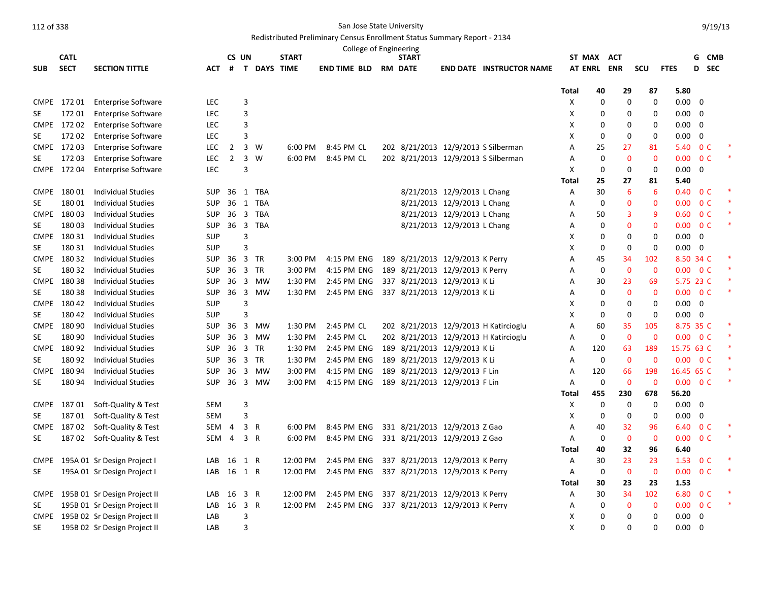San Jose State University

Redistributed Preliminary Census Enrollment Status Summary Report - 2134

College of Engineering

| SUB | CATL SECT | SECTION TITTLE | ACT | CS # | UN T | DAYS | START TIME | END TIME | BLD | RM | START DATE | END DATE | INSTRUCTOR NAME | ST AT | MAX ENRL | ACT ENR | SCU | FTES | G D | CMB SEC |
|---|---|---|---|---|---|---|---|---|---|---|---|---|---|---|---|---|---|---|---|---|
| | | | | | | | | | | | | | | Total | 40 | 29 | 87 | 5.80 | | |
| CMPE | 172 01 | Enterprise Software | LEC | | 3 | | | | | | | | | X | 0 | 0 | 0 | 0.00 | 0 | |
| SE | 172 01 | Enterprise Software | LEC | | 3 | | | | | | | | | X | 0 | 0 | 0 | 0.00 | 0 | |
| CMPE | 172 02 | Enterprise Software | LEC | | 3 | | | | | | | | | X | 0 | 0 | 0 | 0.00 | 0 | |
| SE | 172 02 | Enterprise Software | LEC | | 3 | | | | | | | | | X | 0 | 0 | 0 | 0.00 | 0 | |
| CMPE | 172 03 | Enterprise Software | LEC | 2 | 3 | W | 6:00 PM | 8:45 PM | CL | 202 | 8/21/2013 | 12/9/2013 | S Silberman | A | 25 | 27 | 81 | 5.40 | 0 | C * |
| SE | 172 03 | Enterprise Software | LEC | 2 | 3 | W | 6:00 PM | 8:45 PM | CL | 202 | 8/21/2013 | 12/9/2013 | S Silberman | A | 0 | 0 | 0 | 0.00 | 0 | C * |
| CMPE | 172 04 | Enterprise Software | LEC | | 3 | | | | | | | | | X | 0 | 0 | 0 | 0.00 | 0 | |
| | | | | | | | | | | | | | | Total | 25 | 27 | 81 | 5.40 | | |
| CMPE | 180 01 | Individual Studies | SUP | 36 | 1 | TBA | | | | | 8/21/2013 | 12/9/2013 | L Chang | A | 30 | 6 | 6 | 0.40 | 0 | C * |
| SE | 180 01 | Individual Studies | SUP | 36 | 1 | TBA | | | | | 8/21/2013 | 12/9/2013 | L Chang | A | 0 | 0 | 0 | 0.00 | 0 | C * |
| CMPE | 180 03 | Individual Studies | SUP | 36 | 3 | TBA | | | | | 8/21/2013 | 12/9/2013 | L Chang | A | 50 | 3 | 9 | 0.60 | 0 | C * |
| SE | 180 03 | Individual Studies | SUP | 36 | 3 | TBA | | | | | 8/21/2013 | 12/9/2013 | L Chang | A | 0 | 0 | 0 | 0.00 | 0 | C * |
| CMPE | 180 31 | Individual Studies | SUP | | 3 | | | | | | | | | X | 0 | 0 | 0 | 0.00 | 0 | |
| SE | 180 31 | Individual Studies | SUP | | 3 | | | | | | | | | X | 0 | 0 | 0 | 0.00 | 0 | |
| CMPE | 180 32 | Individual Studies | SUP | 36 | 3 | TR | 3:00 PM | 4:15 PM | ENG | 189 | 8/21/2013 | 12/9/2013 | K Perry | A | 45 | 34 | 102 | 8.50 | 34 | C * |
| SE | 180 32 | Individual Studies | SUP | 36 | 3 | TR | 3:00 PM | 4:15 PM | ENG | 189 | 8/21/2013 | 12/9/2013 | K Perry | A | 0 | 0 | 0 | 0.00 | 0 | C * |
| CMPE | 180 38 | Individual Studies | SUP | 36 | 3 | MW | 1:30 PM | 2:45 PM | ENG | 337 | 8/21/2013 | 12/9/2013 | K Li | A | 30 | 23 | 69 | 5.75 | 23 | C * |
| SE | 180 38 | Individual Studies | SUP | 36 | 3 | MW | 1:30 PM | 2:45 PM | ENG | 337 | 8/21/2013 | 12/9/2013 | K Li | A | 0 | 0 | 0 | 0.00 | 0 | C * |
| CMPE | 180 42 | Individual Studies | SUP | | 3 | | | | | | | | | X | 0 | 0 | 0 | 0.00 | 0 | |
| SE | 180 42 | Individual Studies | SUP | | 3 | | | | | | | | | X | 0 | 0 | 0 | 0.00 | 0 | |
| CMPE | 180 90 | Individual Studies | SUP | 36 | 3 | MW | 1:30 PM | 2:45 PM | CL | 202 | 8/21/2013 | 12/9/2013 | H Katircioglu | A | 60 | 35 | 105 | 8.75 | 35 | C * |
| SE | 180 90 | Individual Studies | SUP | 36 | 3 | MW | 1:30 PM | 2:45 PM | CL | 202 | 8/21/2013 | 12/9/2013 | H Katircioglu | A | 0 | 0 | 0 | 0.00 | 0 | C * |
| CMPE | 180 92 | Individual Studies | SUP | 36 | 3 | TR | 1:30 PM | 2:45 PM | ENG | 189 | 8/21/2013 | 12/9/2013 | K Li | A | 120 | 63 | 189 | 15.75 | 63 | C * |
| SE | 180 92 | Individual Studies | SUP | 36 | 3 | TR | 1:30 PM | 2:45 PM | ENG | 189 | 8/21/2013 | 12/9/2013 | K Li | A | 0 | 0 | 0 | 0.00 | 0 | C * |
| CMPE | 180 94 | Individual Studies | SUP | 36 | 3 | MW | 3:00 PM | 4:15 PM | ENG | 189 | 8/21/2013 | 12/9/2013 | F Lin | A | 120 | 66 | 198 | 16.45 | 65 | C * |
| SE | 180 94 | Individual Studies | SUP | 36 | 3 | MW | 3:00 PM | 4:15 PM | ENG | 189 | 8/21/2013 | 12/9/2013 | F Lin | A | 0 | 0 | 0 | 0.00 | 0 | C * |
| | | | | | | | | | | | | | | Total | 455 | 230 | 678 | 56.20 | | |
| CMPE | 187 01 | Soft-Quality & Test | SEM | | 3 | | | | | | | | | X | 0 | 0 | 0 | 0.00 | 0 | |
| SE | 187 01 | Soft-Quality & Test | SEM | | 3 | | | | | | | | | X | 0 | 0 | 0 | 0.00 | 0 | |
| CMPE | 187 02 | Soft-Quality & Test | SEM | 4 | 3 | R | 6:00 PM | 8:45 PM | ENG | 331 | 8/21/2013 | 12/9/2013 | Z Gao | A | 40 | 32 | 96 | 6.40 | 0 | C * |
| SE | 187 02 | Soft-Quality & Test | SEM | 4 | 3 | R | 6:00 PM | 8:45 PM | ENG | 331 | 8/21/2013 | 12/9/2013 | Z Gao | A | 0 | 0 | 0 | 0.00 | 0 | C * |
| | | | | | | | | | | | | | | Total | 40 | 32 | 96 | 6.40 | | |
| CMPE | 195A 01 | Sr Design Project I | LAB | 16 | 1 | R | 12:00 PM | 2:45 PM | ENG | 337 | 8/21/2013 | 12/9/2013 | K Perry | A | 30 | 23 | 23 | 1.53 | 0 | C * |
| SE | 195A 01 | Sr Design Project I | LAB | 16 | 1 | R | 12:00 PM | 2:45 PM | ENG | 337 | 8/21/2013 | 12/9/2013 | K Perry | A | 0 | 0 | 0 | 0.00 | 0 | C * |
| | | | | | | | | | | | | | | Total | 30 | 23 | 23 | 1.53 | | |
| CMPE | 195B 01 | Sr Design Project II | LAB | 16 | 3 | R | 12:00 PM | 2:45 PM | ENG | 337 | 8/21/2013 | 12/9/2013 | K Perry | A | 30 | 34 | 102 | 6.80 | 0 | C * |
| SE | 195B 01 | Sr Design Project II | LAB | 16 | 3 | R | 12:00 PM | 2:45 PM | ENG | 337 | 8/21/2013 | 12/9/2013 | K Perry | A | 0 | 0 | 0 | 0.00 | 0 | C * |
| CMPE | 195B 02 | Sr Design Project II | LAB | | 3 | | | | | | | | | X | 0 | 0 | 0 | 0.00 | 0 | |
| SE | 195B 02 | Sr Design Project II | LAB | | 3 | | | | | | | | | X | 0 | 0 | 0 | 0.00 | 0 | |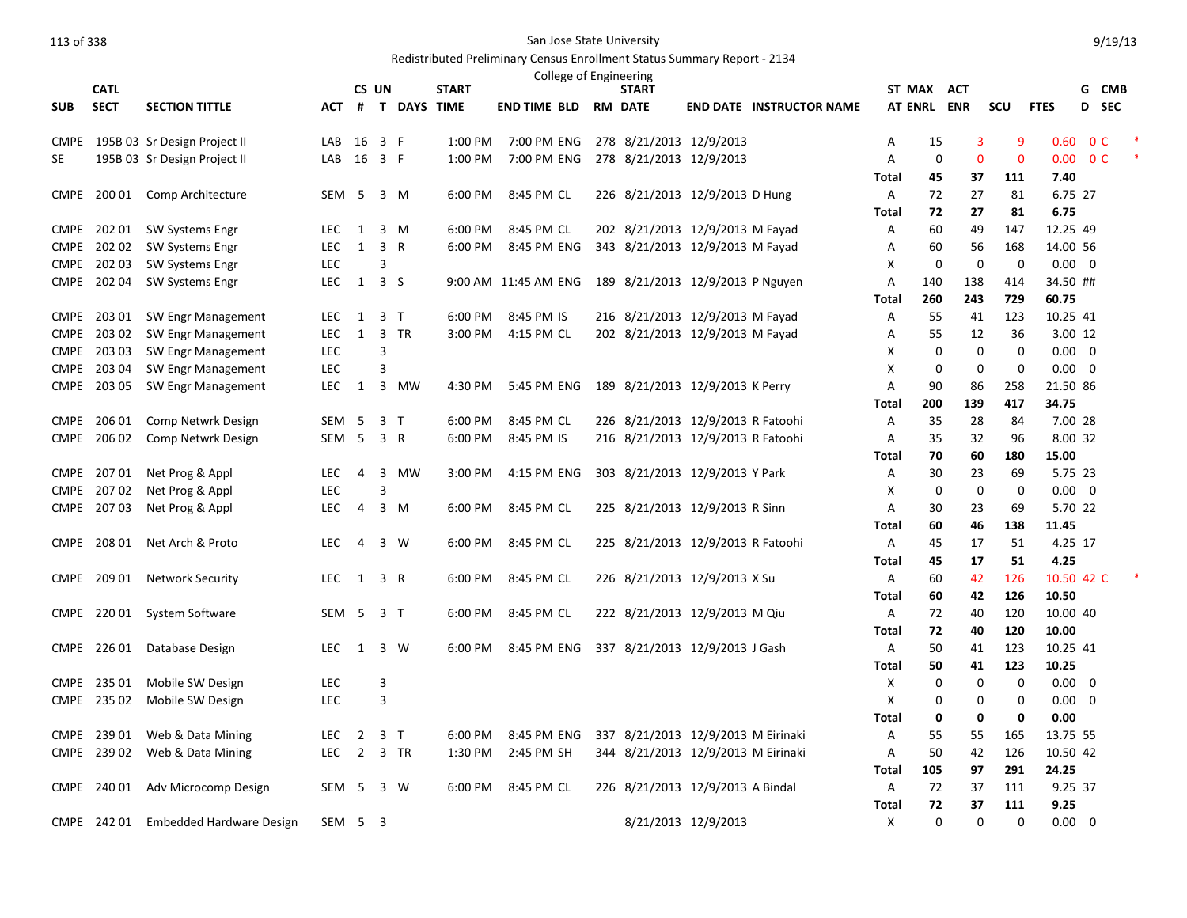San Jose State University

Redistributed Preliminary Census Enrollment Status Summary Report - 2134

College of Engineering

| SUB | CATL SECT | SECTION TITTLE | ACT | CS # | UN T | DAYS | START TIME | END TIME | BLD | RM | START DATE | END DATE | INSTRUCTOR NAME | ST AT | MAX ENRL | ACT ENR | SCU | FTES | G D | CMB SEC | |
|---|---|---|---|---|---|---|---|---|---|---|---|---|---|---|---|---|---|---|---|---|---|
| CMPE | 195B 03 | Sr Design Project II | LAB | 16 | 3 | F | 1:00 PM | 7:00 PM | ENG | 278 | 8/21/2013 | 12/9/2013 | | A | 15 | 3 | 9 | 0.60 | 0 | C | * |
| SE | 195B 03 | Sr Design Project II | LAB | 16 | 3 | F | 1:00 PM | 7:00 PM | ENG | 278 | 8/21/2013 | 12/9/2013 | | A | 0 | 0 | 0 | 0.00 | 0 | C | * |
| | | | | | | | | | | | | | | **Total** | **45** | **37** | **111** | **7.40** | | | |
| CMPE | 200 01 | Comp Architecture | SEM | 5 | 3 | M | 6:00 PM | 8:45 PM | CL | 226 | 8/21/2013 | 12/9/2013 | D Hung | A | 72 | 27 | 81 | 6.75 | 27 | | |
| | | | | | | | | | | | | | | **Total** | **72** | **27** | **81** | **6.75** | | | |
| CMPE | 202 01 | SW Systems Engr | LEC | 1 | 3 | M | 6:00 PM | 8:45 PM | CL | 202 | 8/21/2013 | 12/9/2013 | M Fayad | A | 60 | 49 | 147 | 12.25 | 49 | | |
| CMPE | 202 02 | SW Systems Engr | LEC | 1 | 3 | R | 6:00 PM | 8:45 PM | ENG | 343 | 8/21/2013 | 12/9/2013 | M Fayad | A | 60 | 56 | 168 | 14.00 | 56 | | |
| CMPE | 202 03 | SW Systems Engr | LEC | | 3 | | | | | | | | | X | 0 | 0 | 0 | 0.00 | 0 | | |
| CMPE | 202 04 | SW Systems Engr | LEC | 1 | 3 | S | 9:00 AM | 11:45 AM | ENG | 189 | 8/21/2013 | 12/9/2013 | P Nguyen | A | 140 | 138 | 414 | 34.50 | ## | | |
| | | | | | | | | | | | | | | **Total** | **260** | **243** | **729** | **60.75** | | | |
| CMPE | 203 01 | SW Engr Management | LEC | 1 | 3 | T | 6:00 PM | 8:45 PM | IS | 216 | 8/21/2013 | 12/9/2013 | M Fayad | A | 55 | 41 | 123 | 10.25 | 41 | | |
| CMPE | 203 02 | SW Engr Management | LEC | 1 | 3 | TR | 3:00 PM | 4:15 PM | CL | 202 | 8/21/2013 | 12/9/2013 | M Fayad | A | 55 | 12 | 36 | 3.00 | 12 | | |
| CMPE | 203 03 | SW Engr Management | LEC | | 3 | | | | | | | | | X | 0 | 0 | 0 | 0.00 | 0 | | |
| CMPE | 203 04 | SW Engr Management | LEC | | 3 | | | | | | | | | X | 0 | 0 | 0 | 0.00 | 0 | | |
| CMPE | 203 05 | SW Engr Management | LEC | 1 | 3 | MW | 4:30 PM | 5:45 PM | ENG | 189 | 8/21/2013 | 12/9/2013 | K Perry | A | 90 | 86 | 258 | 21.50 | 86 | | |
| | | | | | | | | | | | | | | **Total** | **200** | **139** | **417** | **34.75** | | | |
| CMPE | 206 01 | Comp Netwrk Design | SEM | 5 | 3 | T | 6:00 PM | 8:45 PM | CL | 226 | 8/21/2013 | 12/9/2013 | R Fatoohi | A | 35 | 28 | 84 | 7.00 | 28 | | |
| CMPE | 206 02 | Comp Netwrk Design | SEM | 5 | 3 | R | 6:00 PM | 8:45 PM | IS | 216 | 8/21/2013 | 12/9/2013 | R Fatoohi | A | 35 | 32 | 96 | 8.00 | 32 | | |
| | | | | | | | | | | | | | | **Total** | **70** | **60** | **180** | **15.00** | | | |
| CMPE | 207 01 | Net Prog & Appl | LEC | 4 | 3 | MW | 3:00 PM | 4:15 PM | ENG | 303 | 8/21/2013 | 12/9/2013 | Y Park | A | 30 | 23 | 69 | 5.75 | 23 | | |
| CMPE | 207 02 | Net Prog & Appl | LEC | | 3 | | | | | | | | | X | 0 | 0 | 0 | 0.00 | 0 | | |
| CMPE | 207 03 | Net Prog & Appl | LEC | 4 | 3 | M | 6:00 PM | 8:45 PM | CL | 225 | 8/21/2013 | 12/9/2013 | R Sinn | A | 30 | 23 | 69 | 5.70 | 22 | | |
| | | | | | | | | | | | | | | **Total** | **60** | **46** | **138** | **11.45** | | | |
| CMPE | 208 01 | Net Arch & Proto | LEC | 4 | 3 | W | 6:00 PM | 8:45 PM | CL | 225 | 8/21/2013 | 12/9/2013 | R Fatoohi | A | 45 | 17 | 51 | 4.25 | 17 | | |
| | | | | | | | | | | | | | | **Total** | **45** | **17** | **51** | **4.25** | | | |
| CMPE | 209 01 | Network Security | LEC | 1 | 3 | R | 6:00 PM | 8:45 PM | CL | 226 | 8/21/2013 | 12/9/2013 | X Su | A | 60 | 42 | 126 | 10.50 | 42 | C | * |
| | | | | | | | | | | | | | | **Total** | **60** | **42** | **126** | **10.50** | | | |
| CMPE | 220 01 | System Software | SEM | 5 | 3 | T | 6:00 PM | 8:45 PM | CL | 222 | 8/21/2013 | 12/9/2013 | M Qiu | A | 72 | 40 | 120 | 10.00 | 40 | | |
| | | | | | | | | | | | | | | **Total** | **72** | **40** | **120** | **10.00** | | | |
| CMPE | 226 01 | Database Design | LEC | 1 | 3 | W | 6:00 PM | 8:45 PM | ENG | 337 | 8/21/2013 | 12/9/2013 | J Gash | A | 50 | 41 | 123 | 10.25 | 41 | | |
| | | | | | | | | | | | | | | **Total** | **50** | **41** | **123** | **10.25** | | | |
| CMPE | 235 01 | Mobile SW Design | LEC | | 3 | | | | | | | | | X | 0 | 0 | 0 | 0.00 | 0 | | |
| CMPE | 235 02 | Mobile SW Design | LEC | | 3 | | | | | | | | | X | 0 | 0 | 0 | 0.00 | 0 | | |
| | | | | | | | | | | | | | | **Total** | **0** | **0** | **0** | **0.00** | | | |
| CMPE | 239 01 | Web & Data Mining | LEC | 2 | 3 | T | 6:00 PM | 8:45 PM | ENG | 337 | 8/21/2013 | 12/9/2013 | M Eirinaki | A | 55 | 55 | 165 | 13.75 | 55 | | |
| CMPE | 239 02 | Web & Data Mining | LEC | 2 | 3 | TR | 1:30 PM | 2:45 PM | SH | 344 | 8/21/2013 | 12/9/2013 | M Eirinaki | A | 50 | 42 | 126 | 10.50 | 42 | | |
| | | | | | | | | | | | | | | **Total** | **105** | **97** | **291** | **24.25** | | | |
| CMPE | 240 01 | Adv Microcomp Design | SEM | 5 | 3 | W | 6:00 PM | 8:45 PM | CL | 226 | 8/21/2013 | 12/9/2013 | A Bindal | A | 72 | 37 | 111 | 9.25 | 37 | | |
| | | | | | | | | | | | | | | **Total** | **72** | **37** | **111** | **9.25** | | | |
| CMPE | 242 01 | Embedded Hardware Design | SEM | 5 | 3 | | | | | | 8/21/2013 | 12/9/2013 | | X | 0 | 0 | 0 | 0.00 | 0 | | |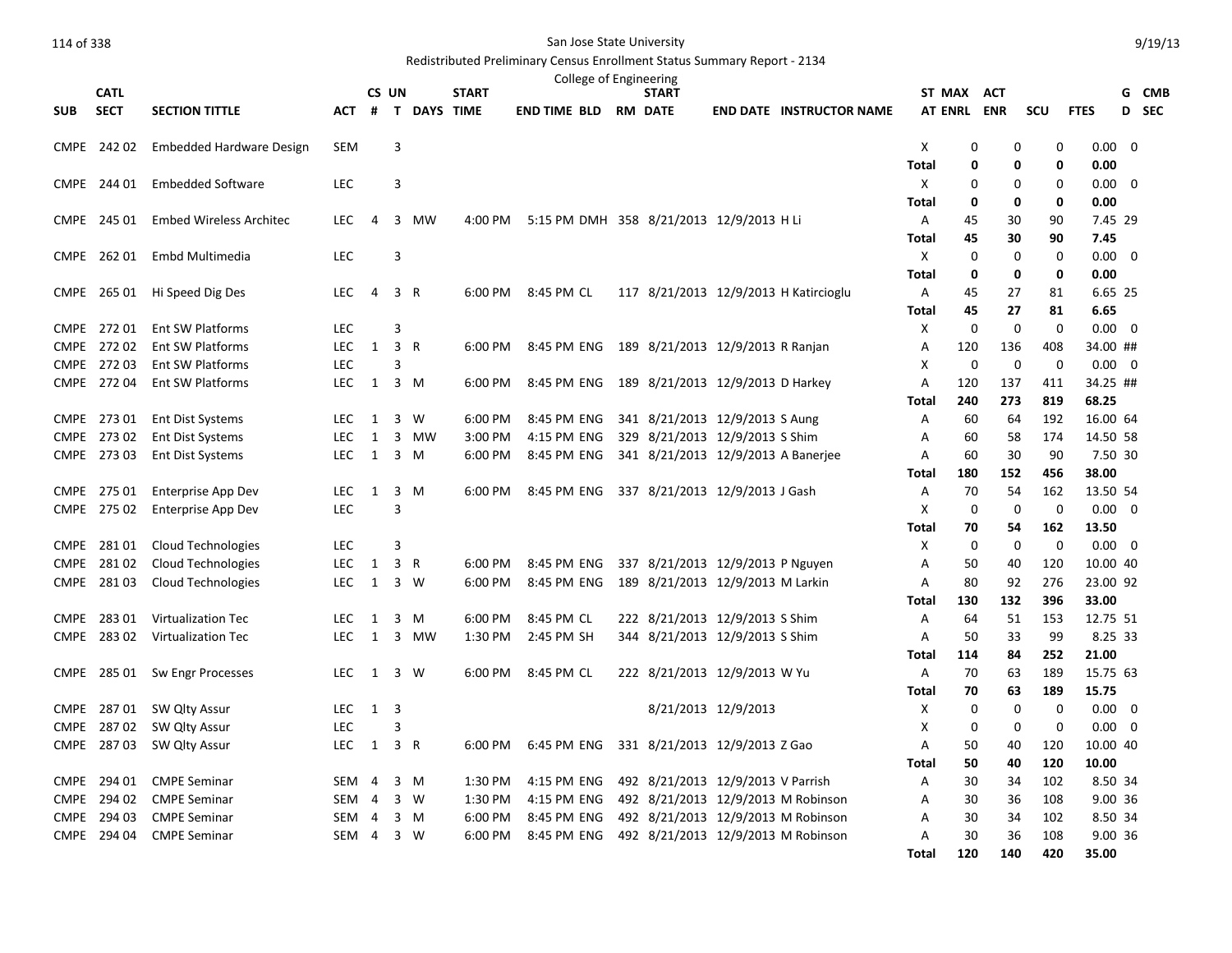San Jose State University

Redistributed Preliminary Census Enrollment Status Summary Report - 2134

College of Engineering

| SUB | CATL SECT | SECTION TITTLE | ACT | CS # | UN T | DAYS | START TIME | END TIME | BLD | RM | START DATE | END DATE | INSTRUCTOR NAME | ST AT | MAX ENRL | ACT ENR | SCU | FTES | G D | CMB SEC |
|---|---|---|---|---|---|---|---|---|---|---|---|---|---|---|---|---|---|---|---|---|
| CMPE | 242 02 | Embedded Hardware Design | SEM | | 3 | | | | | | | | | X | 0 | 0 | 0 | 0.00 | 0 | |
| | | | | | | | | | | | | | | Total | 0 | 0 | 0 | 0.00 | | |
| CMPE | 244 01 | Embedded Software | LEC | | 3 | | | | | | | | | X | 0 | 0 | 0 | 0.00 | 0 | |
| | | | | | | | | | | | | | | Total | 0 | 0 | 0 | 0.00 | | |
| CMPE | 245 01 | Embed Wireless Architec | LEC | 4 | 3 | MW | 4:00 PM | 5:15 PM | DMH | 358 | 8/21/2013 | 12/9/2013 | H Li | A | 45 | 30 | 90 | 7.45 | 29 | |
| | | | | | | | | | | | | | | Total | 45 | 30 | 90 | 7.45 | | |
| CMPE | 262 01 | Embd Multimedia | LEC | | 3 | | | | | | | | | X | 0 | 0 | 0 | 0.00 | 0 | |
| | | | | | | | | | | | | | | Total | 0 | 0 | 0 | 0.00 | | |
| CMPE | 265 01 | Hi Speed Dig Des | LEC | 4 | 3 | R | 6:00 PM | 8:45 PM | CL | 117 | 8/21/2013 | 12/9/2013 | H Katircioglu | A | 45 | 27 | 81 | 6.65 | 25 | |
| | | | | | | | | | | | | | | Total | 45 | 27 | 81 | 6.65 | | |
| CMPE | 272 01 | Ent SW Platforms | LEC | | 3 | | | | | | | | | X | 0 | 0 | 0 | 0.00 | 0 | |
| CMPE | 272 02 | Ent SW Platforms | LEC | 1 | 3 | R | 6:00 PM | 8:45 PM | ENG | 189 | 8/21/2013 | 12/9/2013 | R Ranjan | A | 120 | 136 | 408 | 34.00 | ## | |
| CMPE | 272 03 | Ent SW Platforms | LEC | | 3 | | | | | | | | | X | 0 | 0 | 0 | 0.00 | 0 | |
| CMPE | 272 04 | Ent SW Platforms | LEC | 1 | 3 | M | 6:00 PM | 8:45 PM | ENG | 189 | 8/21/2013 | 12/9/2013 | D Harkey | A | 120 | 137 | 411 | 34.25 | ## | |
| | | | | | | | | | | | | | | Total | 240 | 273 | 819 | 68.25 | | |
| CMPE | 273 01 | Ent Dist Systems | LEC | 1 | 3 | W | 6:00 PM | 8:45 PM | ENG | 341 | 8/21/2013 | 12/9/2013 | S Aung | A | 60 | 64 | 192 | 16.00 | 64 | |
| CMPE | 273 02 | Ent Dist Systems | LEC | 1 | 3 | MW | 3:00 PM | 4:15 PM | ENG | 329 | 8/21/2013 | 12/9/2013 | S Shim | A | 60 | 58 | 174 | 14.50 | 58 | |
| CMPE | 273 03 | Ent Dist Systems | LEC | 1 | 3 | M | 6:00 PM | 8:45 PM | ENG | 341 | 8/21/2013 | 12/9/2013 | A Banerjee | A | 60 | 30 | 90 | 7.50 | 30 | |
| | | | | | | | | | | | | | | Total | 180 | 152 | 456 | 38.00 | | |
| CMPE | 275 01 | Enterprise App Dev | LEC | 1 | 3 | M | 6:00 PM | 8:45 PM | ENG | 337 | 8/21/2013 | 12/9/2013 | J Gash | A | 70 | 54 | 162 | 13.50 | 54 | |
| CMPE | 275 02 | Enterprise App Dev | LEC | | 3 | | | | | | | | | X | 0 | 0 | 0 | 0.00 | 0 | |
| | | | | | | | | | | | | | | Total | 70 | 54 | 162 | 13.50 | | |
| CMPE | 281 01 | Cloud Technologies | LEC | | 3 | | | | | | | | | X | 0 | 0 | 0 | 0.00 | 0 | |
| CMPE | 281 02 | Cloud Technologies | LEC | 1 | 3 | R | 6:00 PM | 8:45 PM | ENG | 337 | 8/21/2013 | 12/9/2013 | P Nguyen | A | 50 | 40 | 120 | 10.00 | 40 | |
| CMPE | 281 03 | Cloud Technologies | LEC | 1 | 3 | W | 6:00 PM | 8:45 PM | ENG | 189 | 8/21/2013 | 12/9/2013 | M Larkin | A | 80 | 92 | 276 | 23.00 | 92 | |
| | | | | | | | | | | | | | | Total | 130 | 132 | 396 | 33.00 | | |
| CMPE | 283 01 | Virtualization Tec | LEC | 1 | 3 | M | 6:00 PM | 8:45 PM | CL | 222 | 8/21/2013 | 12/9/2013 | S Shim | A | 64 | 51 | 153 | 12.75 | 51 | |
| CMPE | 283 02 | Virtualization Tec | LEC | 1 | 3 | MW | 1:30 PM | 2:45 PM | SH | 344 | 8/21/2013 | 12/9/2013 | S Shim | A | 50 | 33 | 99 | 8.25 | 33 | |
| | | | | | | | | | | | | | | Total | 114 | 84 | 252 | 21.00 | | |
| CMPE | 285 01 | Sw Engr Processes | LEC | 1 | 3 | W | 6:00 PM | 8:45 PM | CL | 222 | 8/21/2013 | 12/9/2013 | W Yu | A | 70 | 63 | 189 | 15.75 | 63 | |
| | | | | | | | | | | | | | | Total | 70 | 63 | 189 | 15.75 | | |
| CMPE | 287 01 | SW Qlty Assur | LEC | 1 | 3 | | | | | | 8/21/2013 | 12/9/2013 | | X | 0 | 0 | 0 | 0.00 | 0 | |
| CMPE | 287 02 | SW Qlty Assur | LEC | | 3 | | | | | | | | | X | 0 | 0 | 0 | 0.00 | 0 | |
| CMPE | 287 03 | SW Qlty Assur | LEC | 1 | 3 | R | 6:00 PM | 6:45 PM | ENG | 331 | 8/21/2013 | 12/9/2013 | Z Gao | A | 50 | 40 | 120 | 10.00 | 40 | |
| | | | | | | | | | | | | | | Total | 50 | 40 | 120 | 10.00 | | |
| CMPE | 294 01 | CMPE Seminar | SEM | 4 | 3 | M | 1:30 PM | 4:15 PM | ENG | 492 | 8/21/2013 | 12/9/2013 | V Parrish | A | 30 | 34 | 102 | 8.50 | 34 | |
| CMPE | 294 02 | CMPE Seminar | SEM | 4 | 3 | W | 1:30 PM | 4:15 PM | ENG | 492 | 8/21/2013 | 12/9/2013 | M Robinson | A | 30 | 36 | 108 | 9.00 | 36 | |
| CMPE | 294 03 | CMPE Seminar | SEM | 4 | 3 | M | 6:00 PM | 8:45 PM | ENG | 492 | 8/21/2013 | 12/9/2013 | M Robinson | A | 30 | 34 | 102 | 8.50 | 34 | |
| CMPE | 294 04 | CMPE Seminar | SEM | 4 | 3 | W | 6:00 PM | 8:45 PM | ENG | 492 | 8/21/2013 | 12/9/2013 | M Robinson | A | 30 | 36 | 108 | 9.00 | 36 | |
| | | | | | | | | | | | | | | Total | 120 | 140 | 420 | 35.00 | | |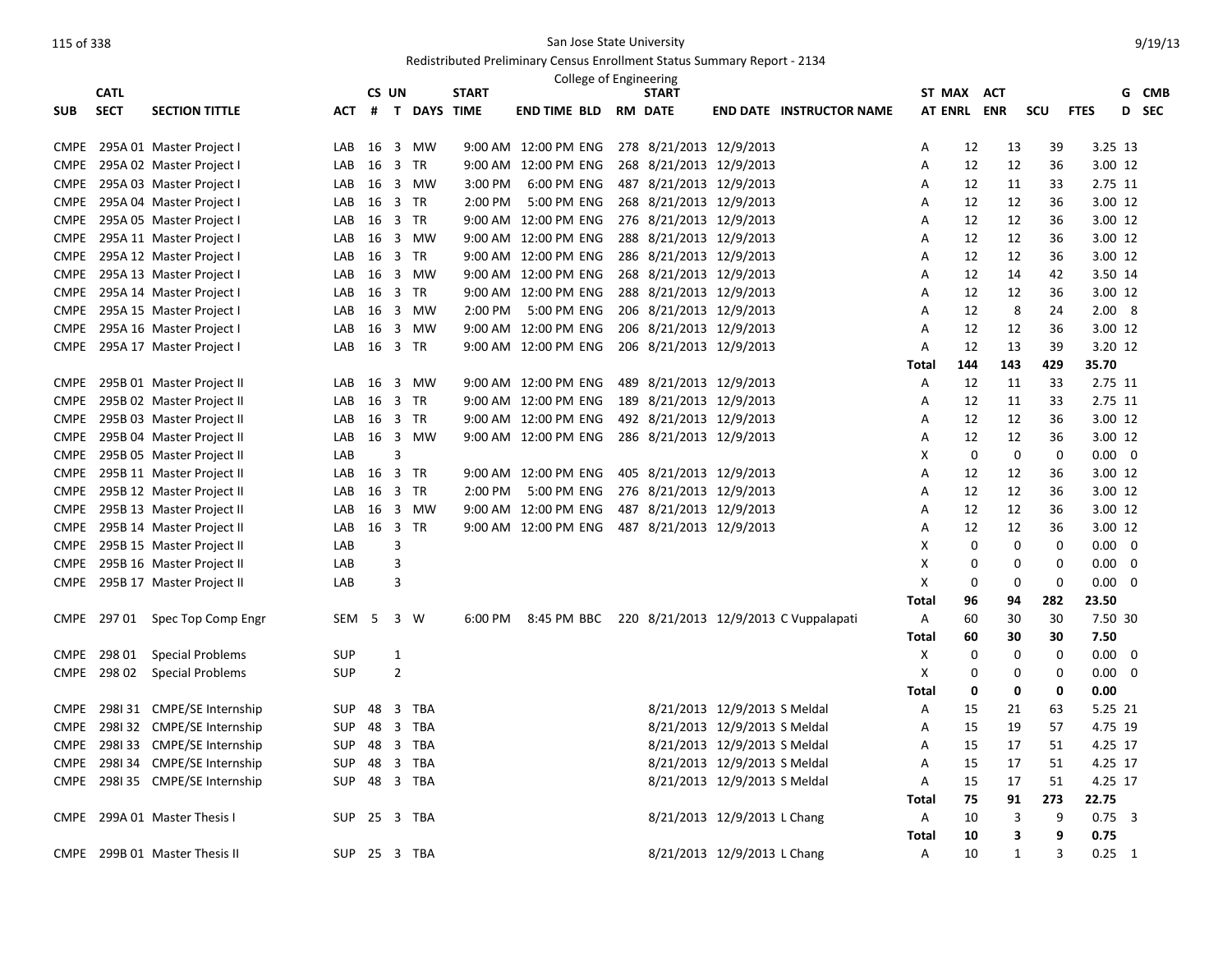San Jose State University

Redistributed Preliminary Census Enrollment Status Summary Report - 2134

College of Engineering

| SUB | CATL SECT | SECTION TITTLE | ACT | CS # | UN T | DAYS | START TIME | END TIME | BLD | RM | START DATE | END DATE | INSTRUCTOR NAME | ST | MAX ENRL | ACT ENR | SCU | FTES | G D | CMB SEC |
|---|---|---|---|---|---|---|---|---|---|---|---|---|---|---|---|---|---|---|---|---|
| CMPE | 295A 01 | Master Project I | LAB | 16 | 3 | MW | 9:00 AM | 12:00 PM | ENG | 278 | 8/21/2013 | 12/9/2013 | | A | 12 | 13 | 39 | 3.25 | 13 | |
| CMPE | 295A 02 | Master Project I | LAB | 16 | 3 | TR | 9:00 AM | 12:00 PM | ENG | 268 | 8/21/2013 | 12/9/2013 | | A | 12 | 12 | 36 | 3.00 | 12 | |
| CMPE | 295A 03 | Master Project I | LAB | 16 | 3 | MW | 3:00 PM | 6:00 PM | ENG | 487 | 8/21/2013 | 12/9/2013 | | A | 12 | 11 | 33 | 2.75 | 11 | |
| CMPE | 295A 04 | Master Project I | LAB | 16 | 3 | TR | 2:00 PM | 5:00 PM | ENG | 268 | 8/21/2013 | 12/9/2013 | | A | 12 | 12 | 36 | 3.00 | 12 | |
| CMPE | 295A 05 | Master Project I | LAB | 16 | 3 | TR | 9:00 AM | 12:00 PM | ENG | 276 | 8/21/2013 | 12/9/2013 | | A | 12 | 12 | 36 | 3.00 | 12 | |
| CMPE | 295A 11 | Master Project I | LAB | 16 | 3 | MW | 9:00 AM | 12:00 PM | ENG | 288 | 8/21/2013 | 12/9/2013 | | A | 12 | 12 | 36 | 3.00 | 12 | |
| CMPE | 295A 12 | Master Project I | LAB | 16 | 3 | TR | 9:00 AM | 12:00 PM | ENG | 286 | 8/21/2013 | 12/9/2013 | | A | 12 | 12 | 36 | 3.00 | 12 | |
| CMPE | 295A 13 | Master Project I | LAB | 16 | 3 | MW | 9:00 AM | 12:00 PM | ENG | 268 | 8/21/2013 | 12/9/2013 | | A | 12 | 14 | 42 | 3.50 | 14 | |
| CMPE | 295A 14 | Master Project I | LAB | 16 | 3 | TR | 9:00 AM | 12:00 PM | ENG | 288 | 8/21/2013 | 12/9/2013 | | A | 12 | 12 | 36 | 3.00 | 12 | |
| CMPE | 295A 15 | Master Project I | LAB | 16 | 3 | MW | 2:00 PM | 5:00 PM | ENG | 206 | 8/21/2013 | 12/9/2013 | | A | 12 | 8 | 24 | 2.00 | 8 | |
| CMPE | 295A 16 | Master Project I | LAB | 16 | 3 | MW | 9:00 AM | 12:00 PM | ENG | 206 | 8/21/2013 | 12/9/2013 | | A | 12 | 12 | 36 | 3.00 | 12 | |
| CMPE | 295A 17 | Master Project I | LAB | 16 | 3 | TR | 9:00 AM | 12:00 PM | ENG | 206 | 8/21/2013 | 12/9/2013 | | A | 12 | 13 | 39 | 3.20 | 12 | |
| | | | | | | | | | | | | | | **Total** | **144** | **143** | **429** | **35.70** | | |
| CMPE | 295B 01 | Master Project II | LAB | 16 | 3 | MW | 9:00 AM | 12:00 PM | ENG | 489 | 8/21/2013 | 12/9/2013 | | A | 12 | 11 | 33 | 2.75 | 11 | |
| CMPE | 295B 02 | Master Project II | LAB | 16 | 3 | TR | 9:00 AM | 12:00 PM | ENG | 189 | 8/21/2013 | 12/9/2013 | | A | 12 | 11 | 33 | 2.75 | 11 | |
| CMPE | 295B 03 | Master Project II | LAB | 16 | 3 | TR | 9:00 AM | 12:00 PM | ENG | 492 | 8/21/2013 | 12/9/2013 | | A | 12 | 12 | 36 | 3.00 | 12 | |
| CMPE | 295B 04 | Master Project II | LAB | 16 | 3 | MW | 9:00 AM | 12:00 PM | ENG | 286 | 8/21/2013 | 12/9/2013 | | A | 12 | 12 | 36 | 3.00 | 12 | |
| CMPE | 295B 05 | Master Project II | LAB | | 3 | | | | | | | | | X | 0 | 0 | 0 | 0.00 | 0 | |
| CMPE | 295B 11 | Master Project II | LAB | 16 | 3 | TR | 9:00 AM | 12:00 PM | ENG | 405 | 8/21/2013 | 12/9/2013 | | A | 12 | 12 | 36 | 3.00 | 12 | |
| CMPE | 295B 12 | Master Project II | LAB | 16 | 3 | TR | 2:00 PM | 5:00 PM | ENG | 276 | 8/21/2013 | 12/9/2013 | | A | 12 | 12 | 36 | 3.00 | 12 | |
| CMPE | 295B 13 | Master Project II | LAB | 16 | 3 | MW | 9:00 AM | 12:00 PM | ENG | 487 | 8/21/2013 | 12/9/2013 | | A | 12 | 12 | 36 | 3.00 | 12 | |
| CMPE | 295B 14 | Master Project II | LAB | 16 | 3 | TR | 9:00 AM | 12:00 PM | ENG | 487 | 8/21/2013 | 12/9/2013 | | A | 12 | 12 | 36 | 3.00 | 12 | |
| CMPE | 295B 15 | Master Project II | LAB | | 3 | | | | | | | | | X | 0 | 0 | 0 | 0.00 | 0 | |
| CMPE | 295B 16 | Master Project II | LAB | | 3 | | | | | | | | | X | 0 | 0 | 0 | 0.00 | 0 | |
| CMPE | 295B 17 | Master Project II | LAB | | 3 | | | | | | | | | X | 0 | 0 | 0 | 0.00 | 0 | |
| | | | | | | | | | | | | | | **Total** | **96** | **94** | **282** | **23.50** | | |
| CMPE | 297 01 | Spec Top Comp Engr | SEM | 5 | 3 | W | 6:00 PM | 8:45 PM | BBC | 220 | 8/21/2013 | 12/9/2013 | C Vuppalapati | A | 60 | 30 | 30 | 7.50 | 30 | |
| | | | | | | | | | | | | | | **Total** | **60** | **30** | **30** | **7.50** | | |
| CMPE | 298 01 | Special Problems | SUP | | 1 | | | | | | | | | X | 0 | 0 | 0 | 0.00 | 0 | |
| CMPE | 298 02 | Special Problems | SUP | | 2 | | | | | | | | | X | 0 | 0 | 0 | 0.00 | 0 | |
| | | | | | | | | | | | | | | **Total** | **0** | **0** | **0** | **0.00** | | |
| CMPE | 298I 31 | CMPE/SE Internship | SUP | 48 | 3 | TBA | | | | | 8/21/2013 | 12/9/2013 | S Meldal | A | 15 | 21 | 63 | 5.25 | 21 | |
| CMPE | 298I 32 | CMPE/SE Internship | SUP | 48 | 3 | TBA | | | | | 8/21/2013 | 12/9/2013 | S Meldal | A | 15 | 19 | 57 | 4.75 | 19 | |
| CMPE | 298I 33 | CMPE/SE Internship | SUP | 48 | 3 | TBA | | | | | 8/21/2013 | 12/9/2013 | S Meldal | A | 15 | 17 | 51 | 4.25 | 17 | |
| CMPE | 298I 34 | CMPE/SE Internship | SUP | 48 | 3 | TBA | | | | | 8/21/2013 | 12/9/2013 | S Meldal | A | 15 | 17 | 51 | 4.25 | 17 | |
| CMPE | 298I 35 | CMPE/SE Internship | SUP | 48 | 3 | TBA | | | | | 8/21/2013 | 12/9/2013 | S Meldal | A | 15 | 17 | 51 | 4.25 | 17 | |
| | | | | | | | | | | | | | | **Total** | **75** | **91** | **273** | **22.75** | | |
| CMPE | 299A 01 | Master Thesis I | SUP | 25 | 3 | TBA | | | | | 8/21/2013 | 12/9/2013 | L Chang | A | 10 | 3 | 9 | 0.75 | 3 | |
| | | | | | | | | | | | | | | **Total** | **10** | **3** | **9** | **0.75** | | |
| CMPE | 299B 01 | Master Thesis II | SUP | 25 | 3 | TBA | | | | | 8/21/2013 | 12/9/2013 | L Chang | A | 10 | 1 | 3 | 0.25 | 1 | |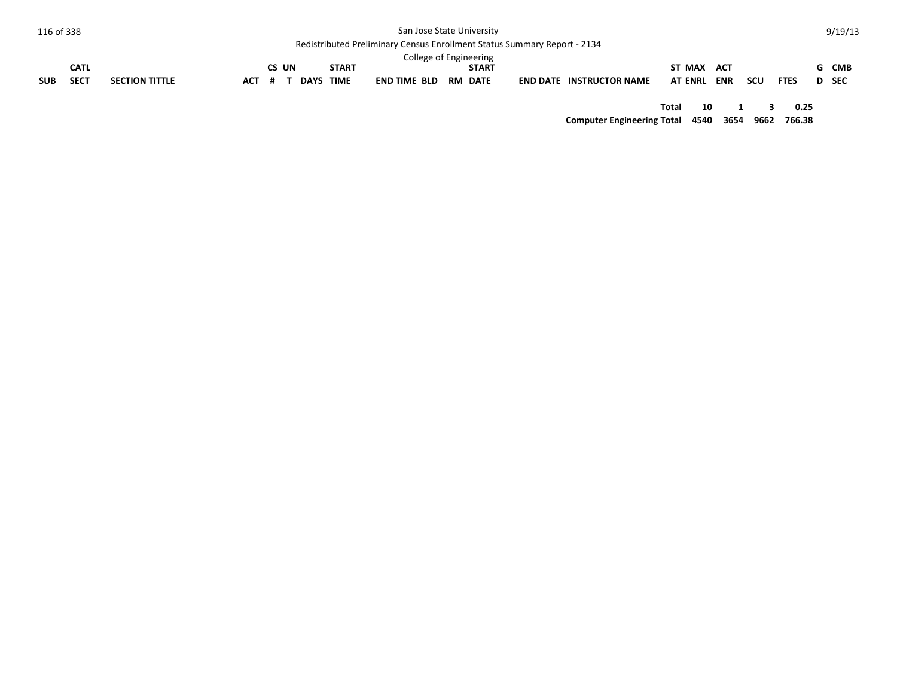| SUB | CATL SECT | SECTION TITTLE | ACT | CS # | UN T | DAYS | START TIME | END TIME | BLD | RM | START DATE | END DATE | INSTRUCTOR NAME | ST AT | MAX ENRL | ACT ENR | SCU | FTES | GD | CMB SEC |
|---|---|---|---|---|---|---|---|---|---|---|---|---|---|---|---|---|---|---|---|---|
| | | | | | | | | | | | | | | **Total** | **10** | **1** | **3** | **0.25** | | |
| | | | | | | | | | | | | | **Computer Engineering Total** | | **4540** | **3654** | **9662** | **766.38** | | |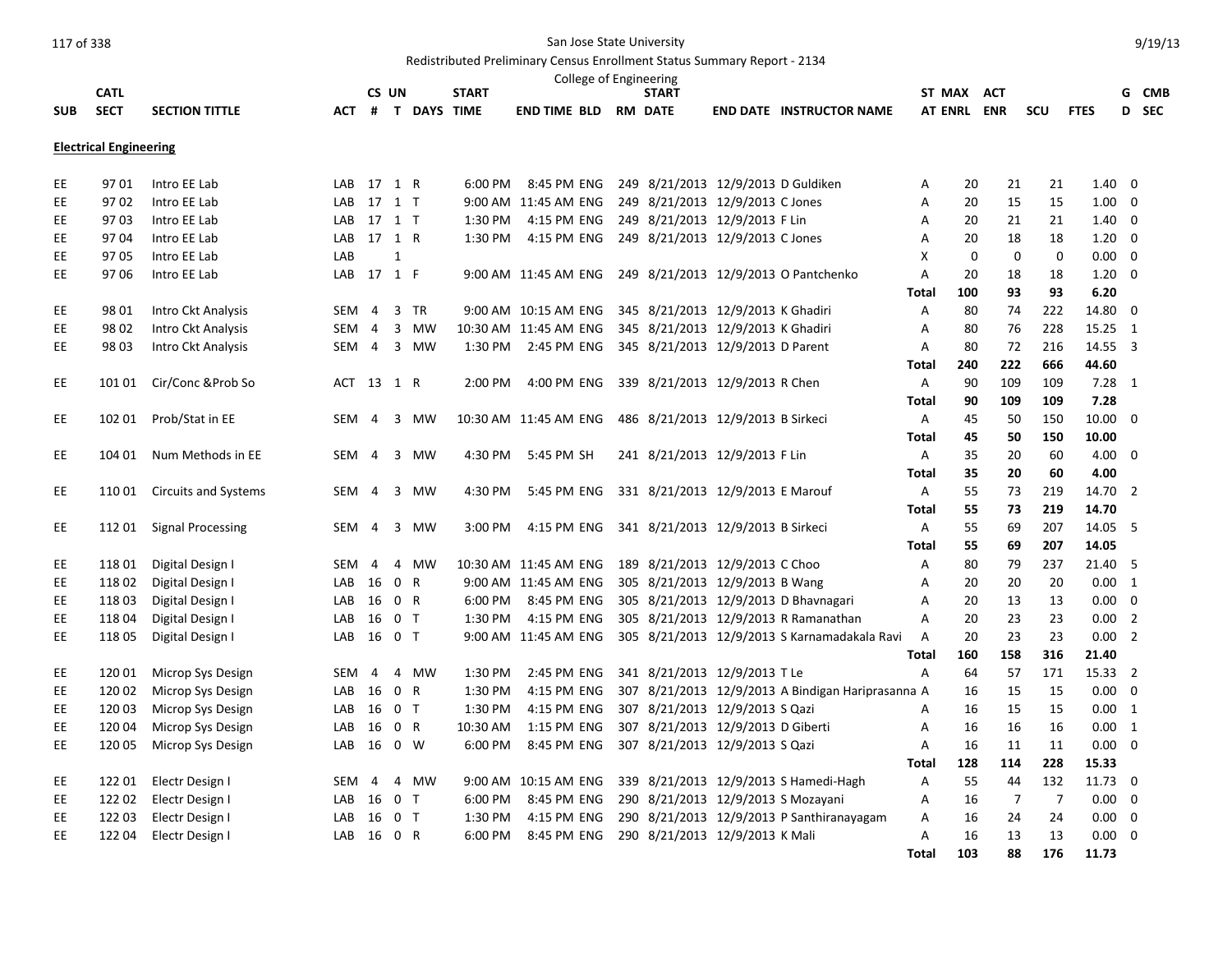San Jose State University

Redistributed Preliminary Census Enrollment Status Summary Report - 2134

College of Engineering

| SUB | CATL SECT | SECTION TITTLE | ACT | CS # | UN T | DAYS | START TIME | END TIME | BLD | RM | START DATE | END DATE | INSTRUCTOR NAME | ST AT | MAX ENRL | ACT ENR | SCU | FTES | G D | CMB SEC |
|---|---|---|---|---|---|---|---|---|---|---|---|---|---|---|---|---|---|---|---|---|
| **Electrical Engineering** | | | | | | | | | | | | | | | | | | | | |
| EE | 97 01 | Intro EE Lab | LAB | 17 | 1 | R | 6:00 PM | 8:45 PM | ENG | 249 | 8/21/2013 | 12/9/2013 | D Guldiken | A | 20 | 21 | 21 | 1.40 | 0 | |
| EE | 97 02 | Intro EE Lab | LAB | 17 | 1 | T | 9:00 AM | 11:45 AM | ENG | 249 | 8/21/2013 | 12/9/2013 | C Jones | A | 20 | 15 | 15 | 1.00 | 0 | |
| EE | 97 03 | Intro EE Lab | LAB | 17 | 1 | T | 1:30 PM | 4:15 PM | ENG | 249 | 8/21/2013 | 12/9/2013 | F Lin | A | 20 | 21 | 21 | 1.40 | 0 | |
| EE | 97 04 | Intro EE Lab | LAB | 17 | 1 | R | 1:30 PM | 4:15 PM | ENG | 249 | 8/21/2013 | 12/9/2013 | C Jones | A | 20 | 18 | 18 | 1.20 | 0 | |
| EE | 97 05 | Intro EE Lab | LAB | | 1 | | | | | | | | | X | 0 | 0 | 0 | 0.00 | 0 | |
| EE | 97 06 | Intro EE Lab | LAB | 17 | 1 | F | 9:00 AM | 11:45 AM | ENG | 249 | 8/21/2013 | 12/9/2013 | O Pantchenko | A | 20 | 18 | 18 | 1.20 | 0 | |
| | | | | | | | | | | | | | | **Total** | **100** | **93** | **93** | **6.20** | | |
| EE | 98 01 | Intro Ckt Analysis | SEM | 4 | 3 | TR | 9:00 AM | 10:15 AM | ENG | 345 | 8/21/2013 | 12/9/2013 | K Ghadiri | A | 80 | 74 | 222 | 14.80 | 0 | |
| EE | 98 02 | Intro Ckt Analysis | SEM | 4 | 3 | MW | 10:30 AM | 11:45 AM | ENG | 345 | 8/21/2013 | 12/9/2013 | K Ghadiri | A | 80 | 76 | 228 | 15.25 | 1 | |
| EE | 98 03 | Intro Ckt Analysis | SEM | 4 | 3 | MW | 1:30 PM | 2:45 PM | ENG | 345 | 8/21/2013 | 12/9/2013 | D Parent | A | 80 | 72 | 216 | 14.55 | 3 | |
| | | | | | | | | | | | | | | **Total** | **240** | **222** | **666** | **44.60** | | |
| EE | 101 01 | Cir/Conc &Prob So | ACT | 13 | 1 | R | 2:00 PM | 4:00 PM | ENG | 339 | 8/21/2013 | 12/9/2013 | R Chen | A | 90 | 109 | 109 | 7.28 | 1 | |
| | | | | | | | | | | | | | | **Total** | **90** | **109** | **109** | **7.28** | | |
| EE | 102 01 | Prob/Stat in EE | SEM | 4 | 3 | MW | 10:30 AM | 11:45 AM | ENG | 486 | 8/21/2013 | 12/9/2013 | B Sirkeci | A | 45 | 50 | 150 | 10.00 | 0 | |
| | | | | | | | | | | | | | | **Total** | **45** | **50** | **150** | **10.00** | | |
| EE | 104 01 | Num Methods in EE | SEM | 4 | 3 | MW | 4:30 PM | 5:45 PM | SH | 241 | 8/21/2013 | 12/9/2013 | F Lin | A | 35 | 20 | 60 | 4.00 | 0 | |
| | | | | | | | | | | | | | | **Total** | **35** | **20** | **60** | **4.00** | | |
| EE | 110 01 | Circuits and Systems | SEM | 4 | 3 | MW | 4:30 PM | 5:45 PM | ENG | 331 | 8/21/2013 | 12/9/2013 | E Marouf | A | 55 | 73 | 219 | 14.70 | 2 | |
| | | | | | | | | | | | | | | **Total** | **55** | **73** | **219** | **14.70** | | |
| EE | 112 01 | Signal Processing | SEM | 4 | 3 | MW | 3:00 PM | 4:15 PM | ENG | 341 | 8/21/2013 | 12/9/2013 | B Sirkeci | A | 55 | 69 | 207 | 14.05 | 5 | |
| | | | | | | | | | | | | | | **Total** | **55** | **69** | **207** | **14.05** | | |
| EE | 118 01 | Digital Design I | SEM | 4 | 4 | MW | 10:30 AM | 11:45 AM | ENG | 189 | 8/21/2013 | 12/9/2013 | C Choo | A | 80 | 79 | 237 | 21.40 | 5 | |
| EE | 118 02 | Digital Design I | LAB | 16 | 0 | R | 9:00 AM | 11:45 AM | ENG | 305 | 8/21/2013 | 12/9/2013 | B Wang | A | 20 | 20 | 20 | 0.00 | 1 | |
| EE | 118 03 | Digital Design I | LAB | 16 | 0 | R | 6:00 PM | 8:45 PM | ENG | 305 | 8/21/2013 | 12/9/2013 | D Bhavnagari | A | 20 | 13 | 13 | 0.00 | 0 | |
| EE | 118 04 | Digital Design I | LAB | 16 | 0 | T | 1:30 PM | 4:15 PM | ENG | 305 | 8/21/2013 | 12/9/2013 | R Ramanathan | A | 20 | 23 | 23 | 0.00 | 2 | |
| EE | 118 05 | Digital Design I | LAB | 16 | 0 | T | 9:00 AM | 11:45 AM | ENG | 305 | 8/21/2013 | 12/9/2013 | S Karnamadakala Ravi | A | 20 | 23 | 23 | 0.00 | 2 | |
| | | | | | | | | | | | | | | **Total** | **160** | **158** | **316** | **21.40** | | |
| EE | 120 01 | Microp Sys Design | SEM | 4 | 4 | MW | 1:30 PM | 2:45 PM | ENG | 341 | 8/21/2013 | 12/9/2013 | T Le | A | 64 | 57 | 171 | 15.33 | 2 | |
| EE | 120 02 | Microp Sys Design | LAB | 16 | 0 | R | 1:30 PM | 4:15 PM | ENG | 307 | 8/21/2013 | 12/9/2013 | A Bindigan Hariprasanna | A | 16 | 15 | 15 | 0.00 | 0 | |
| EE | 120 03 | Microp Sys Design | LAB | 16 | 0 | T | 1:30 PM | 4:15 PM | ENG | 307 | 8/21/2013 | 12/9/2013 | S Qazi | A | 16 | 15 | 15 | 0.00 | 1 | |
| EE | 120 04 | Microp Sys Design | LAB | 16 | 0 | R | 10:30 AM | 1:15 PM | ENG | 307 | 8/21/2013 | 12/9/2013 | D Giberti | A | 16 | 16 | 16 | 0.00 | 1 | |
| EE | 120 05 | Microp Sys Design | LAB | 16 | 0 | W | 6:00 PM | 8:45 PM | ENG | 307 | 8/21/2013 | 12/9/2013 | S Qazi | A | 16 | 11 | 11 | 0.00 | 0 | |
| | | | | | | | | | | | | | | **Total** | **128** | **114** | **228** | **15.33** | | |
| EE | 122 01 | Electr Design I | SEM | 4 | 4 | MW | 9:00 AM | 10:15 AM | ENG | 339 | 8/21/2013 | 12/9/2013 | S Hamedi-Hagh | A | 55 | 44 | 132 | 11.73 | 0 | |
| EE | 122 02 | Electr Design I | LAB | 16 | 0 | T | 6:00 PM | 8:45 PM | ENG | 290 | 8/21/2013 | 12/9/2013 | S Mozayani | A | 16 | 7 | 7 | 0.00 | 0 | |
| EE | 122 03 | Electr Design I | LAB | 16 | 0 | T | 1:30 PM | 4:15 PM | ENG | 290 | 8/21/2013 | 12/9/2013 | P Santhiranayagam | A | 16 | 24 | 24 | 0.00 | 0 | |
| EE | 122 04 | Electr Design I | LAB | 16 | 0 | R | 6:00 PM | 8:45 PM | ENG | 290 | 8/21/2013 | 12/9/2013 | K Mali | A | 16 | 13 | 13 | 0.00 | 0 | |
| | | | | | | | | | | | | | | **Total** | **103** | **88** | **176** | **11.73** | | |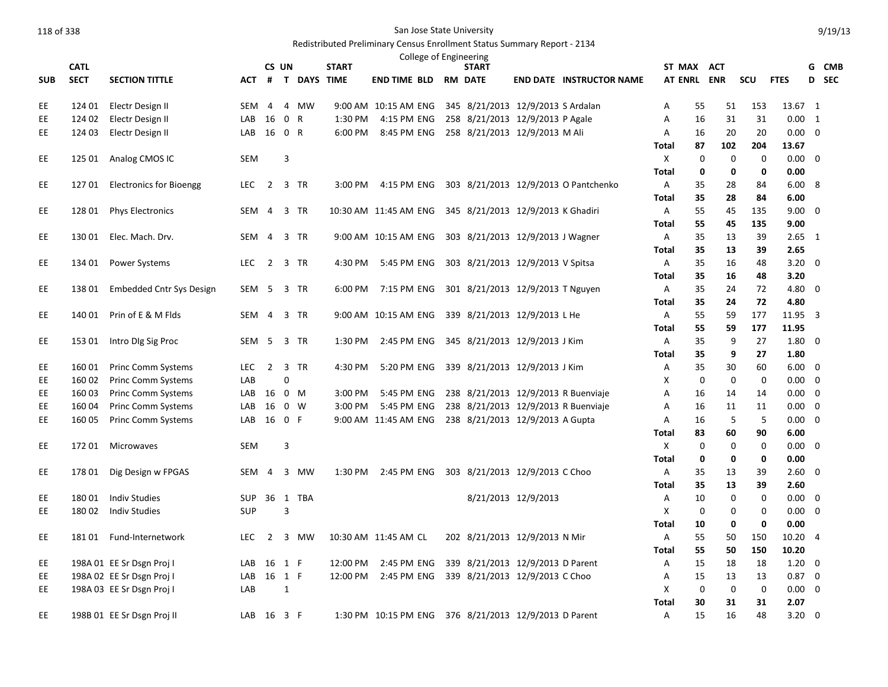San Jose State University

Redistributed Preliminary Census Enrollment Status Summary Report - 2134

College of Engineering

9/19/13

| SUB | CATL SECT | SECTION TITTLE | ACT | CS # | UN T | DAYS | START TIME | END TIME | BLD | RM | START DATE | END DATE | INSTRUCTOR NAME | ST | MAX AT ENRL | ACT ENR | SCU | FTES | G D | CMB SEC |
|---|---|---|---|---|---|---|---|---|---|---|---|---|---|---|---|---|---|---|---|---|
| EE | 124 01 | Electr Design II | SEM | 4 | 4 | MW | 9:00 AM | 10:15 AM | ENG | 345 | 8/21/2013 | 12/9/2013 | S Ardalan | A | 55 | 51 | 153 | 13.67 | 1 | |
| EE | 124 02 | Electr Design II | LAB | 16 | 0 | R | 1:30 PM | 4:15 PM | ENG | 258 | 8/21/2013 | 12/9/2013 | P Agale | A | 16 | 31 | 31 | 0.00 | 1 | |
| EE | 124 03 | Electr Design II | LAB | 16 | 0 | R | 6:00 PM | 8:45 PM | ENG | 258 | 8/21/2013 | 12/9/2013 | M Ali | A | 16 | 20 | 20 | 0.00 | 0 | |
| | | | | | | | | | | | | | | **Total** | **87** | **102** | **204** | **13.67** | | |
| EE | 125 01 | Analog CMOS IC | SEM | | 3 | | | | | | | | | X | 0 | 0 | 0 | 0.00 | 0 | |
| | | | | | | | | | | | | | | **Total** | **0** | **0** | **0** | **0.00** | | |
| EE | 127 01 | Electronics for Bioengg | LEC | 2 | 3 | TR | 3:00 PM | 4:15 PM | ENG | 303 | 8/21/2013 | 12/9/2013 | O Pantchenko | A | 35 | 28 | 84 | 6.00 | 8 | |
| | | | | | | | | | | | | | | **Total** | **35** | **28** | **84** | **6.00** | | |
| EE | 128 01 | Phys Electronics | SEM | 4 | 3 | TR | 10:30 AM | 11:45 AM | ENG | 345 | 8/21/2013 | 12/9/2013 | K Ghadiri | A | 55 | 45 | 135 | 9.00 | 0 | |
| | | | | | | | | | | | | | | **Total** | **55** | **45** | **135** | **9.00** | | |
| EE | 130 01 | Elec. Mach. Drv. | SEM | 4 | 3 | TR | 9:00 AM | 10:15 AM | ENG | 303 | 8/21/2013 | 12/9/2013 | J Wagner | A | 35 | 13 | 39 | 2.65 | 1 | |
| | | | | | | | | | | | | | | **Total** | **35** | **13** | **39** | **2.65** | | |
| EE | 134 01 | Power Systems | LEC | 2 | 3 | TR | 4:30 PM | 5:45 PM | ENG | 303 | 8/21/2013 | 12/9/2013 | V Spitsa | A | 35 | 16 | 48 | 3.20 | 0 | |
| | | | | | | | | | | | | | | **Total** | **35** | **16** | **48** | **3.20** | | |
| EE | 138 01 | Embedded Cntr Sys Design | SEM | 5 | 3 | TR | 6:00 PM | 7:15 PM | ENG | 301 | 8/21/2013 | 12/9/2013 | T Nguyen | A | 35 | 24 | 72 | 4.80 | 0 | |
| | | | | | | | | | | | | | | **Total** | **35** | **24** | **72** | **4.80** | | |
| EE | 140 01 | Prin of E & M Flds | SEM | 4 | 3 | TR | 9:00 AM | 10:15 AM | ENG | 339 | 8/21/2013 | 12/9/2013 | L He | A | 55 | 59 | 177 | 11.95 | 3 | |
| | | | | | | | | | | | | | | **Total** | **55** | **59** | **177** | **11.95** | | |
| EE | 153 01 | Intro Dlg Sig Proc | SEM | 5 | 3 | TR | 1:30 PM | 2:45 PM | ENG | 345 | 8/21/2013 | 12/9/2013 | J Kim | A | 35 | 9 | 27 | 1.80 | 0 | |
| | | | | | | | | | | | | | | **Total** | **35** | **9** | **27** | **1.80** | | |
| EE | 160 01 | Princ Comm Systems | LEC | 2 | 3 | TR | 4:30 PM | 5:20 PM | ENG | 339 | 8/21/2013 | 12/9/2013 | J Kim | A | 35 | 30 | 60 | 6.00 | 0 | |
| EE | 160 02 | Princ Comm Systems | LAB | | 0 | | | | | | | | | X | 0 | 0 | 0 | 0.00 | 0 | |
| EE | 160 03 | Princ Comm Systems | LAB | 16 | 0 | M | 3:00 PM | 5:45 PM | ENG | 238 | 8/21/2013 | 12/9/2013 | R Buenviaje | A | 16 | 14 | 14 | 0.00 | 0 | |
| EE | 160 04 | Princ Comm Systems | LAB | 16 | 0 | W | 3:00 PM | 5:45 PM | ENG | 238 | 8/21/2013 | 12/9/2013 | R Buenviaje | A | 16 | 11 | 11 | 0.00 | 0 | |
| EE | 160 05 | Princ Comm Systems | LAB | 16 | 0 | F | 9:00 AM | 11:45 AM | ENG | 238 | 8/21/2013 | 12/9/2013 | A Gupta | A | 16 | 5 | 5 | 0.00 | 0 | |
| | | | | | | | | | | | | | | **Total** | **83** | **60** | **90** | **6.00** | | |
| EE | 172 01 | Microwaves | SEM | | 3 | | | | | | | | | X | 0 | 0 | 0 | 0.00 | 0 | |
| | | | | | | | | | | | | | | **Total** | **0** | **0** | **0** | **0.00** | | |
| EE | 178 01 | Dig Design w FPGAS | SEM | 4 | 3 | MW | 1:30 PM | 2:45 PM | ENG | 303 | 8/21/2013 | 12/9/2013 | C Choo | A | 35 | 13 | 39 | 2.60 | 0 | |
| | | | | | | | | | | | | | | **Total** | **35** | **13** | **39** | **2.60** | | |
| EE | 180 01 | Indiv Studies | SUP | 36 | 1 | TBA | | | | | 8/21/2013 | 12/9/2013 | | A | 10 | 0 | 0 | 0.00 | 0 | |
| EE | 180 02 | Indiv Studies | SUP | | 3 | | | | | | | | | X | 0 | 0 | 0 | 0.00 | 0 | |
| | | | | | | | | | | | | | | **Total** | **10** | **0** | **0** | **0.00** | | |
| EE | 181 01 | Fund-Internetwork | LEC | 2 | 3 | MW | 10:30 AM | 11:45 AM | CL | 202 | 8/21/2013 | 12/9/2013 | N Mir | A | 55 | 50 | 150 | 10.20 | 4 | |
| | | | | | | | | | | | | | | **Total** | **55** | **50** | **150** | **10.20** | | |
| EE | 198A 01 | EE Sr Dsgn Proj I | LAB | 16 | 1 | F | 12:00 PM | 2:45 PM | ENG | 339 | 8/21/2013 | 12/9/2013 | D Parent | A | 15 | 18 | 18 | 1.20 | 0 | |
| EE | 198A 02 | EE Sr Dsgn Proj I | LAB | 16 | 1 | F | 12:00 PM | 2:45 PM | ENG | 339 | 8/21/2013 | 12/9/2013 | C Choo | A | 15 | 13 | 13 | 0.87 | 0 | |
| EE | 198A 03 | EE Sr Dsgn Proj I | LAB | | 1 | | | | | | | | | X | 0 | 0 | 0 | 0.00 | 0 | |
| | | | | | | | | | | | | | | **Total** | **30** | **31** | **31** | **2.07** | | |
| EE | 198B 01 | EE Sr Dsgn Proj II | LAB | 16 | 3 | F | 1:30 PM | 10:15 PM | ENG | 376 | 8/21/2013 | 12/9/2013 | D Parent | A | 15 | 16 | 48 | 3.20 | 0 | |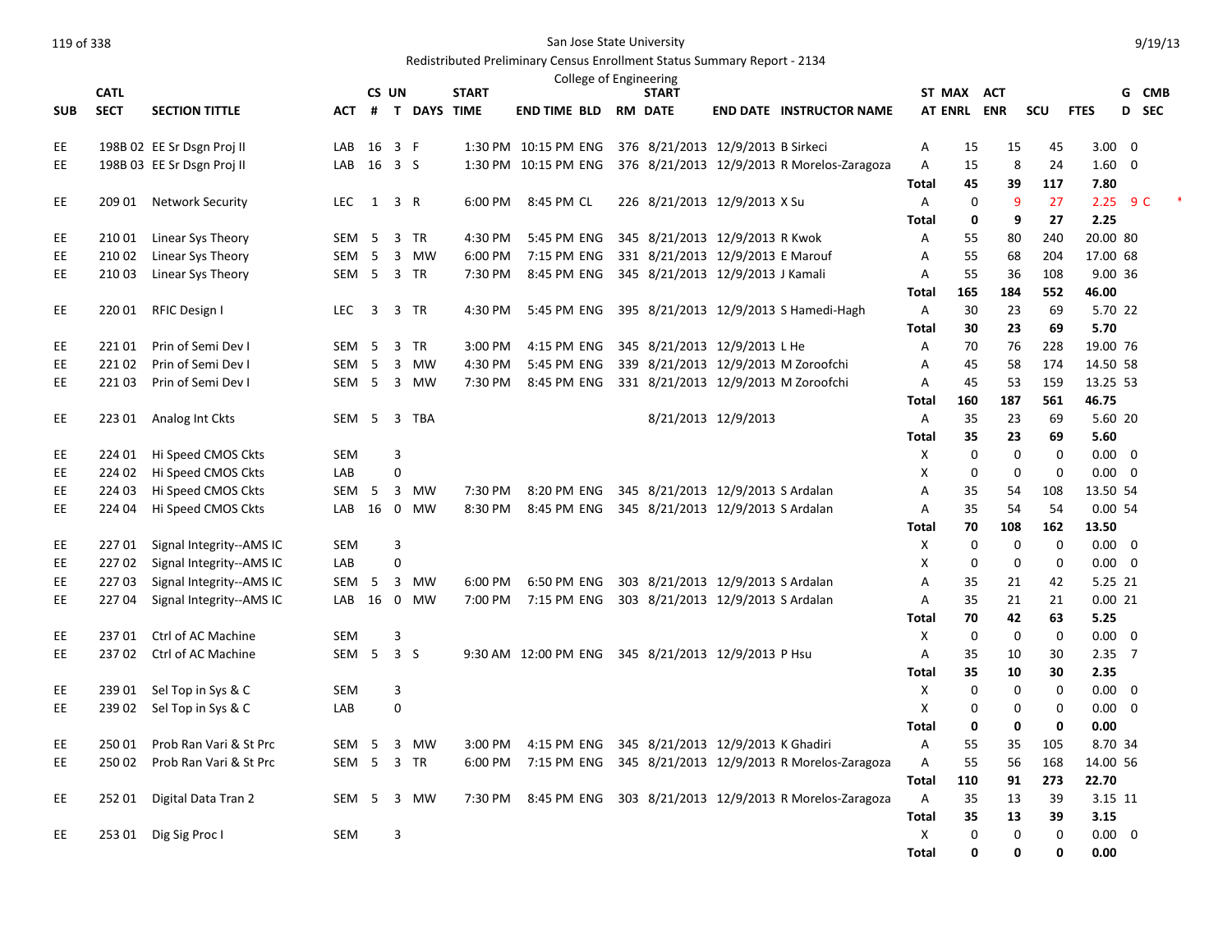San Jose State University

Redistributed Preliminary Census Enrollment Status Summary Report - 2134

College of Engineering

| SUB | CATL SECT | SECTION TITTLE | ACT | CS # | UN T | DAYS | START TIME | END TIME | BLD | RM | START DATE | END DATE | INSTRUCTOR NAME | ST AT | MAX ENRL | ACT ENR | SCU | FTES | GD | CMB SEC |
|---|---|---|---|---|---|---|---|---|---|---|---|---|---|---|---|---|---|---|---|---|
| EE | 198B 02 | EE Sr Dsgn Proj II | LAB | 16 | 3 | F | 1:30 PM | 10:15 PM | ENG | 376 | 8/21/2013 | 12/9/2013 | B Sirkeci | A | 15 | 15 | 45 | 3.00 | | 0 |
| EE | 198B 03 | EE Sr Dsgn Proj II | LAB | 16 | 3 | S | 1:30 PM | 10:15 PM | ENG | 376 | 8/21/2013 | 12/9/2013 | R Morelos-Zaragoza | A | 15 | 8 | 24 | 1.60 | | 0 |
| | | | | | | | | | | | | | | **Total** | **45** | **39** | **117** | **7.80** | | |
| EE | 209 01 | Network Security | LEC | 1 | 3 | R | 6:00 PM | 8:45 PM | CL | 226 | 8/21/2013 | 12/9/2013 | X Su | A | 0 | 9 | 27 | 2.25 | | 9 C * |
| | | | | | | | | | | | | | | **Total** | **0** | **9** | **27** | **2.25** | | |
| EE | 210 01 | Linear Sys Theory | SEM | 5 | 3 | TR | 4:30 PM | 5:45 PM | ENG | 345 | 8/21/2013 | 12/9/2013 | R Kwok | A | 55 | 80 | 240 | 20.00 | | 80 |
| EE | 210 02 | Linear Sys Theory | SEM | 5 | 3 | MW | 6:00 PM | 7:15 PM | ENG | 331 | 8/21/2013 | 12/9/2013 | E Marouf | A | 55 | 68 | 204 | 17.00 | | 68 |
| EE | 210 03 | Linear Sys Theory | SEM | 5 | 3 | TR | 7:30 PM | 8:45 PM | ENG | 345 | 8/21/2013 | 12/9/2013 | J Kamali | A | 55 | 36 | 108 | 9.00 | | 36 |
| | | | | | | | | | | | | | | **Total** | **165** | **184** | **552** | **46.00** | | |
| EE | 220 01 | RFIC Design I | LEC | 3 | 3 | TR | 4:30 PM | 5:45 PM | ENG | 395 | 8/21/2013 | 12/9/2013 | S Hamedi-Hagh | A | 30 | 23 | 69 | 5.70 | | 22 |
| | | | | | | | | | | | | | | **Total** | **30** | **23** | **69** | **5.70** | | |
| EE | 221 01 | Prin of Semi Dev I | SEM | 5 | 3 | TR | 3:00 PM | 4:15 PM | ENG | 345 | 8/21/2013 | 12/9/2013 | L He | A | 70 | 76 | 228 | 19.00 | | 76 |
| EE | 221 02 | Prin of Semi Dev I | SEM | 5 | 3 | MW | 4:30 PM | 5:45 PM | ENG | 339 | 8/21/2013 | 12/9/2013 | M Zoroofchi | A | 45 | 58 | 174 | 14.50 | | 58 |
| EE | 221 03 | Prin of Semi Dev I | SEM | 5 | 3 | MW | 7:30 PM | 8:45 PM | ENG | 331 | 8/21/2013 | 12/9/2013 | M Zoroofchi | A | 45 | 53 | 159 | 13.25 | | 53 |
| | | | | | | | | | | | | | | **Total** | **160** | **187** | **561** | **46.75** | | |
| EE | 223 01 | Analog Int Ckts | SEM | 5 | 3 | TBA | | | | | 8/21/2013 | 12/9/2013 | | A | 35 | 23 | 69 | 5.60 | | 20 |
| | | | | | | | | | | | | | | **Total** | **35** | **23** | **69** | **5.60** | | |
| EE | 224 01 | Hi Speed CMOS Ckts | SEM | | 3 | | | | | | | | | X | 0 | 0 | 0 | 0.00 | | 0 |
| EE | 224 02 | Hi Speed CMOS Ckts | LAB | | 0 | | | | | | | | | X | 0 | 0 | 0 | 0.00 | | 0 |
| EE | 224 03 | Hi Speed CMOS Ckts | SEM | 5 | 3 | MW | 7:30 PM | 8:20 PM | ENG | 345 | 8/21/2013 | 12/9/2013 | S Ardalan | A | 35 | 54 | 108 | 13.50 | | 54 |
| EE | 224 04 | Hi Speed CMOS Ckts | LAB | 16 | 0 | MW | 8:30 PM | 8:45 PM | ENG | 345 | 8/21/2013 | 12/9/2013 | S Ardalan | A | 35 | 54 | 54 | 0.00 | | 54 |
| | | | | | | | | | | | | | | **Total** | **70** | **108** | **162** | **13.50** | | |
| EE | 227 01 | Signal Integrity--AMS IC | SEM | | 3 | | | | | | | | | X | 0 | 0 | 0 | 0.00 | | 0 |
| EE | 227 02 | Signal Integrity--AMS IC | LAB | | 0 | | | | | | | | | X | 0 | 0 | 0 | 0.00 | | 0 |
| EE | 227 03 | Signal Integrity--AMS IC | SEM | 5 | 3 | MW | 6:00 PM | 6:50 PM | ENG | 303 | 8/21/2013 | 12/9/2013 | S Ardalan | A | 35 | 21 | 42 | 5.25 | | 21 |
| EE | 227 04 | Signal Integrity--AMS IC | LAB | 16 | 0 | MW | 7:00 PM | 7:15 PM | ENG | 303 | 8/21/2013 | 12/9/2013 | S Ardalan | A | 35 | 21 | 21 | 0.00 | | 21 |
| | | | | | | | | | | | | | | **Total** | **70** | **42** | **63** | **5.25** | | |
| EE | 237 01 | Ctrl of AC Machine | SEM | | 3 | | | | | | | | | X | 0 | 0 | 0 | 0.00 | | 0 |
| EE | 237 02 | Ctrl of AC Machine | SEM | 5 | 3 | S | 9:30 AM | 12:00 PM | ENG | 345 | 8/21/2013 | 12/9/2013 | P Hsu | A | 35 | 10 | 30 | 2.35 | | 7 |
| | | | | | | | | | | | | | | **Total** | **35** | **10** | **30** | **2.35** | | |
| EE | 239 01 | Sel Top in Sys & C | SEM | | 3 | | | | | | | | | X | 0 | 0 | 0 | 0.00 | | 0 |
| EE | 239 02 | Sel Top in Sys & C | LAB | | 0 | | | | | | | | | X | 0 | 0 | 0 | 0.00 | | 0 |
| | | | | | | | | | | | | | | **Total** | **0** | **0** | **0** | **0.00** | | |
| EE | 250 01 | Prob Ran Vari & St Prc | SEM | 5 | 3 | MW | 3:00 PM | 4:15 PM | ENG | 345 | 8/21/2013 | 12/9/2013 | K Ghadiri | A | 55 | 35 | 105 | 8.70 | | 34 |
| EE | 250 02 | Prob Ran Vari & St Prc | SEM | 5 | 3 | TR | 6:00 PM | 7:15 PM | ENG | 345 | 8/21/2013 | 12/9/2013 | R Morelos-Zaragoza | A | 55 | 56 | 168 | 14.00 | | 56 |
| | | | | | | | | | | | | | | **Total** | **110** | **91** | **273** | **22.70** | | |
| EE | 252 01 | Digital Data Tran 2 | SEM | 5 | 3 | MW | 7:30 PM | 8:45 PM | ENG | 303 | 8/21/2013 | 12/9/2013 | R Morelos-Zaragoza | A | 35 | 13 | 39 | 3.15 | | 11 |
| | | | | | | | | | | | | | | **Total** | **35** | **13** | **39** | **3.15** | | |
| EE | 253 01 | Dig Sig Proc I | SEM | | 3 | | | | | | | | | X | 0 | 0 | 0 | 0.00 | | 0 |
| | | | | | | | | | | | | | | **Total** | **0** | **0** | **0** | **0.00** | | |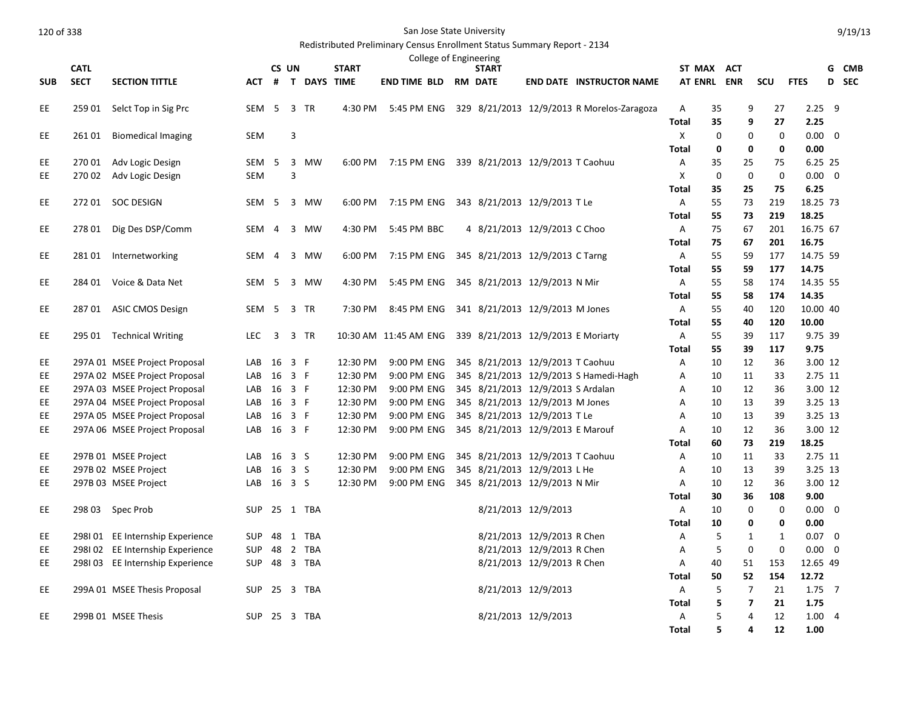San Jose State University

Redistributed Preliminary Census Enrollment Status Summary Report - 2134

College of Engineering

| SUB | CATL SECT | SECTION TITTLE | ACT | CS # | UN T | DAYS | START TIME | END TIME | BLD | RM | START DATE | END DATE | INSTRUCTOR NAME | ST AT | MAX ENRL | ACT ENR | SCU | FTES | GD | CMB SEC |
|---|---|---|---|---|---|---|---|---|---|---|---|---|---|---|---|---|---|---|---|---|
| EE | 259 01 | Selct Top in Sig Prc | SEM | 5 | 3 | TR | 4:30 PM | 5:45 PM | ENG | 329 | 8/21/2013 | 12/9/2013 | R Morelos-Zaragoza | A | 35 | 9 | 27 | 2.25 | 9 | |
| | | | | | | | | | | | | | | **Total** | **35** | **9** | **27** | **2.25** | | |
| EE | 261 01 | Biomedical Imaging | SEM | | 3 | | | | | | | | | X | 0 | 0 | 0 | 0.00 | 0 | |
| | | | | | | | | | | | | | | **Total** | **0** | **0** | **0** | **0.00** | | |
| EE | 270 01 | Adv Logic Design | SEM | 5 | 3 | MW | 6:00 PM | 7:15 PM | ENG | 339 | 8/21/2013 | 12/9/2013 | T Caohuu | A | 35 | 25 | 75 | 6.25 | 25 | |
| EE | 270 02 | Adv Logic Design | SEM | | 3 | | | | | | | | | X | 0 | 0 | 0 | 0.00 | 0 | |
| | | | | | | | | | | | | | | **Total** | **35** | **25** | **75** | **6.25** | | |
| EE | 272 01 | SOC DESIGN | SEM | 5 | 3 | MW | 6:00 PM | 7:15 PM | ENG | 343 | 8/21/2013 | 12/9/2013 | T Le | A | 55 | 73 | 219 | 18.25 | 73 | |
| | | | | | | | | | | | | | | **Total** | **55** | **73** | **219** | **18.25** | | |
| EE | 278 01 | Dig Des DSP/Comm | SEM | 4 | 3 | MW | 4:30 PM | 5:45 PM | BBC | 4 | 8/21/2013 | 12/9/2013 | C Choo | A | 75 | 67 | 201 | 16.75 | 67 | |
| | | | | | | | | | | | | | | **Total** | **75** | **67** | **201** | **16.75** | | |
| EE | 281 01 | Internetworking | SEM | 4 | 3 | MW | 6:00 PM | 7:15 PM | ENG | 345 | 8/21/2013 | 12/9/2013 | C Tarng | A | 55 | 59 | 177 | 14.75 | 59 | |
| | | | | | | | | | | | | | | **Total** | **55** | **59** | **177** | **14.75** | | |
| EE | 284 01 | Voice & Data Net | SEM | 5 | 3 | MW | 4:30 PM | 5:45 PM | ENG | 345 | 8/21/2013 | 12/9/2013 | N Mir | A | 55 | 58 | 174 | 14.35 | 55 | |
| | | | | | | | | | | | | | | **Total** | **55** | **58** | **174** | **14.35** | | |
| EE | 287 01 | ASIC CMOS Design | SEM | 5 | 3 | TR | 7:30 PM | 8:45 PM | ENG | 341 | 8/21/2013 | 12/9/2013 | M Jones | A | 55 | 40 | 120 | 10.00 | 40 | |
| | | | | | | | | | | | | | | **Total** | **55** | **40** | **120** | **10.00** | | |
| EE | 295 01 | Technical Writing | LEC | 3 | 3 | TR | 10:30 AM | 11:45 AM | ENG | 339 | 8/21/2013 | 12/9/2013 | E Moriarty | A | 55 | 39 | 117 | 9.75 | 39 | |
| | | | | | | | | | | | | | | **Total** | **55** | **39** | **117** | **9.75** | | |
| EE | 297A 01 | MSEE Project Proposal | LAB | 16 | 3 | F | 12:30 PM | 9:00 PM | ENG | 345 | 8/21/2013 | 12/9/2013 | T Caohuu | A | 10 | 12 | 36 | 3.00 | 12 | |
| EE | 297A 02 | MSEE Project Proposal | LAB | 16 | 3 | F | 12:30 PM | 9:00 PM | ENG | 345 | 8/21/2013 | 12/9/2013 | S Hamedi-Hagh | A | 10 | 11 | 33 | 2.75 | 11 | |
| EE | 297A 03 | MSEE Project Proposal | LAB | 16 | 3 | F | 12:30 PM | 9:00 PM | ENG | 345 | 8/21/2013 | 12/9/2013 | S Ardalan | A | 10 | 12 | 36 | 3.00 | 12 | |
| EE | 297A 04 | MSEE Project Proposal | LAB | 16 | 3 | F | 12:30 PM | 9:00 PM | ENG | 345 | 8/21/2013 | 12/9/2013 | M Jones | A | 10 | 13 | 39 | 3.25 | 13 | |
| EE | 297A 05 | MSEE Project Proposal | LAB | 16 | 3 | F | 12:30 PM | 9:00 PM | ENG | 345 | 8/21/2013 | 12/9/2013 | T Le | A | 10 | 13 | 39 | 3.25 | 13 | |
| EE | 297A 06 | MSEE Project Proposal | LAB | 16 | 3 | F | 12:30 PM | 9:00 PM | ENG | 345 | 8/21/2013 | 12/9/2013 | E Marouf | A | 10 | 12 | 36 | 3.00 | 12 | |
| | | | | | | | | | | | | | | **Total** | **60** | **73** | **219** | **18.25** | | |
| EE | 297B 01 | MSEE Project | LAB | 16 | 3 | S | 12:30 PM | 9:00 PM | ENG | 345 | 8/21/2013 | 12/9/2013 | T Caohuu | A | 10 | 11 | 33 | 2.75 | 11 | |
| EE | 297B 02 | MSEE Project | LAB | 16 | 3 | S | 12:30 PM | 9:00 PM | ENG | 345 | 8/21/2013 | 12/9/2013 | L He | A | 10 | 13 | 39 | 3.25 | 13 | |
| EE | 297B 03 | MSEE Project | LAB | 16 | 3 | S | 12:30 PM | 9:00 PM | ENG | 345 | 8/21/2013 | 12/9/2013 | N Mir | A | 10 | 12 | 36 | 3.00 | 12 | |
| | | | | | | | | | | | | | | **Total** | **30** | **36** | **108** | **9.00** | | |
| EE | 298 03 | Spec Prob | SUP | 25 | 1 | TBA | | | | | 8/21/2013 | 12/9/2013 | | A | 10 | 0 | 0 | 0.00 | 0 | |
| | | | | | | | | | | | | | | **Total** | **10** | **0** | **0** | **0.00** | | |
| EE | 298I 01 | EE Internship Experience | SUP | 48 | 1 | TBA | | | | | 8/21/2013 | 12/9/2013 | R Chen | A | 5 | 1 | 1 | 0.07 | 0 | |
| EE | 298I 02 | EE Internship Experience | SUP | 48 | 2 | TBA | | | | | 8/21/2013 | 12/9/2013 | R Chen | A | 5 | 0 | 0 | 0.00 | 0 | |
| EE | 298I 03 | EE Internship Experience | SUP | 48 | 3 | TBA | | | | | 8/21/2013 | 12/9/2013 | R Chen | A | 40 | 51 | 153 | 12.65 | 49 | |
| | | | | | | | | | | | | | | **Total** | **50** | **52** | **154** | **12.72** | | |
| EE | 299A 01 | MSEE Thesis Proposal | SUP | 25 | 3 | TBA | | | | | 8/21/2013 | 12/9/2013 | | A | 5 | 7 | 21 | 1.75 | 7 | |
| | | | | | | | | | | | | | | **Total** | **5** | **7** | **21** | **1.75** | | |
| EE | 299B 01 | MSEE Thesis | SUP | 25 | 3 | TBA | | | | | 8/21/2013 | 12/9/2013 | | A | 5 | 4 | 12 | 1.00 | 4 | |
| | | | | | | | | | | | | | | **Total** | **5** | **4** | **12** | **1.00** | | |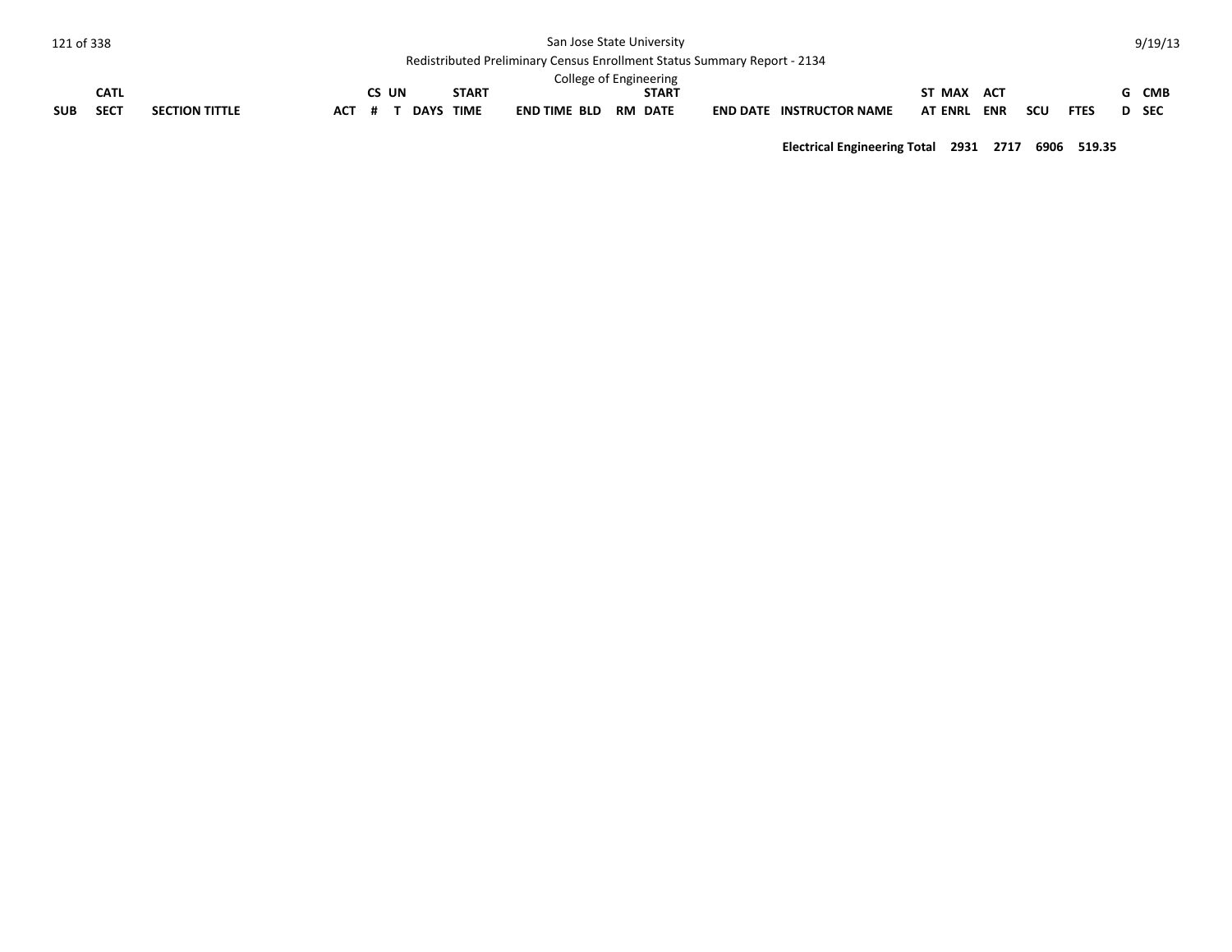| SUB | CATL SECT | SECTION TITTLE | ACT | CS # | UN T | DAYS | START TIME | END TIME | BLD | RM | START DATE | END DATE | INSTRUCTOR NAME | ST AT | MAX ENRL | ACT ENR | SCU | FTES | G D | CMB SEC |
|---|---|---|---|---|---|---|---|---|---|---|---|---|---|---|---|---|---|---|---|---|
| | | | | | | | | | | | | | Electrical Engineering Total | | 2931 | 2717 | 6906 | 519.35 | | |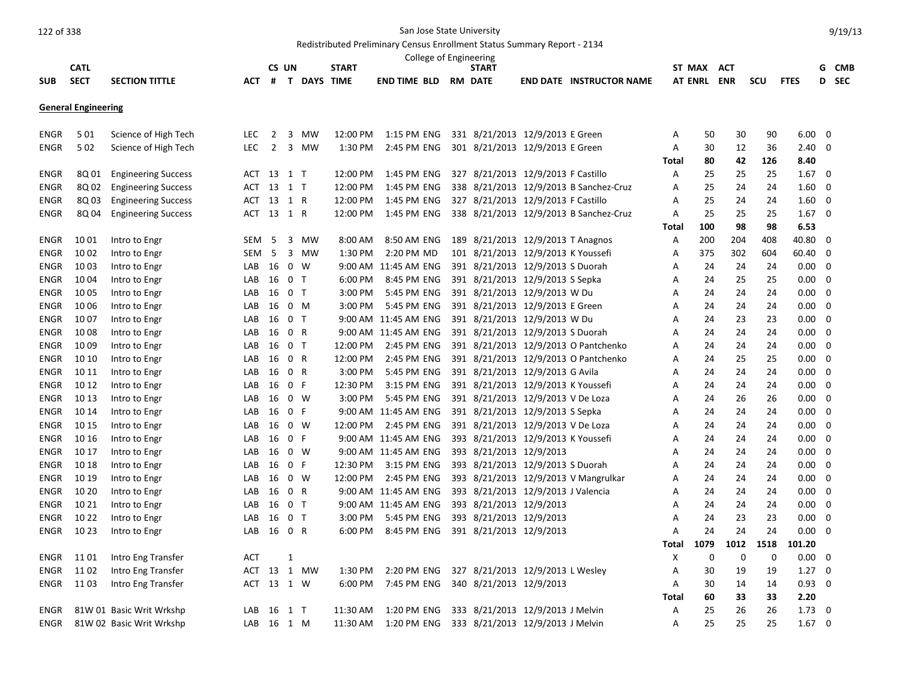San Jose State University

Redistributed Preliminary Census Enrollment Status Summary Report - 2134

College of Engineering

9/19/13

| SUB | CATL SECT | SECTION TITTLE | ACT | CS # | UN T | DAYS | START TIME | END TIME | BLD | RM | START DATE | END DATE | INSTRUCTOR NAME | ST AT | MAX ENRL | ACT ENR | SCU | FTES | G D | CMB SEC |
|---|---|---|---|---|---|---|---|---|---|---|---|---|---|---|---|---|---|---|---|---|
| **General Engineering** | | | | | | | | | | | | | | | | | | | | |
| ENGR | 5 01 | Science of High Tech | LEC | 2 | 3 | MW | 12:00 PM | 1:15 PM | ENG | 331 | 8/21/2013 | 12/9/2013 | E Green | A | 50 | 30 | 90 | 6.00 | 0 | |
| ENGR | 5 02 | Science of High Tech | LEC | 2 | 3 | MW | 1:30 PM | 2:45 PM | ENG | 301 | 8/21/2013 | 12/9/2013 | E Green | A | 30 | 12 | 36 | 2.40 | 0 | |
| | | | | | | | | | | | | | | **Total** | **80** | **42** | **126** | **8.40** | | |
| ENGR | 8Q 01 | Engineering Success | ACT | 13 | 1 | T | 12:00 PM | 1:45 PM | ENG | 327 | 8/21/2013 | 12/9/2013 | F Castillo | A | 25 | 25 | 25 | 1.67 | 0 | |
| ENGR | 8Q 02 | Engineering Success | ACT | 13 | 1 | T | 12:00 PM | 1:45 PM | ENG | 338 | 8/21/2013 | 12/9/2013 | B Sanchez-Cruz | A | 25 | 24 | 24 | 1.60 | 0 | |
| ENGR | 8Q 03 | Engineering Success | ACT | 13 | 1 | R | 12:00 PM | 1:45 PM | ENG | 327 | 8/21/2013 | 12/9/2013 | F Castillo | A | 25 | 24 | 24 | 1.60 | 0 | |
| ENGR | 8Q 04 | Engineering Success | ACT | 13 | 1 | R | 12:00 PM | 1:45 PM | ENG | 338 | 8/21/2013 | 12/9/2013 | B Sanchez-Cruz | A | 25 | 25 | 25 | 1.67 | 0 | |
| | | | | | | | | | | | | | | **Total** | **100** | **98** | **98** | **6.53** | | |
| ENGR | 10 01 | Intro to Engr | SEM | 5 | 3 | MW | 8:00 AM | 8:50 AM | ENG | 189 | 8/21/2013 | 12/9/2013 | T Anagnos | A | 200 | 204 | 408 | 40.80 | 0 | |
| ENGR | 10 02 | Intro to Engr | SEM | 5 | 3 | MW | 1:30 PM | 2:20 PM | MD | 101 | 8/21/2013 | 12/9/2013 | K Youssefi | A | 375 | 302 | 604 | 60.40 | 0 | |
| ENGR | 10 03 | Intro to Engr | LAB | 16 | 0 | W | 9:00 AM | 11:45 AM | ENG | 391 | 8/21/2013 | 12/9/2013 | S Duorah | A | 24 | 24 | 24 | 0.00 | 0 | |
| ENGR | 10 04 | Intro to Engr | LAB | 16 | 0 | T | 6:00 PM | 8:45 PM | ENG | 391 | 8/21/2013 | 12/9/2013 | S Sepka | A | 24 | 25 | 25 | 0.00 | 0 | |
| ENGR | 10 05 | Intro to Engr | LAB | 16 | 0 | T | 3:00 PM | 5:45 PM | ENG | 391 | 8/21/2013 | 12/9/2013 | W Du | A | 24 | 24 | 24 | 0.00 | 0 | |
| ENGR | 10 06 | Intro to Engr | LAB | 16 | 0 | M | 3:00 PM | 5:45 PM | ENG | 391 | 8/21/2013 | 12/9/2013 | E Green | A | 24 | 24 | 24 | 0.00 | 0 | |
| ENGR | 10 07 | Intro to Engr | LAB | 16 | 0 | T | 9:00 AM | 11:45 AM | ENG | 391 | 8/21/2013 | 12/9/2013 | W Du | A | 24 | 23 | 23 | 0.00 | 0 | |
| ENGR | 10 08 | Intro to Engr | LAB | 16 | 0 | R | 9:00 AM | 11:45 AM | ENG | 391 | 8/21/2013 | 12/9/2013 | S Duorah | A | 24 | 24 | 24 | 0.00 | 0 | |
| ENGR | 10 09 | Intro to Engr | LAB | 16 | 0 | T | 12:00 PM | 2:45 PM | ENG | 391 | 8/21/2013 | 12/9/2013 | O Pantchenko | A | 24 | 24 | 24 | 0.00 | 0 | |
| ENGR | 10 10 | Intro to Engr | LAB | 16 | 0 | R | 12:00 PM | 2:45 PM | ENG | 391 | 8/21/2013 | 12/9/2013 | O Pantchenko | A | 24 | 25 | 25 | 0.00 | 0 | |
| ENGR | 10 11 | Intro to Engr | LAB | 16 | 0 | R | 3:00 PM | 5:45 PM | ENG | 391 | 8/21/2013 | 12/9/2013 | G Avila | A | 24 | 24 | 24 | 0.00 | 0 | |
| ENGR | 10 12 | Intro to Engr | LAB | 16 | 0 | F | 12:30 PM | 3:15 PM | ENG | 391 | 8/21/2013 | 12/9/2013 | K Youssefi | A | 24 | 24 | 24 | 0.00 | 0 | |
| ENGR | 10 13 | Intro to Engr | LAB | 16 | 0 | W | 3:00 PM | 5:45 PM | ENG | 391 | 8/21/2013 | 12/9/2013 | V De Loza | A | 24 | 26 | 26 | 0.00 | 0 | |
| ENGR | 10 14 | Intro to Engr | LAB | 16 | 0 | F | 9:00 AM | 11:45 AM | ENG | 391 | 8/21/2013 | 12/9/2013 | S Sepka | A | 24 | 24 | 24 | 0.00 | 0 | |
| ENGR | 10 15 | Intro to Engr | LAB | 16 | 0 | W | 12:00 PM | 2:45 PM | ENG | 391 | 8/21/2013 | 12/9/2013 | V De Loza | A | 24 | 24 | 24 | 0.00 | 0 | |
| ENGR | 10 16 | Intro to Engr | LAB | 16 | 0 | F | 9:00 AM | 11:45 AM | ENG | 393 | 8/21/2013 | 12/9/2013 | K Youssefi | A | 24 | 24 | 24 | 0.00 | 0 | |
| ENGR | 10 17 | Intro to Engr | LAB | 16 | 0 | W | 9:00 AM | 11:45 AM | ENG | 393 | 8/21/2013 | 12/9/2013 | | A | 24 | 24 | 24 | 0.00 | 0 | |
| ENGR | 10 18 | Intro to Engr | LAB | 16 | 0 | F | 12:30 PM | 3:15 PM | ENG | 393 | 8/21/2013 | 12/9/2013 | S Duorah | A | 24 | 24 | 24 | 0.00 | 0 | |
| ENGR | 10 19 | Intro to Engr | LAB | 16 | 0 | W | 12:00 PM | 2:45 PM | ENG | 393 | 8/21/2013 | 12/9/2013 | V Mangrulkar | A | 24 | 24 | 24 | 0.00 | 0 | |
| ENGR | 10 20 | Intro to Engr | LAB | 16 | 0 | R | 9:00 AM | 11:45 AM | ENG | 393 | 8/21/2013 | 12/9/2013 | J Valencia | A | 24 | 24 | 24 | 0.00 | 0 | |
| ENGR | 10 21 | Intro to Engr | LAB | 16 | 0 | T | 9:00 AM | 11:45 AM | ENG | 393 | 8/21/2013 | 12/9/2013 | | A | 24 | 24 | 24 | 0.00 | 0 | |
| ENGR | 10 22 | Intro to Engr | LAB | 16 | 0 | T | 3:00 PM | 5:45 PM | ENG | 393 | 8/21/2013 | 12/9/2013 | | A | 24 | 23 | 23 | 0.00 | 0 | |
| ENGR | 10 23 | Intro to Engr | LAB | 16 | 0 | R | 6:00 PM | 8:45 PM | ENG | 391 | 8/21/2013 | 12/9/2013 | | A | 24 | 24 | 24 | 0.00 | 0 | |
| | | | | | | | | | | | | | | **Total** | **1079** | **1012** | **1518** | **101.20** | | |
| ENGR | 11 01 | Intro Eng Transfer | ACT | | 1 | | | | | | | | | X | 0 | 0 | 0 | 0.00 | 0 | |
| ENGR | 11 02 | Intro Eng Transfer | ACT | 13 | 1 | MW | 1:30 PM | 2:20 PM | ENG | 327 | 8/21/2013 | 12/9/2013 | L Wesley | A | 30 | 19 | 19 | 1.27 | 0 | |
| ENGR | 11 03 | Intro Eng Transfer | ACT | 13 | 1 | W | 6:00 PM | 7:45 PM | ENG | 340 | 8/21/2013 | 12/9/2013 | | A | 30 | 14 | 14 | 0.93 | 0 | |
| | | | | | | | | | | | | | | **Total** | **60** | **33** | **33** | **2.20** | | |
| ENGR | 81W 01 | Basic Writ Wrkshp | LAB | 16 | 1 | T | 11:30 AM | 1:20 PM | ENG | 333 | 8/21/2013 | 12/9/2013 | J Melvin | A | 25 | 26 | 26 | 1.73 | 0 | |
| ENGR | 81W 02 | Basic Writ Wrkshp | LAB | 16 | 1 | M | 11:30 AM | 1:20 PM | ENG | 333 | 8/21/2013 | 12/9/2013 | J Melvin | A | 25 | 25 | 25 | 1.67 | 0 | |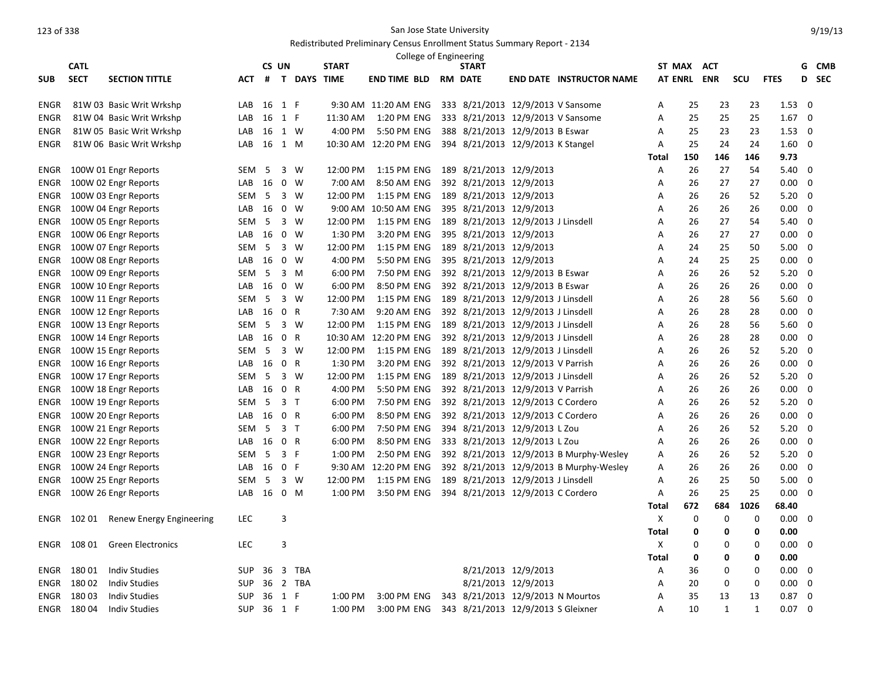San Jose State University

Redistributed Preliminary Census Enrollment Status Summary Report - 2134

College of Engineering

| SUB | CATL SECT | SECTION TITTLE | ACT | CS # | UN T | DAYS | START TIME | END TIME | BLD | RM | START DATE | END DATE | INSTRUCTOR NAME | ST AT | MAX ENRL | ACT ENR | SCU | FTES | GD | CMB SEC |
|---|---|---|---|---|---|---|---|---|---|---|---|---|---|---|---|---|---|---|---|---|
| ENGR | 81W 03 | Basic Writ Wrkshp | LAB | 16 | 1 | F | 9:30 AM | 11:20 AM | ENG | 333 | 8/21/2013 | 12/9/2013 | V Sansome | A | 25 | 23 | 23 | 1.53 | 0 | |
| ENGR | 81W 04 | Basic Writ Wrkshp | LAB | 16 | 1 | F | 11:30 AM | 1:20 PM | ENG | 333 | 8/21/2013 | 12/9/2013 | V Sansome | A | 25 | 25 | 25 | 1.67 | 0 | |
| ENGR | 81W 05 | Basic Writ Wrkshp | LAB | 16 | 1 | W | 4:00 PM | 5:50 PM | ENG | 388 | 8/21/2013 | 12/9/2013 | B Eswar | A | 25 | 23 | 23 | 1.53 | 0 | |
| ENGR | 81W 06 | Basic Writ Wrkshp | LAB | 16 | 1 | M | 10:30 AM | 12:20 PM | ENG | 394 | 8/21/2013 | 12/9/2013 | K Stangel | A | 25 | 24 | 24 | 1.60 | 0 | |
| | | | | | | | | | | | | | | **Total** | **150** | **146** | **146** | **9.73** | | |
| ENGR | 100W 01 | Engr Reports | SEM | 5 | 3 | W | 12:00 PM | 1:15 PM | ENG | 189 | 8/21/2013 | 12/9/2013 | | A | 26 | 27 | 54 | 5.40 | 0 | |
| ENGR | 100W 02 | Engr Reports | LAB | 16 | 0 | W | 7:00 AM | 8:50 AM | ENG | 392 | 8/21/2013 | 12/9/2013 | | A | 26 | 27 | 27 | 0.00 | 0 | |
| ENGR | 100W 03 | Engr Reports | SEM | 5 | 3 | W | 12:00 PM | 1:15 PM | ENG | 189 | 8/21/2013 | 12/9/2013 | | A | 26 | 26 | 52 | 5.20 | 0 | |
| ENGR | 100W 04 | Engr Reports | LAB | 16 | 0 | W | 9:00 AM | 10:50 AM | ENG | 395 | 8/21/2013 | 12/9/2013 | | A | 26 | 26 | 26 | 0.00 | 0 | |
| ENGR | 100W 05 | Engr Reports | SEM | 5 | 3 | W | 12:00 PM | 1:15 PM | ENG | 189 | 8/21/2013 | 12/9/2013 | J Linsdell | A | 26 | 27 | 54 | 5.40 | 0 | |
| ENGR | 100W 06 | Engr Reports | LAB | 16 | 0 | W | 1:30 PM | 3:20 PM | ENG | 395 | 8/21/2013 | 12/9/2013 | | A | 26 | 27 | 27 | 0.00 | 0 | |
| ENGR | 100W 07 | Engr Reports | SEM | 5 | 3 | W | 12:00 PM | 1:15 PM | ENG | 189 | 8/21/2013 | 12/9/2013 | | A | 24 | 25 | 50 | 5.00 | 0 | |
| ENGR | 100W 08 | Engr Reports | LAB | 16 | 0 | W | 4:00 PM | 5:50 PM | ENG | 395 | 8/21/2013 | 12/9/2013 | | A | 24 | 25 | 25 | 0.00 | 0 | |
| ENGR | 100W 09 | Engr Reports | SEM | 5 | 3 | M | 6:00 PM | 7:50 PM | ENG | 392 | 8/21/2013 | 12/9/2013 | B Eswar | A | 26 | 26 | 52 | 5.20 | 0 | |
| ENGR | 100W 10 | Engr Reports | LAB | 16 | 0 | W | 6:00 PM | 8:50 PM | ENG | 392 | 8/21/2013 | 12/9/2013 | B Eswar | A | 26 | 26 | 26 | 0.00 | 0 | |
| ENGR | 100W 11 | Engr Reports | SEM | 5 | 3 | W | 12:00 PM | 1:15 PM | ENG | 189 | 8/21/2013 | 12/9/2013 | J Linsdell | A | 26 | 28 | 56 | 5.60 | 0 | |
| ENGR | 100W 12 | Engr Reports | LAB | 16 | 0 | R | 7:30 AM | 9:20 AM | ENG | 392 | 8/21/2013 | 12/9/2013 | J Linsdell | A | 26 | 28 | 28 | 0.00 | 0 | |
| ENGR | 100W 13 | Engr Reports | SEM | 5 | 3 | W | 12:00 PM | 1:15 PM | ENG | 189 | 8/21/2013 | 12/9/2013 | J Linsdell | A | 26 | 28 | 56 | 5.60 | 0 | |
| ENGR | 100W 14 | Engr Reports | LAB | 16 | 0 | R | 10:30 AM | 12:20 PM | ENG | 392 | 8/21/2013 | 12/9/2013 | J Linsdell | A | 26 | 28 | 28 | 0.00 | 0 | |
| ENGR | 100W 15 | Engr Reports | SEM | 5 | 3 | W | 12:00 PM | 1:15 PM | ENG | 189 | 8/21/2013 | 12/9/2013 | J Linsdell | A | 26 | 26 | 52 | 5.20 | 0 | |
| ENGR | 100W 16 | Engr Reports | LAB | 16 | 0 | R | 1:30 PM | 3:20 PM | ENG | 392 | 8/21/2013 | 12/9/2013 | V Parrish | A | 26 | 26 | 26 | 0.00 | 0 | |
| ENGR | 100W 17 | Engr Reports | SEM | 5 | 3 | W | 12:00 PM | 1:15 PM | ENG | 189 | 8/21/2013 | 12/9/2013 | J Linsdell | A | 26 | 26 | 52 | 5.20 | 0 | |
| ENGR | 100W 18 | Engr Reports | LAB | 16 | 0 | R | 4:00 PM | 5:50 PM | ENG | 392 | 8/21/2013 | 12/9/2013 | V Parrish | A | 26 | 26 | 26 | 0.00 | 0 | |
| ENGR | 100W 19 | Engr Reports | SEM | 5 | 3 | T | 6:00 PM | 7:50 PM | ENG | 392 | 8/21/2013 | 12/9/2013 | C Cordero | A | 26 | 26 | 52 | 5.20 | 0 | |
| ENGR | 100W 20 | Engr Reports | LAB | 16 | 0 | R | 6:00 PM | 8:50 PM | ENG | 392 | 8/21/2013 | 12/9/2013 | C Cordero | A | 26 | 26 | 26 | 0.00 | 0 | |
| ENGR | 100W 21 | Engr Reports | SEM | 5 | 3 | T | 6:00 PM | 7:50 PM | ENG | 394 | 8/21/2013 | 12/9/2013 | L Zou | A | 26 | 26 | 52 | 5.20 | 0 | |
| ENGR | 100W 22 | Engr Reports | LAB | 16 | 0 | R | 6:00 PM | 8:50 PM | ENG | 333 | 8/21/2013 | 12/9/2013 | L Zou | A | 26 | 26 | 26 | 0.00 | 0 | |
| ENGR | 100W 23 | Engr Reports | SEM | 5 | 3 | F | 1:00 PM | 2:50 PM | ENG | 392 | 8/21/2013 | 12/9/2013 | B Murphy-Wesley | A | 26 | 26 | 52 | 5.20 | 0 | |
| ENGR | 100W 24 | Engr Reports | LAB | 16 | 0 | F | 9:30 AM | 12:20 PM | ENG | 392 | 8/21/2013 | 12/9/2013 | B Murphy-Wesley | A | 26 | 26 | 26 | 0.00 | 0 | |
| ENGR | 100W 25 | Engr Reports | SEM | 5 | 3 | W | 12:00 PM | 1:15 PM | ENG | 189 | 8/21/2013 | 12/9/2013 | J Linsdell | A | 26 | 25 | 50 | 5.00 | 0 | |
| ENGR | 100W 26 | Engr Reports | LAB | 16 | 0 | M | 1:00 PM | 3:50 PM | ENG | 394 | 8/21/2013 | 12/9/2013 | C Cordero | A | 26 | 25 | 25 | 0.00 | 0 | |
| | | | | | | | | | | | | | | **Total** | **672** | **684** | **1026** | **68.40** | | |
| ENGR | 102 01 | Renew Energy Engineering | LEC | | 3 | | | | | | | | | X | 0 | 0 | 0 | 0.00 | 0 | |
| | | | | | | | | | | | | | | **Total** | **0** | **0** | **0** | **0.00** | | |
| ENGR | 108 01 | Green Electronics | LEC | | 3 | | | | | | | | | X | 0 | 0 | 0 | 0.00 | 0 | |
| | | | | | | | | | | | | | | **Total** | **0** | **0** | **0** | **0.00** | | |
| ENGR | 180 01 | Indiv Studies | SUP | 36 | 3 | TBA | | | | | 8/21/2013 | 12/9/2013 | | A | 36 | 0 | 0 | 0.00 | 0 | |
| ENGR | 180 02 | Indiv Studies | SUP | 36 | 2 | TBA | | | | | 8/21/2013 | 12/9/2013 | | A | 20 | 0 | 0 | 0.00 | 0 | |
| ENGR | 180 03 | Indiv Studies | SUP | 36 | 1 | F | 1:00 PM | 3:00 PM | ENG | 343 | 8/21/2013 | 12/9/2013 | N Mourtos | A | 35 | 13 | 13 | 0.87 | 0 | |
| ENGR | 180 04 | Indiv Studies | SUP | 36 | 1 | F | 1:00 PM | 3:00 PM | ENG | 343 | 8/21/2013 | 12/9/2013 | S Gleixner | A | 10 | 1 | 1 | 0.07 | 0 | |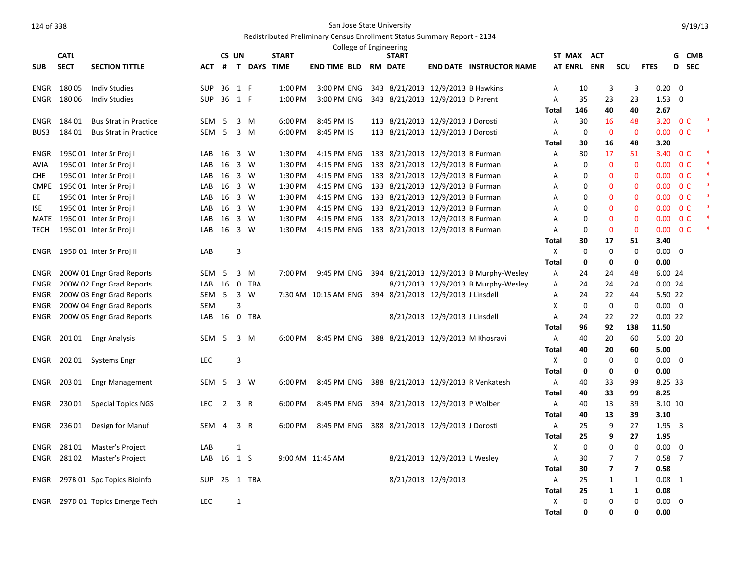San Jose State University

Redistributed Preliminary Census Enrollment Status Summary Report - 2134

College of Engineering

| SUB | CATL SECT | SECTION TITTLE | ACT | CS # | UN T | DAYS | START TIME | END TIME | BLD | RM | START DATE | END DATE | INSTRUCTOR NAME | ST AT | MAX ENRL | ACT ENR | SCU | FTES | G D | CMB SEC |
|---|---|---|---|---|---|---|---|---|---|---|---|---|---|---|---|---|---|---|---|---|
| ENGR | 180 05 | Indiv Studies | SUP | 36 | 1 | F | 1:00 PM | 3:00 PM | ENG | 343 | 8/21/2013 | 12/9/2013 | B Hawkins | A | 10 | 3 | 3 | 0.20 | 0 | |
| ENGR | 180 06 | Indiv Studies | SUP | 36 | 1 | F | 1:00 PM | 3:00 PM | ENG | 343 | 8/21/2013 | 12/9/2013 | D Parent | A | 35 | 23 | 23 | 1.53 | 0 | |
| | | | | | | | | | | | | | | Total | 146 | 40 | 40 | 2.67 | | |
| ENGR | 184 01 | Bus Strat in Practice | SEM | 5 | 3 | M | 6:00 PM | 8:45 PM | IS | 113 | 8/21/2013 | 12/9/2013 | J Dorosti | A | 30 | 16 | 48 | 3.20 | 0 | C * |
| BUS3 | 184 01 | Bus Strat in Practice | SEM | 5 | 3 | M | 6:00 PM | 8:45 PM | IS | 113 | 8/21/2013 | 12/9/2013 | J Dorosti | A | 0 | 0 | 0 | 0.00 | 0 | C * |
| | | | | | | | | | | | | | | Total | 30 | 16 | 48 | 3.20 | | |
| ENGR | 195C 01 | Inter Sr Proj I | LAB | 16 | 3 | W | 1:30 PM | 4:15 PM | ENG | 133 | 8/21/2013 | 12/9/2013 | B Furman | A | 30 | 17 | 51 | 3.40 | 0 | C * |
| AVIA | 195C 01 | Inter Sr Proj I | LAB | 16 | 3 | W | 1:30 PM | 4:15 PM | ENG | 133 | 8/21/2013 | 12/9/2013 | B Furman | A | 0 | 0 | 0 | 0.00 | 0 | C * |
| CHE | 195C 01 | Inter Sr Proj I | LAB | 16 | 3 | W | 1:30 PM | 4:15 PM | ENG | 133 | 8/21/2013 | 12/9/2013 | B Furman | A | 0 | 0 | 0 | 0.00 | 0 | C * |
| CMPE | 195C 01 | Inter Sr Proj I | LAB | 16 | 3 | W | 1:30 PM | 4:15 PM | ENG | 133 | 8/21/2013 | 12/9/2013 | B Furman | A | 0 | 0 | 0 | 0.00 | 0 | C * |
| EE | 195C 01 | Inter Sr Proj I | LAB | 16 | 3 | W | 1:30 PM | 4:15 PM | ENG | 133 | 8/21/2013 | 12/9/2013 | B Furman | A | 0 | 0 | 0 | 0.00 | 0 | C * |
| ISE | 195C 01 | Inter Sr Proj I | LAB | 16 | 3 | W | 1:30 PM | 4:15 PM | ENG | 133 | 8/21/2013 | 12/9/2013 | B Furman | A | 0 | 0 | 0 | 0.00 | 0 | C * |
| MATE | 195C 01 | Inter Sr Proj I | LAB | 16 | 3 | W | 1:30 PM | 4:15 PM | ENG | 133 | 8/21/2013 | 12/9/2013 | B Furman | A | 0 | 0 | 0 | 0.00 | 0 | C * |
| TECH | 195C 01 | Inter Sr Proj I | LAB | 16 | 3 | W | 1:30 PM | 4:15 PM | ENG | 133 | 8/21/2013 | 12/9/2013 | B Furman | A | 0 | 0 | 0 | 0.00 | 0 | C * |
| | | | | | | | | | | | | | | Total | 30 | 17 | 51 | 3.40 | | |
| ENGR | 195D 01 | Inter Sr Proj II | LAB | | 3 | | | | | | | | | X | 0 | 0 | 0 | 0.00 | 0 | |
| | | | | | | | | | | | | | | Total | 0 | 0 | 0 | 0.00 | | |
| ENGR | 200W 01 | Engr Grad Reports | SEM | 5 | 3 | M | 7:00 PM | 9:45 PM | ENG | 394 | 8/21/2013 | 12/9/2013 | B Murphy-Wesley | A | 24 | 24 | 48 | 6.00 | 24 | |
| ENGR | 200W 02 | Engr Grad Reports | LAB | 16 | 0 | TBA | | | | | 8/21/2013 | 12/9/2013 | B Murphy-Wesley | A | 24 | 24 | 24 | 0.00 | 24 | |
| ENGR | 200W 03 | Engr Grad Reports | SEM | 5 | 3 | W | 7:30 AM | 10:15 AM | ENG | 394 | 8/21/2013 | 12/9/2013 | J Linsdell | A | 24 | 22 | 44 | 5.50 | 22 | |
| ENGR | 200W 04 | Engr Grad Reports | SEM | | 3 | | | | | | | | | X | 0 | 0 | 0 | 0.00 | 0 | |
| ENGR | 200W 05 | Engr Grad Reports | LAB | 16 | 0 | TBA | | | | | 8/21/2013 | 12/9/2013 | J Linsdell | A | 24 | 22 | 22 | 0.00 | 22 | |
| | | | | | | | | | | | | | | Total | 96 | 92 | 138 | 11.50 | | |
| ENGR | 201 01 | Engr Analysis | SEM | 5 | 3 | M | 6:00 PM | 8:45 PM | ENG | 388 | 8/21/2013 | 12/9/2013 | M Khosravi | A | 40 | 20 | 60 | 5.00 | 20 | |
| | | | | | | | | | | | | | | Total | 40 | 20 | 60 | 5.00 | | |
| ENGR | 202 01 | Systems Engr | LEC | | 3 | | | | | | | | | X | 0 | 0 | 0 | 0.00 | 0 | |
| | | | | | | | | | | | | | | Total | 0 | 0 | 0 | 0.00 | | |
| ENGR | 203 01 | Engr Management | SEM | 5 | 3 | W | 6:00 PM | 8:45 PM | ENG | 388 | 8/21/2013 | 12/9/2013 | R Venkatesh | A | 40 | 33 | 99 | 8.25 | 33 | |
| | | | | | | | | | | | | | | Total | 40 | 33 | 99 | 8.25 | | |
| ENGR | 230 01 | Special Topics NGS | LEC | 2 | 3 | R | 6:00 PM | 8:45 PM | ENG | 394 | 8/21/2013 | 12/9/2013 | P Wolber | A | 40 | 13 | 39 | 3.10 | 10 | |
| | | | | | | | | | | | | | | Total | 40 | 13 | 39 | 3.10 | | |
| ENGR | 236 01 | Design for Manuf | SEM | 4 | 3 | R | 6:00 PM | 8:45 PM | ENG | 388 | 8/21/2013 | 12/9/2013 | J Dorosti | A | 25 | 9 | 27 | 1.95 | 3 | |
| | | | | | | | | | | | | | | Total | 25 | 9 | 27 | 1.95 | | |
| ENGR | 281 01 | Master's Project | LAB | | 1 | | | | | | | | | X | 0 | 0 | 0 | 0.00 | 0 | |
| ENGR | 281 02 | Master's Project | LAB | 16 | 1 | S | 9:00 AM | 11:45 AM | | | 8/21/2013 | 12/9/2013 | L Wesley | A | 30 | 7 | 7 | 0.58 | 7 | |
| | | | | | | | | | | | | | | Total | 30 | 7 | 7 | 0.58 | | |
| ENGR | 297B 01 | Spc Topics Bioinfo | SUP | 25 | 1 | TBA | | | | | 8/21/2013 | 12/9/2013 | | A | 25 | 1 | 1 | 0.08 | 1 | |
| | | | | | | | | | | | | | | Total | 25 | 1 | 1 | 0.08 | | |
| ENGR | 297D 01 | Topics Emerge Tech | LEC | | 1 | | | | | | | | | X | 0 | 0 | 0 | 0.00 | 0 | |
| | | | | | | | | | | | | | | Total | 0 | 0 | 0 | 0.00 | | |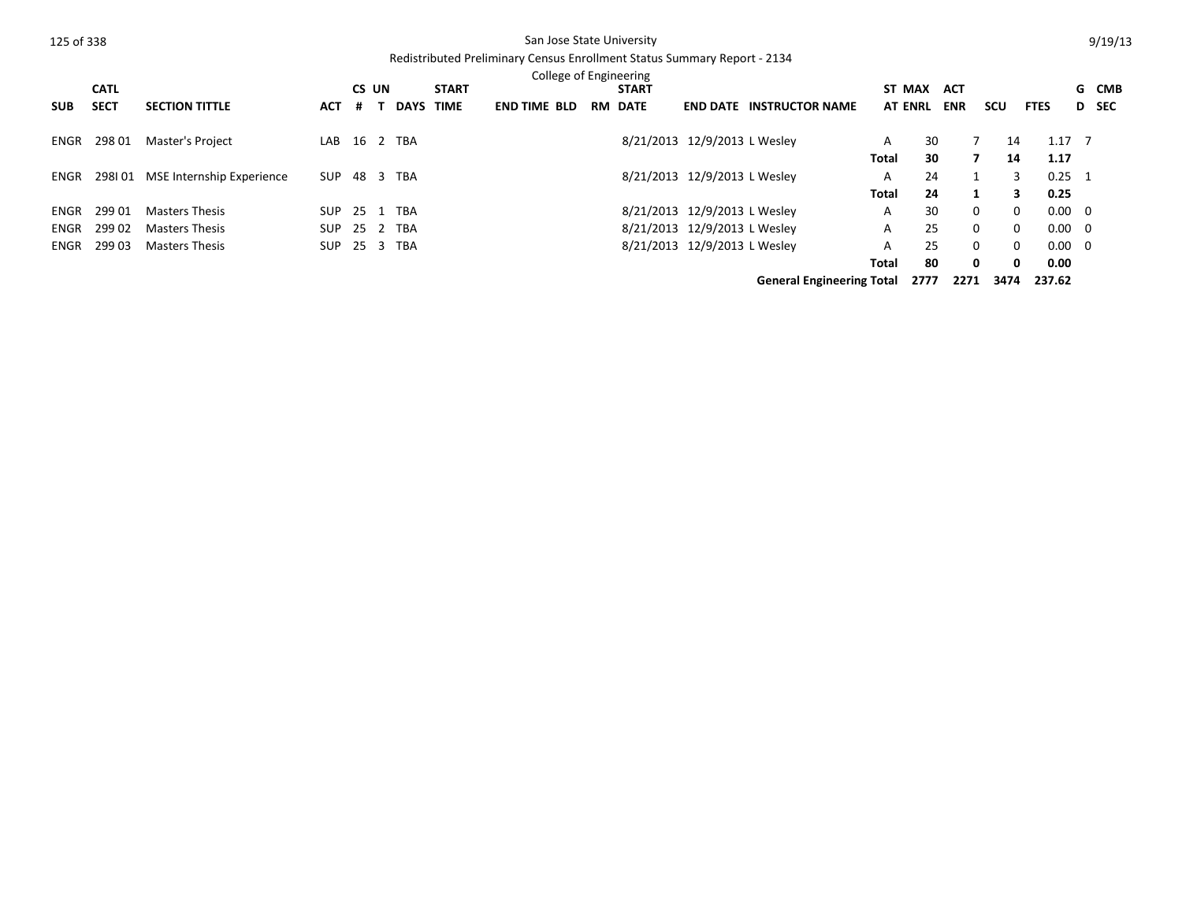San Jose State University

Redistributed Preliminary Census Enrollment Status Summary Report - 2134

College of Engineering

| SUB | CATL SECT | SECTION TITTLE | ACT | CS # | UN T | DAYS | START TIME | END TIME | BLD | RM | START DATE | END DATE | INSTRUCTOR NAME | STAT | MAX ENRL | ACT ENR | SCU | FTES | GD | CMB SEC |
|---|---|---|---|---|---|---|---|---|---|---|---|---|---|---|---|---|---|---|---|---|
| ENGR | 298 01 | Master's Project | LAB | 16 | 2 | TBA | | | | | 8/21/2013 | 12/9/2013 | L Wesley | A | 30 | 7 | 14 | 1.17 | 7 | |
| | | | | | | | | | | | | | | **Total** | **30** | **7** | **14** | **1.17** | | |
| ENGR | 298I 01 | MSE Internship Experience | SUP | 48 | 3 | TBA | | | | | 8/21/2013 | 12/9/2013 | L Wesley | A | 24 | 1 | 3 | 0.25 | 1 | |
| | | | | | | | | | | | | | | **Total** | **24** | **1** | **3** | **0.25** | | |
| ENGR | 299 01 | Masters Thesis | SUP | 25 | 1 | TBA | | | | | 8/21/2013 | 12/9/2013 | L Wesley | A | 30 | 0 | 0 | 0.00 | 0 | |
| ENGR | 299 02 | Masters Thesis | SUP | 25 | 2 | TBA | | | | | 8/21/2013 | 12/9/2013 | L Wesley | A | 25 | 0 | 0 | 0.00 | 0 | |
| ENGR | 299 03 | Masters Thesis | SUP | 25 | 3 | TBA | | | | | 8/21/2013 | 12/9/2013 | L Wesley | A | 25 | 0 | 0 | 0.00 | 0 | |
| | | | | | | | | | | | | | | **Total** | **80** | **0** | **0** | **0.00** | | |
| | | | | | | | | | | | | | **General Engineering Total** | | **2777** | **2271** | **3474** | **237.62** | | |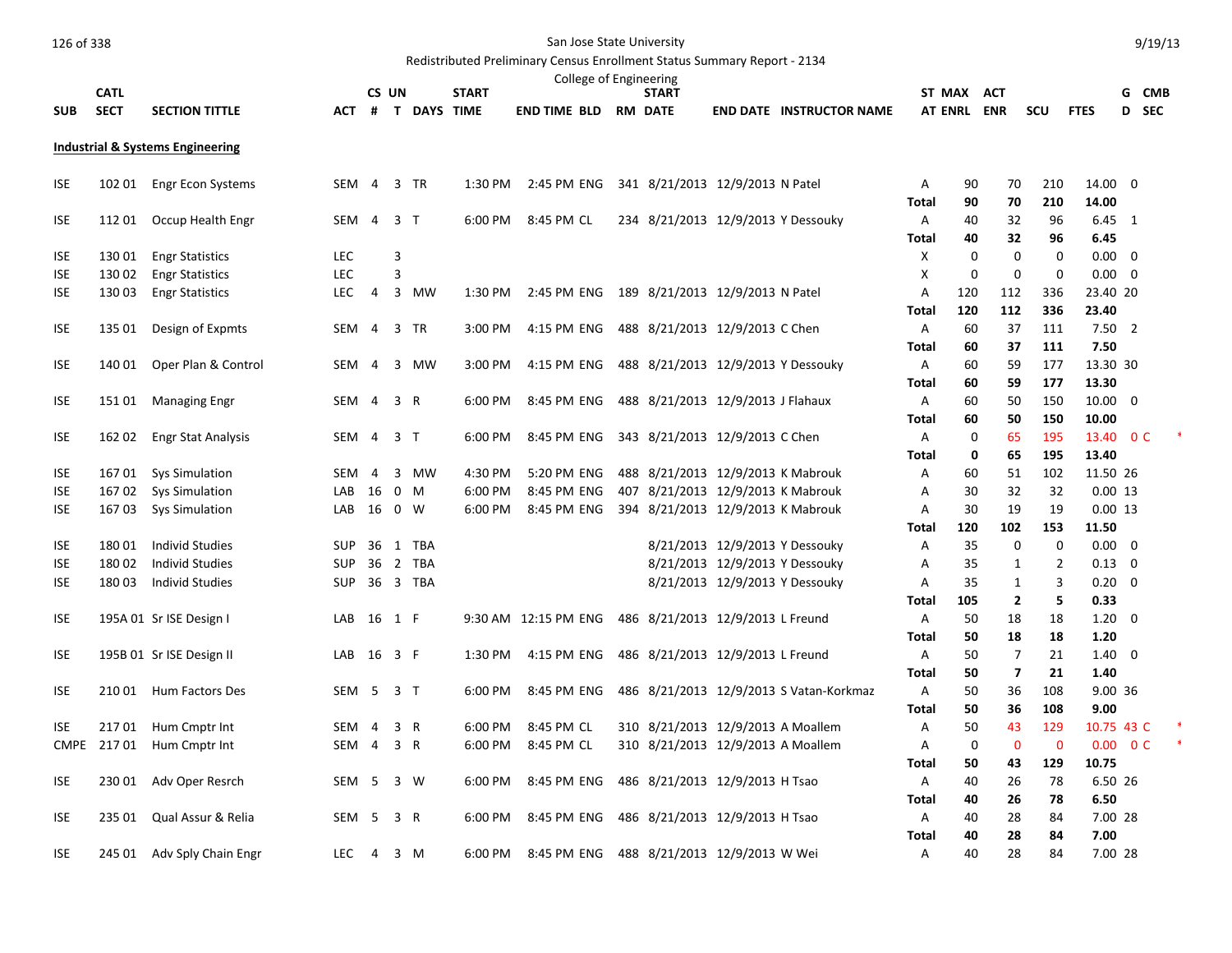San Jose State University

Redistributed Preliminary Census Enrollment Status Summary Report - 2134

College of Engineering

| SUB | CATL SECT | SECTION TITTLE | ACT | CS # | UN T | DAYS | START TIME | END TIME | BLD | RM | START DATE | END DATE | INSTRUCTOR NAME | ST AT | MAX ENRL | ACT ENR | SCU | FTES | G D | CMB SEC | |
|---|---|---|---|---|---|---|---|---|---|---|---|---|---|---|---|---|---|---|---|---|---|
| **Industrial & Systems Engineering** | | | | | | | | | | | | | | | | | | | | | |
| ISE | 102 01 | Engr Econ Systems | SEM | 4 | 3 | TR | 1:30 PM | 2:45 PM | ENG | 341 | 8/21/2013 | 12/9/2013 | N Patel | A | 90 | 70 | 210 | 14.00 | 0 | | |
| | | | | | | | | | | | | | | **Total** | **90** | **70** | **210** | **14.00** | | | |
| ISE | 112 01 | Occup Health Engr | SEM | 4 | 3 | T | 6:00 PM | 8:45 PM | CL | 234 | 8/21/2013 | 12/9/2013 | Y Dessouky | A | 40 | 32 | 96 | 6.45 | 1 | | |
| | | | | | | | | | | | | | | **Total** | **40** | **32** | **96** | **6.45** | | | |
| ISE | 130 01 | Engr Statistics | LEC | | 3 | | | | | | | | | X | 0 | 0 | 0 | 0.00 | 0 | | |
| ISE | 130 02 | Engr Statistics | LEC | | 3 | | | | | | | | | X | 0 | 0 | 0 | 0.00 | 0 | | |
| ISE | 130 03 | Engr Statistics | LEC | 4 | 3 | MW | 1:30 PM | 2:45 PM | ENG | 189 | 8/21/2013 | 12/9/2013 | N Patel | A | 120 | 112 | 336 | 23.40 | 20 | | |
| | | | | | | | | | | | | | | **Total** | **120** | **112** | **336** | **23.40** | | | |
| ISE | 135 01 | Design of Expmts | SEM | 4 | 3 | TR | 3:00 PM | 4:15 PM | ENG | 488 | 8/21/2013 | 12/9/2013 | C Chen | A | 60 | 37 | 111 | 7.50 | 2 | | |
| | | | | | | | | | | | | | | **Total** | **60** | **37** | **111** | **7.50** | | | |
| ISE | 140 01 | Oper Plan & Control | SEM | 4 | 3 | MW | 3:00 PM | 4:15 PM | ENG | 488 | 8/21/2013 | 12/9/2013 | Y Dessouky | A | 60 | 59 | 177 | 13.30 | 30 | | |
| | | | | | | | | | | | | | | **Total** | **60** | **59** | **177** | **13.30** | | | |
| ISE | 151 01 | Managing Engr | SEM | 4 | 3 | R | 6:00 PM | 8:45 PM | ENG | 488 | 8/21/2013 | 12/9/2013 | J Flahaux | A | 60 | 50 | 150 | 10.00 | 0 | | |
| | | | | | | | | | | | | | | **Total** | **60** | **50** | **150** | **10.00** | | | |
| ISE | 162 02 | Engr Stat Analysis | SEM | 4 | 3 | T | 6:00 PM | 8:45 PM | ENG | 343 | 8/21/2013 | 12/9/2013 | C Chen | A | 0 | 65 | 195 | 13.40 | 0 | C | * |
| | | | | | | | | | | | | | | **Total** | **0** | **65** | **195** | **13.40** | | | |
| ISE | 167 01 | Sys Simulation | SEM | 4 | 3 | MW | 4:30 PM | 5:20 PM | ENG | 488 | 8/21/2013 | 12/9/2013 | K Mabrouk | A | 60 | 51 | 102 | 11.50 | 26 | | |
| ISE | 167 02 | Sys Simulation | LAB | 16 | 0 | M | 6:00 PM | 8:45 PM | ENG | 407 | 8/21/2013 | 12/9/2013 | K Mabrouk | A | 30 | 32 | 32 | 0.00 | 13 | | |
| ISE | 167 03 | Sys Simulation | LAB | 16 | 0 | W | 6:00 PM | 8:45 PM | ENG | 394 | 8/21/2013 | 12/9/2013 | K Mabrouk | A | 30 | 19 | 19 | 0.00 | 13 | | |
| | | | | | | | | | | | | | | **Total** | **120** | **102** | **153** | **11.50** | | | |
| ISE | 180 01 | Individ Studies | SUP | 36 | 1 | TBA | | | | | 8/21/2013 | 12/9/2013 | Y Dessouky | A | 35 | 0 | 0 | 0.00 | 0 | | |
| ISE | 180 02 | Individ Studies | SUP | 36 | 2 | TBA | | | | | 8/21/2013 | 12/9/2013 | Y Dessouky | A | 35 | 1 | 2 | 0.13 | 0 | | |
| ISE | 180 03 | Individ Studies | SUP | 36 | 3 | TBA | | | | | 8/21/2013 | 12/9/2013 | Y Dessouky | A | 35 | 1 | 3 | 0.20 | 0 | | |
| | | | | | | | | | | | | | | **Total** | **105** | **2** | **5** | **0.33** | | | |
| ISE | 195A 01 | Sr ISE Design I | LAB | 16 | 1 | F | 9:30 AM | 12:15 PM | ENG | 486 | 8/21/2013 | 12/9/2013 | L Freund | A | 50 | 18 | 18 | 1.20 | 0 | | |
| | | | | | | | | | | | | | | **Total** | **50** | **18** | **18** | **1.20** | | | |
| ISE | 195B 01 | Sr ISE Design II | LAB | 16 | 3 | F | 1:30 PM | 4:15 PM | ENG | 486 | 8/21/2013 | 12/9/2013 | L Freund | A | 50 | 7 | 21 | 1.40 | 0 | | |
| | | | | | | | | | | | | | | **Total** | **50** | **7** | **21** | **1.40** | | | |
| ISE | 210 01 | Hum Factors Des | SEM | 5 | 3 | T | 6:00 PM | 8:45 PM | ENG | 486 | 8/21/2013 | 12/9/2013 | S Vatan-Korkmaz | A | 50 | 36 | 108 | 9.00 | 36 | | |
| | | | | | | | | | | | | | | **Total** | **50** | **36** | **108** | **9.00** | | | |
| ISE | 217 01 | Hum Cmptr Int | SEM | 4 | 3 | R | 6:00 PM | 8:45 PM | CL | 310 | 8/21/2013 | 12/9/2013 | A Moallem | A | 50 | 43 | 129 | 10.75 | 43 | C | * |
| CMPE | 217 01 | Hum Cmptr Int | SEM | 4 | 3 | R | 6:00 PM | 8:45 PM | CL | 310 | 8/21/2013 | 12/9/2013 | A Moallem | A | 0 | 0 | 0 | 0.00 | 0 | C | * |
| | | | | | | | | | | | | | | **Total** | **50** | **43** | **129** | **10.75** | | | |
| ISE | 230 01 | Adv Oper Resrch | SEM | 5 | 3 | W | 6:00 PM | 8:45 PM | ENG | 486 | 8/21/2013 | 12/9/2013 | H Tsao | A | 40 | 26 | 78 | 6.50 | 26 | | |
| | | | | | | | | | | | | | | **Total** | **40** | **26** | **78** | **6.50** | | | |
| ISE | 235 01 | Qual Assur & Relia | SEM | 5 | 3 | R | 6:00 PM | 8:45 PM | ENG | 486 | 8/21/2013 | 12/9/2013 | H Tsao | A | 40 | 28 | 84 | 7.00 | 28 | | |
| | | | | | | | | | | | | | | **Total** | **40** | **28** | **84** | **7.00** | | | |
| ISE | 245 01 | Adv Sply Chain Engr | LEC | 4 | 3 | M | 6:00 PM | 8:45 PM | ENG | 488 | 8/21/2013 | 12/9/2013 | W Wei | A | 40 | 28 | 84 | 7.00 | 28 | | |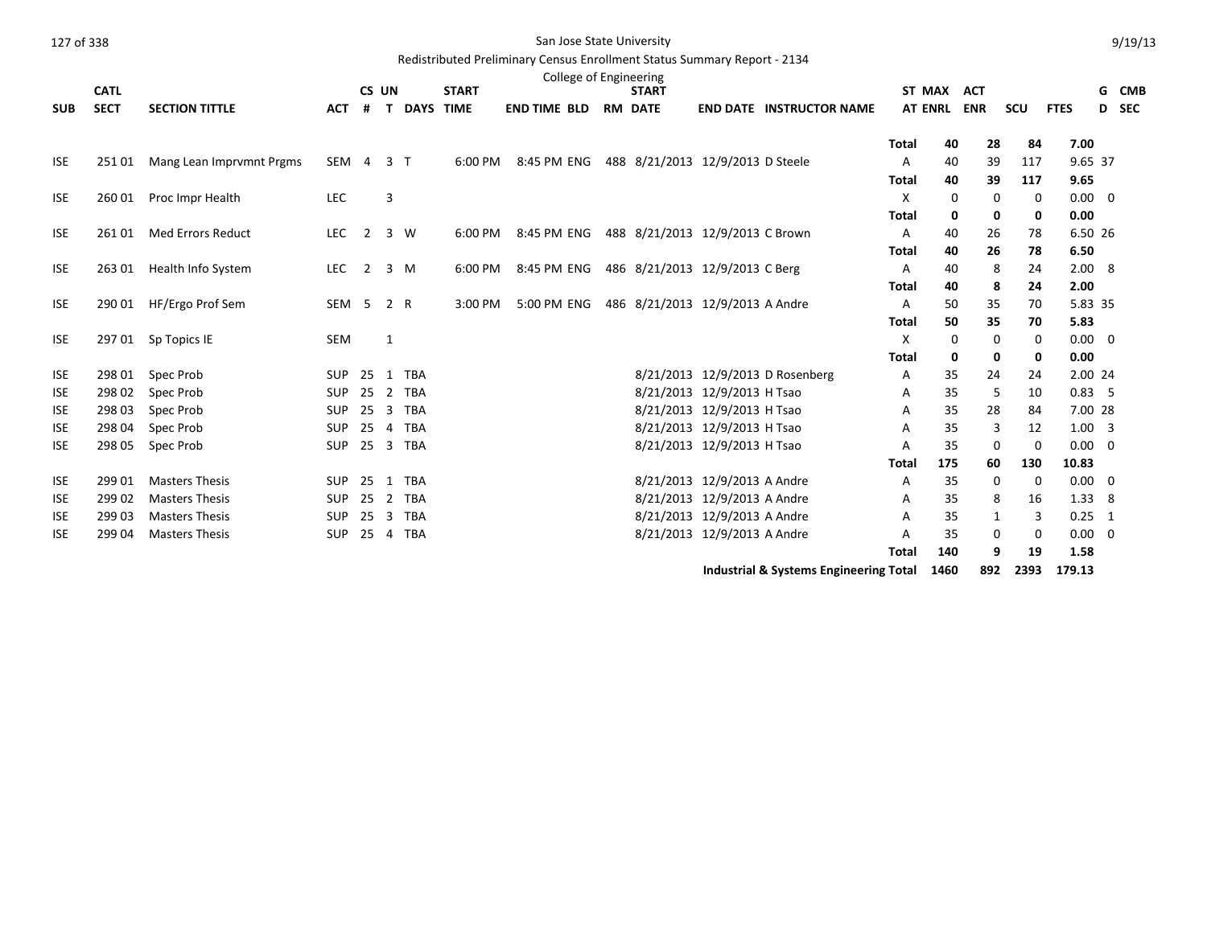San Jose State University

Redistributed Preliminary Census Enrollment Status Summary Report - 2134

College of Engineering

| SUB | CATL SECT | SECTION TITTLE | ACT | CS # | UN T | DAYS | START TIME | END TIME | BLD | RM | START DATE | END DATE | INSTRUCTOR NAME | ST AT | MAX ENRL | ACT ENR | SCU | FTES | G D | CMB SEC |
|---|---|---|---|---|---|---|---|---|---|---|---|---|---|---|---|---|---|---|---|---|
| | | | | | | | | | | | | | | **Total** | **40** | **28** | **84** | **7.00** | | |
| ISE | 251 01 | Mang Lean Imprvmnt Prgms | SEM | 4 | 3 | T | 6:00 PM | 8:45 PM | ENG | 488 | 8/21/2013 | 12/9/2013 | D Steele | A | 40 | 39 | 117 | 9.65 | 37 | |
| | | | | | | | | | | | | | | **Total** | **40** | **39** | **117** | **9.65** | | |
| ISE | 260 01 | Proc Impr Health | LEC | | 3 | | | | | | | | | X | 0 | 0 | 0 | 0.00 | 0 | |
| | | | | | | | | | | | | | | **Total** | **0** | **0** | **0** | **0.00** | | |
| ISE | 261 01 | Med Errors Reduct | LEC | 2 | 3 | W | 6:00 PM | 8:45 PM | ENG | 488 | 8/21/2013 | 12/9/2013 | C Brown | A | 40 | 26 | 78 | 6.50 | 26 | |
| | | | | | | | | | | | | | | **Total** | **40** | **26** | **78** | **6.50** | | |
| ISE | 263 01 | Health Info System | LEC | 2 | 3 | M | 6:00 PM | 8:45 PM | ENG | 486 | 8/21/2013 | 12/9/2013 | C Berg | A | 40 | 8 | 24 | 2.00 | 8 | |
| | | | | | | | | | | | | | | **Total** | **40** | **8** | **24** | **2.00** | | |
| ISE | 290 01 | HF/Ergo Prof Sem | SEM | 5 | 2 | R | 3:00 PM | 5:00 PM | ENG | 486 | 8/21/2013 | 12/9/2013 | A Andre | A | 50 | 35 | 70 | 5.83 | 35 | |
| | | | | | | | | | | | | | | **Total** | **50** | **35** | **70** | **5.83** | | |
| ISE | 297 01 | Sp Topics IE | SEM | | 1 | | | | | | | | | X | 0 | 0 | 0 | 0.00 | 0 | |
| | | | | | | | | | | | | | | **Total** | **0** | **0** | **0** | **0.00** | | |
| ISE | 298 01 | Spec Prob | SUP | 25 | 1 | TBA | | | | | 8/21/2013 | 12/9/2013 | D Rosenberg | A | 35 | 24 | 24 | 2.00 | 24 | |
| ISE | 298 02 | Spec Prob | SUP | 25 | 2 | TBA | | | | | 8/21/2013 | 12/9/2013 | H Tsao | A | 35 | 5 | 10 | 0.83 | 5 | |
| ISE | 298 03 | Spec Prob | SUP | 25 | 3 | TBA | | | | | 8/21/2013 | 12/9/2013 | H Tsao | A | 35 | 28 | 84 | 7.00 | 28 | |
| ISE | 298 04 | Spec Prob | SUP | 25 | 4 | TBA | | | | | 8/21/2013 | 12/9/2013 | H Tsao | A | 35 | 3 | 12 | 1.00 | 3 | |
| ISE | 298 05 | Spec Prob | SUP | 25 | 3 | TBA | | | | | 8/21/2013 | 12/9/2013 | H Tsao | A | 35 | 0 | 0 | 0.00 | 0 | |
| | | | | | | | | | | | | | | **Total** | **175** | **60** | **130** | **10.83** | | |
| ISE | 299 01 | Masters Thesis | SUP | 25 | 1 | TBA | | | | | 8/21/2013 | 12/9/2013 | A Andre | A | 35 | 0 | 0 | 0.00 | 0 | |
| ISE | 299 02 | Masters Thesis | SUP | 25 | 2 | TBA | | | | | 8/21/2013 | 12/9/2013 | A Andre | A | 35 | 8 | 16 | 1.33 | 8 | |
| ISE | 299 03 | Masters Thesis | SUP | 25 | 3 | TBA | | | | | 8/21/2013 | 12/9/2013 | A Andre | A | 35 | 1 | 3 | 0.25 | 1 | |
| ISE | 299 04 | Masters Thesis | SUP | 25 | 4 | TBA | | | | | 8/21/2013 | 12/9/2013 | A Andre | A | 35 | 0 | 0 | 0.00 | 0 | |
| | | | | | | | | | | | | | | **Total** | **140** | **9** | **19** | **1.58** | | |
| | | | | | | | | | | | | | **Industrial & Systems Engineering Total** | | **1460** | **892** | **2393** | **179.13** | | |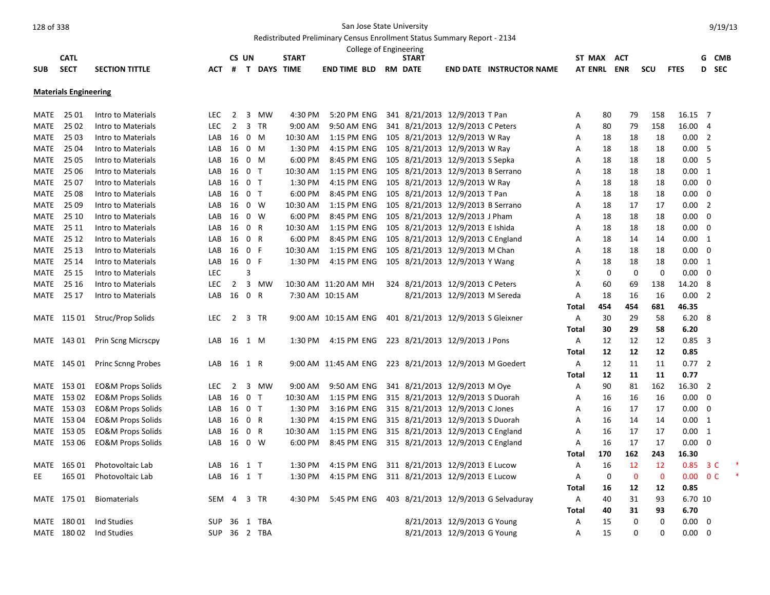San Jose State University

Redistributed Preliminary Census Enrollment Status Summary Report - 2134

College of Engineering

9/19/13

## Materials Engineering

| SUB | CATL SECT | SECTION TITTLE | ACT | CS # | UN T | DAYS | START TIME | END TIME | BLD | RM | START DATE | END DATE | INSTRUCTOR NAME | ST AT | MAX ENRL | ACT ENR | SCU | FTES | GD | CMB SEC |
|---|---|---|---|---|---|---|---|---|---|---|---|---|---|---|---|---|---|---|---|---|
| MATE | 25 01 | Intro to Materials | LEC | 2 | 3 | MW | 4:30 PM | 5:20 PM | ENG | 341 | 8/21/2013 | 12/9/2013 | T Pan | A | 80 | 79 | 158 | 16.15 | 7 | |
| MATE | 25 02 | Intro to Materials | LEC | 2 | 3 | TR | 9:00 AM | 9:50 AM | ENG | 341 | 8/21/2013 | 12/9/2013 | C Peters | A | 80 | 79 | 158 | 16.00 | 4 | |
| MATE | 25 03 | Intro to Materials | LAB | 16 | 0 | M | 10:30 AM | 1:15 PM | ENG | 105 | 8/21/2013 | 12/9/2013 | W Ray | A | 18 | 18 | 18 | 0.00 | 2 | |
| MATE | 25 04 | Intro to Materials | LAB | 16 | 0 | M | 1:30 PM | 4:15 PM | ENG | 105 | 8/21/2013 | 12/9/2013 | W Ray | A | 18 | 18 | 18 | 0.00 | 5 | |
| MATE | 25 05 | Intro to Materials | LAB | 16 | 0 | M | 6:00 PM | 8:45 PM | ENG | 105 | 8/21/2013 | 12/9/2013 | S Sepka | A | 18 | 18 | 18 | 0.00 | 5 | |
| MATE | 25 06 | Intro to Materials | LAB | 16 | 0 | T | 10:30 AM | 1:15 PM | ENG | 105 | 8/21/2013 | 12/9/2013 | B Serrano | A | 18 | 18 | 18 | 0.00 | 1 | |
| MATE | 25 07 | Intro to Materials | LAB | 16 | 0 | T | 1:30 PM | 4:15 PM | ENG | 105 | 8/21/2013 | 12/9/2013 | W Ray | A | 18 | 18 | 18 | 0.00 | 0 | |
| MATE | 25 08 | Intro to Materials | LAB | 16 | 0 | T | 6:00 PM | 8:45 PM | ENG | 105 | 8/21/2013 | 12/9/2013 | T Pan | A | 18 | 18 | 18 | 0.00 | 0 | |
| MATE | 25 09 | Intro to Materials | LAB | 16 | 0 | W | 10:30 AM | 1:15 PM | ENG | 105 | 8/21/2013 | 12/9/2013 | B Serrano | A | 18 | 17 | 17 | 0.00 | 2 | |
| MATE | 25 10 | Intro to Materials | LAB | 16 | 0 | W | 6:00 PM | 8:45 PM | ENG | 105 | 8/21/2013 | 12/9/2013 | J Pham | A | 18 | 18 | 18 | 0.00 | 0 | |
| MATE | 25 11 | Intro to Materials | LAB | 16 | 0 | R | 10:30 AM | 1:15 PM | ENG | 105 | 8/21/2013 | 12/9/2013 | E Ishida | A | 18 | 18 | 18 | 0.00 | 0 | |
| MATE | 25 12 | Intro to Materials | LAB | 16 | 0 | R | 6:00 PM | 8:45 PM | ENG | 105 | 8/21/2013 | 12/9/2013 | C England | A | 18 | 14 | 14 | 0.00 | 1 | |
| MATE | 25 13 | Intro to Materials | LAB | 16 | 0 | F | 10:30 AM | 1:15 PM | ENG | 105 | 8/21/2013 | 12/9/2013 | M Chan | A | 18 | 18 | 18 | 0.00 | 0 | |
| MATE | 25 14 | Intro to Materials | LAB | 16 | 0 | F | 1:30 PM | 4:15 PM | ENG | 105 | 8/21/2013 | 12/9/2013 | Y Wang | A | 18 | 18 | 18 | 0.00 | 1 | |
| MATE | 25 15 | Intro to Materials | LEC | | 3 | | | | | | | | | X | 0 | 0 | 0 | 0.00 | 0 | |
| MATE | 25 16 | Intro to Materials | LEC | 2 | 3 | MW | 10:30 AM | 11:20 AM | MH | 324 | 8/21/2013 | 12/9/2013 | C Peters | A | 60 | 69 | 138 | 14.20 | 8 | |
| MATE | 25 17 | Intro to Materials | LAB | 16 | 0 | R | 7:30 AM | 10:15 AM | | | 8/21/2013 | 12/9/2013 | M Sereda | A | 18 | 16 | 16 | 0.00 | 2 | |
| | | | | | | | | | | | | | | **Total** | **454** | **454** | **681** | **46.35** | | |
| MATE | 115 01 | Struc/Prop Solids | LEC | 2 | 3 | TR | 9:00 AM | 10:15 AM | ENG | 401 | 8/21/2013 | 12/9/2013 | S Gleixner | A | 30 | 29 | 58 | 6.20 | 8 | |
| | | | | | | | | | | | | | | **Total** | **30** | **29** | **58** | **6.20** | | |
| MATE | 143 01 | Prin Scng Micrscpy | LAB | 16 | 1 | M | 1:30 PM | 4:15 PM | ENG | 223 | 8/21/2013 | 12/9/2013 | J Pons | A | 12 | 12 | 12 | 0.85 | 3 | |
| | | | | | | | | | | | | | | **Total** | **12** | **12** | **12** | **0.85** | | |
| MATE | 145 01 | Princ Scnng Probes | LAB | 16 | 1 | R | 9:00 AM | 11:45 AM | ENG | 223 | 8/21/2013 | 12/9/2013 | M Goedert | A | 12 | 11 | 11 | 0.77 | 2 | |
| | | | | | | | | | | | | | | **Total** | **12** | **11** | **11** | **0.77** | | |
| MATE | 153 01 | EO&M Props Solids | LEC | 2 | 3 | MW | 9:00 AM | 9:50 AM | ENG | 341 | 8/21/2013 | 12/9/2013 | M Oye | A | 90 | 81 | 162 | 16.30 | 2 | |
| MATE | 153 02 | EO&M Props Solids | LAB | 16 | 0 | T | 10:30 AM | 1:15 PM | ENG | 315 | 8/21/2013 | 12/9/2013 | S Duorah | A | 16 | 16 | 16 | 0.00 | 0 | |
| MATE | 153 03 | EO&M Props Solids | LAB | 16 | 0 | T | 1:30 PM | 3:16 PM | ENG | 315 | 8/21/2013 | 12/9/2013 | C Jones | A | 16 | 17 | 17 | 0.00 | 0 | |
| MATE | 153 04 | EO&M Props Solids | LAB | 16 | 0 | R | 1:30 PM | 4:15 PM | ENG | 315 | 8/21/2013 | 12/9/2013 | S Duorah | A | 16 | 14 | 14 | 0.00 | 1 | |
| MATE | 153 05 | EO&M Props Solids | LAB | 16 | 0 | R | 10:30 AM | 1:15 PM | ENG | 315 | 8/21/2013 | 12/9/2013 | C England | A | 16 | 17 | 17 | 0.00 | 1 | |
| MATE | 153 06 | EO&M Props Solids | LAB | 16 | 0 | W | 6:00 PM | 8:45 PM | ENG | 315 | 8/21/2013 | 12/9/2013 | C England | A | 16 | 17 | 17 | 0.00 | 0 | |
| | | | | | | | | | | | | | | **Total** | **170** | **162** | **243** | **16.30** | | |
| MATE | 165 01 | Photovoltaic Lab | LAB | 16 | 1 | T | 1:30 PM | 4:15 PM | ENG | 311 | 8/21/2013 | 12/9/2013 | E Lucow | A | 16 | 12 | 12 | 0.85 | 3 | C * |
| EE | 165 01 | Photovoltaic Lab | LAB | 16 | 1 | T | 1:30 PM | 4:15 PM | ENG | 311 | 8/21/2013 | 12/9/2013 | E Lucow | A | 0 | 0 | 0 | 0.00 | 0 | C * |
| | | | | | | | | | | | | | | **Total** | **16** | **12** | **12** | **0.85** | | |
| MATE | 175 01 | Biomaterials | SEM | 4 | 3 | TR | 4:30 PM | 5:45 PM | ENG | 403 | 8/21/2013 | 12/9/2013 | G Selvaduray | A | 40 | 31 | 93 | 6.70 | 10 | |
| | | | | | | | | | | | | | | **Total** | **40** | **31** | **93** | **6.70** | | |
| MATE | 180 01 | Ind Studies | SUP | 36 | 1 | TBA | | | | | 8/21/2013 | 12/9/2013 | G Young | A | 15 | 0 | 0 | 0.00 | 0 | |
| MATE | 180 02 | Ind Studies | SUP | 36 | 2 | TBA | | | | | 8/21/2013 | 12/9/2013 | G Young | A | 15 | 0 | 0 | 0.00 | 0 | |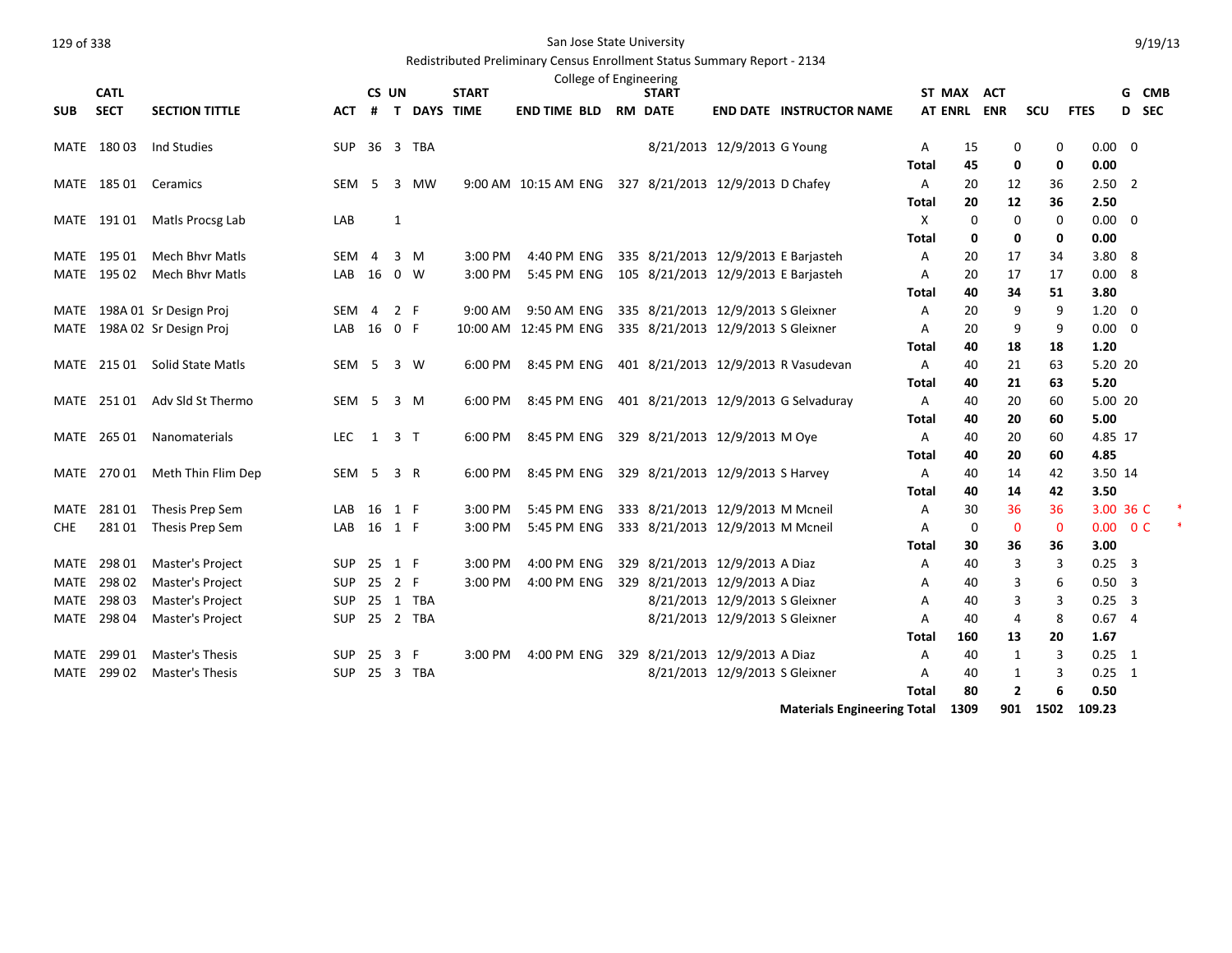San Jose State University

Redistributed Preliminary Census Enrollment Status Summary Report - 2134

College of Engineering

| SUB | CATL SECT | SECTION TITTLE | ACT | CS # | UN T | DAYS | START TIME | END TIME | BLD | RM | START DATE | END DATE | INSTRUCTOR NAME | ST AT | MAX ENRL | ACT ENR | SCU | FTES | GD | CMB SEC |
|---|---|---|---|---|---|---|---|---|---|---|---|---|---|---|---|---|---|---|---|---|
| MATE | 180 03 | Ind Studies | SUP | 36 | 3 | TBA | | | | | 8/21/2013 | 12/9/2013 | G Young | A | 15 | 0 | 0 | 0.00 | 0 | |
| | | | | | | | | | | | | | | **Total** | **45** | **0** | **0** | **0.00** | | |
| MATE | 185 01 | Ceramics | SEM | 5 | 3 | MW | 9:00 AM | 10:15 AM | ENG | 327 | 8/21/2013 | 12/9/2013 | D Chafey | A | 20 | 12 | 36 | 2.50 | 2 | |
| | | | | | | | | | | | | | | **Total** | **20** | **12** | **36** | **2.50** | | |
| MATE | 191 01 | Matls Procsg Lab | LAB | | 1 | | | | | | | | | X | 0 | 0 | 0 | 0.00 | 0 | |
| | | | | | | | | | | | | | | **Total** | **0** | **0** | **0** | **0.00** | | |
| MATE | 195 01 | Mech Bhvr Matls | SEM | 4 | 3 | M | 3:00 PM | 4:40 PM | ENG | 335 | 8/21/2013 | 12/9/2013 | E Barjasteh | A | 20 | 17 | 34 | 3.80 | 8 | |
| MATE | 195 02 | Mech Bhvr Matls | LAB | 16 | 0 | W | 3:00 PM | 5:45 PM | ENG | 105 | 8/21/2013 | 12/9/2013 | E Barjasteh | A | 20 | 17 | 17 | 0.00 | 8 | |
| | | | | | | | | | | | | | | **Total** | **40** | **34** | **51** | **3.80** | | |
| MATE | 198A 01 | Sr Design Proj | SEM | 4 | 2 | F | 9:00 AM | 9:50 AM | ENG | 335 | 8/21/2013 | 12/9/2013 | S Gleixner | A | 20 | 9 | 9 | 1.20 | 0 | |
| MATE | 198A 02 | Sr Design Proj | LAB | 16 | 0 | F | 10:00 AM | 12:45 PM | ENG | 335 | 8/21/2013 | 12/9/2013 | S Gleixner | A | 20 | 9 | 9 | 0.00 | 0 | |
| | | | | | | | | | | | | | | **Total** | **40** | **18** | **18** | **1.20** | | |
| MATE | 215 01 | Solid State Matls | SEM | 5 | 3 | W | 6:00 PM | 8:45 PM | ENG | 401 | 8/21/2013 | 12/9/2013 | R Vasudevan | A | 40 | 21 | 63 | 5.20 | 20 | |
| | | | | | | | | | | | | | | **Total** | **40** | **21** | **63** | **5.20** | | |
| MATE | 251 01 | Adv Sld St Thermo | SEM | 5 | 3 | M | 6:00 PM | 8:45 PM | ENG | 401 | 8/21/2013 | 12/9/2013 | G Selvaduray | A | 40 | 20 | 60 | 5.00 | 20 | |
| | | | | | | | | | | | | | | **Total** | **40** | **20** | **60** | **5.00** | | |
| MATE | 265 01 | Nanomaterials | LEC | 1 | 3 | T | 6:00 PM | 8:45 PM | ENG | 329 | 8/21/2013 | 12/9/2013 | M Oye | A | 40 | 20 | 60 | 4.85 | 17 | |
| | | | | | | | | | | | | | | **Total** | **40** | **20** | **60** | **4.85** | | |
| MATE | 270 01 | Meth Thin Flim Dep | SEM | 5 | 3 | R | 6:00 PM | 8:45 PM | ENG | 329 | 8/21/2013 | 12/9/2013 | S Harvey | A | 40 | 14 | 42 | 3.50 | 14 | |
| | | | | | | | | | | | | | | **Total** | **40** | **14** | **42** | **3.50** | | |
| MATE | 281 01 | Thesis Prep Sem | LAB | 16 | 1 | F | 3:00 PM | 5:45 PM | ENG | 333 | 8/21/2013 | 12/9/2013 | M Mcneil | A | 30 | 36 | 36 | 3.00 | 36 | C * |
| CHE | 281 01 | Thesis Prep Sem | LAB | 16 | 1 | F | 3:00 PM | 5:45 PM | ENG | 333 | 8/21/2013 | 12/9/2013 | M Mcneil | A | 0 | 0 | 0 | 0.00 | 0 | C * |
| | | | | | | | | | | | | | | **Total** | **30** | **36** | **36** | **3.00** | | |
| MATE | 298 01 | Master's Project | SUP | 25 | 1 | F | 3:00 PM | 4:00 PM | ENG | 329 | 8/21/2013 | 12/9/2013 | A Diaz | A | 40 | 3 | 3 | 0.25 | 3 | |
| MATE | 298 02 | Master's Project | SUP | 25 | 2 | F | 3:00 PM | 4:00 PM | ENG | 329 | 8/21/2013 | 12/9/2013 | A Diaz | A | 40 | 3 | 6 | 0.50 | 3 | |
| MATE | 298 03 | Master's Project | SUP | 25 | 1 | TBA | | | | | 8/21/2013 | 12/9/2013 | S Gleixner | A | 40 | 3 | 3 | 0.25 | 3 | |
| MATE | 298 04 | Master's Project | SUP | 25 | 2 | TBA | | | | | 8/21/2013 | 12/9/2013 | S Gleixner | A | 40 | 4 | 8 | 0.67 | 4 | |
| | | | | | | | | | | | | | | **Total** | **160** | **13** | **20** | **1.67** | | |
| MATE | 299 01 | Master's Thesis | SUP | 25 | 3 | F | 3:00 PM | 4:00 PM | ENG | 329 | 8/21/2013 | 12/9/2013 | A Diaz | A | 40 | 1 | 3 | 0.25 | 1 | |
| MATE | 299 02 | Master's Thesis | SUP | 25 | 3 | TBA | | | | | 8/21/2013 | 12/9/2013 | S Gleixner | A | 40 | 1 | 3 | 0.25 | 1 | |
| | | | | | | | | | | | | | | **Total** | **80** | **2** | **6** | **0.50** | | |
| | | | | | | | | | | | | | **Materials Engineering Total** | | **1309** | **901** | **1502** | **109.23** | | |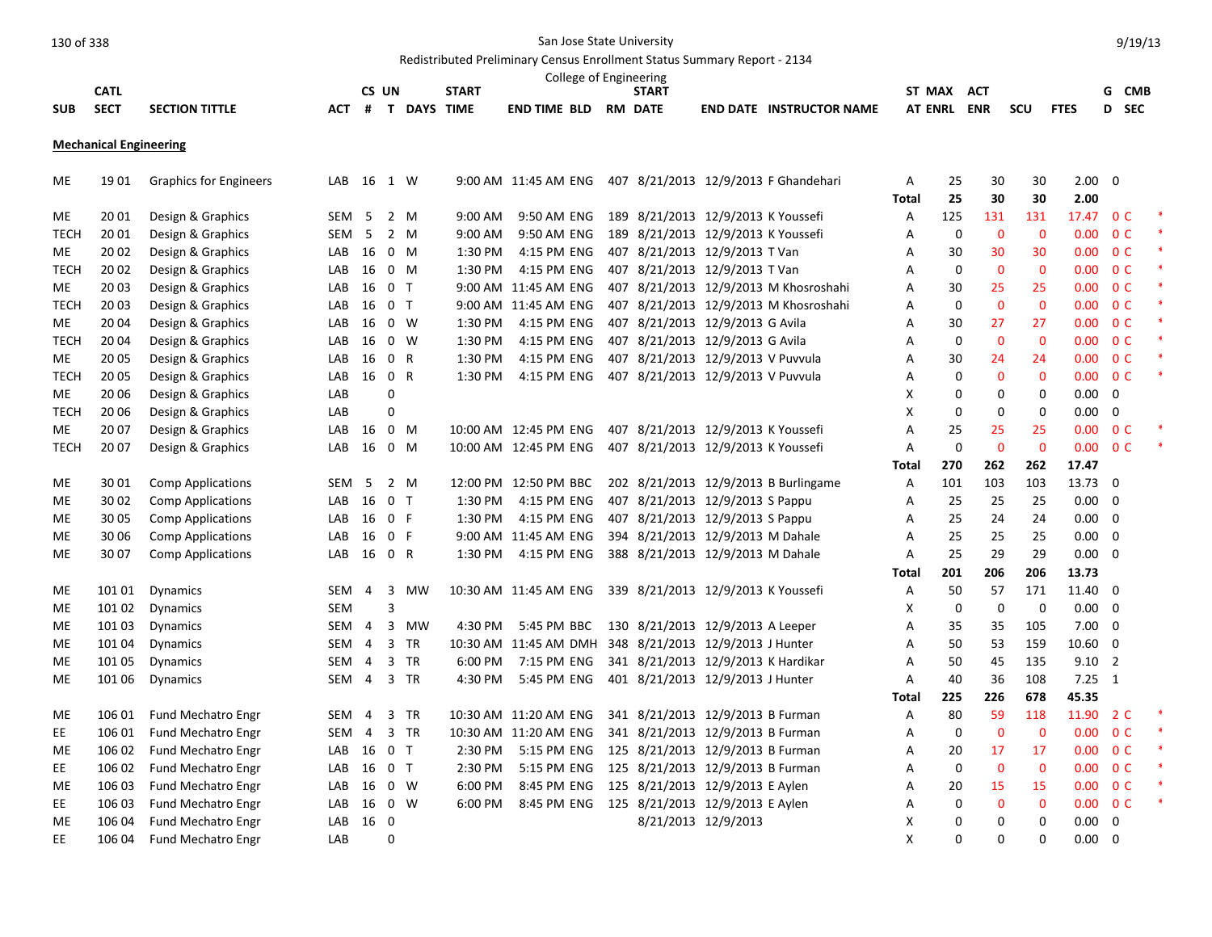San Jose State University

Redistributed Preliminary Census Enrollment Status Summary Report - 2134

College of Engineering

| SUB | CATL SECT | SECTION TITTLE | ACT | CS # | UN T | DAYS | START TIME | END TIME | BLD | RM | START DATE | END DATE | INSTRUCTOR NAME | ST AT | MAX ENRL | ACT ENR | SCU | FTES | G D | CMB SEC |
|---|---|---|---|---|---|---|---|---|---|---|---|---|---|---|---|---|---|---|---|---|
| **Mechanical Engineering** | | | | | | | | | | | | | | | | | | | | |
| ME | 19 01 | Graphics for Engineers | LAB | 16 | 1 | W | 9:00 AM | 11:45 AM | ENG | 407 | 8/21/2013 | 12/9/2013 | F Ghandehari | A | 25 | 30 | 30 | 2.00 | 0 | |
| | | | | | | | | | | | | | | **Total** | **25** | **30** | **30** | **2.00** | | |
| ME | 20 01 | Design & Graphics | SEM | 5 | 2 | M | 9:00 AM | 9:50 AM | ENG | 189 | 8/21/2013 | 12/9/2013 | K Youssefi | A | 125 | 131 | 131 | 17.47 | 0 | C * |
| TECH | 20 01 | Design & Graphics | SEM | 5 | 2 | M | 9:00 AM | 9:50 AM | ENG | 189 | 8/21/2013 | 12/9/2013 | K Youssefi | A | 0 | 0 | 0 | 0.00 | 0 | C * |
| ME | 20 02 | Design & Graphics | LAB | 16 | 0 | M | 1:30 PM | 4:15 PM | ENG | 407 | 8/21/2013 | 12/9/2013 | T Van | A | 30 | 30 | 30 | 0.00 | 0 | C * |
| TECH | 20 02 | Design & Graphics | LAB | 16 | 0 | M | 1:30 PM | 4:15 PM | ENG | 407 | 8/21/2013 | 12/9/2013 | T Van | A | 0 | 0 | 0 | 0.00 | 0 | C * |
| ME | 20 03 | Design & Graphics | LAB | 16 | 0 | T | 9:00 AM | 11:45 AM | ENG | 407 | 8/21/2013 | 12/9/2013 | M Khosroshahi | A | 30 | 25 | 25 | 0.00 | 0 | C * |
| TECH | 20 03 | Design & Graphics | LAB | 16 | 0 | T | 9:00 AM | 11:45 AM | ENG | 407 | 8/21/2013 | 12/9/2013 | M Khosroshahi | A | 0 | 0 | 0 | 0.00 | 0 | C * |
| ME | 20 04 | Design & Graphics | LAB | 16 | 0 | W | 1:30 PM | 4:15 PM | ENG | 407 | 8/21/2013 | 12/9/2013 | G Avila | A | 30 | 27 | 27 | 0.00 | 0 | C * |
| TECH | 20 04 | Design & Graphics | LAB | 16 | 0 | W | 1:30 PM | 4:15 PM | ENG | 407 | 8/21/2013 | 12/9/2013 | G Avila | A | 0 | 0 | 0 | 0.00 | 0 | C * |
| ME | 20 05 | Design & Graphics | LAB | 16 | 0 | R | 1:30 PM | 4:15 PM | ENG | 407 | 8/21/2013 | 12/9/2013 | V Puvvula | A | 30 | 24 | 24 | 0.00 | 0 | C * |
| TECH | 20 05 | Design & Graphics | LAB | 16 | 0 | R | 1:30 PM | 4:15 PM | ENG | 407 | 8/21/2013 | 12/9/2013 | V Puvvula | A | 0 | 0 | 0 | 0.00 | 0 | C * |
| ME | 20 06 | Design & Graphics | LAB | | 0 | | | | | | | | | X | 0 | 0 | 0 | 0.00 | 0 | |
| TECH | 20 06 | Design & Graphics | LAB | | 0 | | | | | | | | | X | 0 | 0 | 0 | 0.00 | 0 | |
| ME | 20 07 | Design & Graphics | LAB | 16 | 0 | M | 10:00 AM | 12:45 PM | ENG | 407 | 8/21/2013 | 12/9/2013 | K Youssefi | A | 25 | 25 | 25 | 0.00 | 0 | C * |
| TECH | 20 07 | Design & Graphics | LAB | 16 | 0 | M | 10:00 AM | 12:45 PM | ENG | 407 | 8/21/2013 | 12/9/2013 | K Youssefi | A | 0 | 0 | 0 | 0.00 | 0 | C * |
| | | | | | | | | | | | | | | **Total** | **270** | **262** | **262** | **17.47** | | |
| ME | 30 01 | Comp Applications | SEM | 5 | 2 | M | 12:00 PM | 12:50 PM | BBC | 202 | 8/21/2013 | 12/9/2013 | B Burlingame | A | 101 | 103 | 103 | 13.73 | 0 | |
| ME | 30 02 | Comp Applications | LAB | 16 | 0 | T | 1:30 PM | 4:15 PM | ENG | 407 | 8/21/2013 | 12/9/2013 | S Pappu | A | 25 | 25 | 25 | 0.00 | 0 | |
| ME | 30 05 | Comp Applications | LAB | 16 | 0 | F | 1:30 PM | 4:15 PM | ENG | 407 | 8/21/2013 | 12/9/2013 | S Pappu | A | 25 | 24 | 24 | 0.00 | 0 | |
| ME | 30 06 | Comp Applications | LAB | 16 | 0 | F | 9:00 AM | 11:45 AM | ENG | 394 | 8/21/2013 | 12/9/2013 | M Dahale | A | 25 | 25 | 25 | 0.00 | 0 | |
| ME | 30 07 | Comp Applications | LAB | 16 | 0 | R | 1:30 PM | 4:15 PM | ENG | 388 | 8/21/2013 | 12/9/2013 | M Dahale | A | 25 | 29 | 29 | 0.00 | 0 | |
| | | | | | | | | | | | | | | **Total** | **201** | **206** | **206** | **13.73** | | |
| ME | 101 01 | Dynamics | SEM | 4 | 3 | MW | 10:30 AM | 11:45 AM | ENG | 339 | 8/21/2013 | 12/9/2013 | K Youssefi | A | 50 | 57 | 171 | 11.40 | 0 | |
| ME | 101 02 | Dynamics | SEM | | 3 | | | | | | | | | X | 0 | 0 | 0 | 0.00 | 0 | |
| ME | 101 03 | Dynamics | SEM | 4 | 3 | MW | 4:30 PM | 5:45 PM | BBC | 130 | 8/21/2013 | 12/9/2013 | A Leeper | A | 35 | 35 | 105 | 7.00 | 0 | |
| ME | 101 04 | Dynamics | SEM | 4 | 3 | TR | 10:30 AM | 11:45 AM | DMH | 348 | 8/21/2013 | 12/9/2013 | J Hunter | A | 50 | 53 | 159 | 10.60 | 0 | |
| ME | 101 05 | Dynamics | SEM | 4 | 3 | TR | 6:00 PM | 7:15 PM | ENG | 341 | 8/21/2013 | 12/9/2013 | K Hardikar | A | 50 | 45 | 135 | 9.10 | 2 | |
| ME | 101 06 | Dynamics | SEM | 4 | 3 | TR | 4:30 PM | 5:45 PM | ENG | 401 | 8/21/2013 | 12/9/2013 | J Hunter | A | 40 | 36 | 108 | 7.25 | 1 | |
| | | | | | | | | | | | | | | **Total** | **225** | **226** | **678** | **45.35** | | |
| ME | 106 01 | Fund Mechatro Engr | SEM | 4 | 3 | TR | 10:30 AM | 11:20 AM | ENG | 341 | 8/21/2013 | 12/9/2013 | B Furman | A | 80 | 59 | 118 | 11.90 | 2 | C * |
| EE | 106 01 | Fund Mechatro Engr | SEM | 4 | 3 | TR | 10:30 AM | 11:20 AM | ENG | 341 | 8/21/2013 | 12/9/2013 | B Furman | A | 0 | 0 | 0 | 0.00 | 0 | C * |
| ME | 106 02 | Fund Mechatro Engr | LAB | 16 | 0 | T | 2:30 PM | 5:15 PM | ENG | 125 | 8/21/2013 | 12/9/2013 | B Furman | A | 20 | 17 | 17 | 0.00 | 0 | C * |
| EE | 106 02 | Fund Mechatro Engr | LAB | 16 | 0 | T | 2:30 PM | 5:15 PM | ENG | 125 | 8/21/2013 | 12/9/2013 | B Furman | A | 0 | 0 | 0 | 0.00 | 0 | C * |
| ME | 106 03 | Fund Mechatro Engr | LAB | 16 | 0 | W | 6:00 PM | 8:45 PM | ENG | 125 | 8/21/2013 | 12/9/2013 | E Aylen | A | 20 | 15 | 15 | 0.00 | 0 | C * |
| EE | 106 03 | Fund Mechatro Engr | LAB | 16 | 0 | W | 6:00 PM | 8:45 PM | ENG | 125 | 8/21/2013 | 12/9/2013 | E Aylen | A | 0 | 0 | 0 | 0.00 | 0 | C * |
| ME | 106 04 | Fund Mechatro Engr | LAB | 16 | 0 | | | | | | 8/21/2013 | 12/9/2013 | | X | 0 | 0 | 0 | 0.00 | 0 | |
| EE | 106 04 | Fund Mechatro Engr | LAB | | 0 | | | | | | | | | X | 0 | 0 | 0 | 0.00 | 0 | |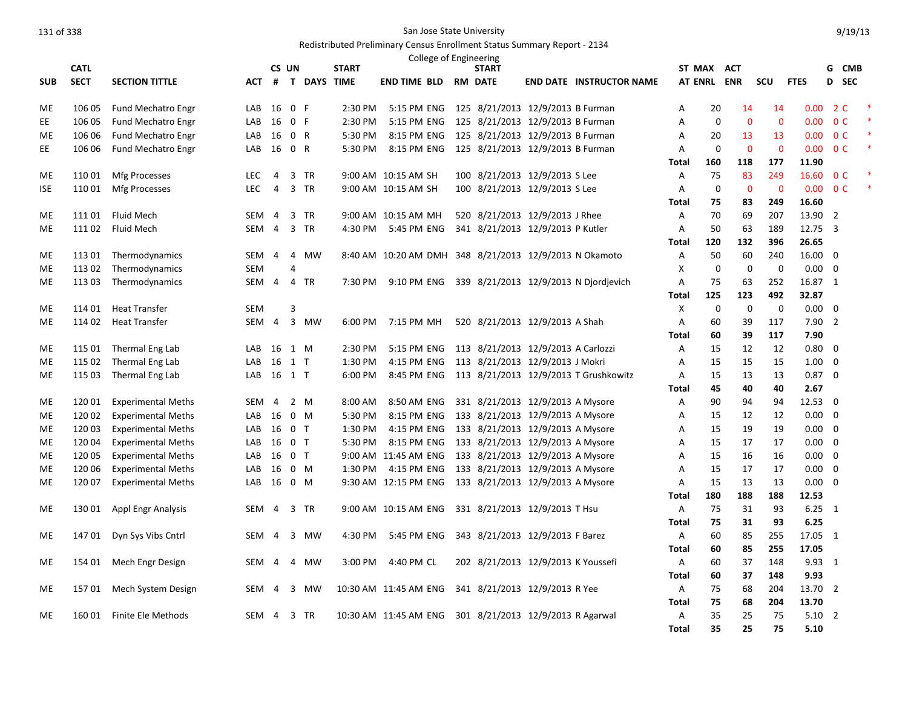San Jose State University

Redistributed Preliminary Census Enrollment Status Summary Report - 2134

College of Engineering

| SUB | CATL SECT | SECTION TITTLE | ACT | CS # | UN T | DAYS | START TIME | END TIME | BLD | RM | START DATE | END DATE | INSTRUCTOR NAME | ST AT | MAX ENRL | ACT ENR | SCU | FTES | GD | CMB SEC | |
|---|---|---|---|---|---|---|---|---|---|---|---|---|---|---|---|---|---|---|---|---|---|
| ME | 106 05 | Fund Mechatro Engr | LAB | 16 | 0 | F | 2:30 PM | 5:15 PM | ENG | 125 | 8/21/2013 | 12/9/2013 | B Furman | A | 20 | 14 | 14 | 0.00 | 2 | C | * |
| EE | 106 05 | Fund Mechatro Engr | LAB | 16 | 0 | F | 2:30 PM | 5:15 PM | ENG | 125 | 8/21/2013 | 12/9/2013 | B Furman | A | 0 | 0 | 0 | 0.00 | 0 | C | * |
| ME | 106 06 | Fund Mechatro Engr | LAB | 16 | 0 | R | 5:30 PM | 8:15 PM | ENG | 125 | 8/21/2013 | 12/9/2013 | B Furman | A | 20 | 13 | 13 | 0.00 | 0 | C | * |
| EE | 106 06 | Fund Mechatro Engr | LAB | 16 | 0 | R | 5:30 PM | 8:15 PM | ENG | 125 | 8/21/2013 | 12/9/2013 | B Furman | A | 0 | 0 | 0 | 0.00 | 0 | C | * |
| | | | | | | | | | | | | | | **Total** | **160** | **118** | **177** | **11.90** | | | |
| ME | 110 01 | Mfg Processes | LEC | 4 | 3 | TR | 9:00 AM | 10:15 AM | SH | 100 | 8/21/2013 | 12/9/2013 | S Lee | A | 75 | 83 | 249 | 16.60 | 0 | C | * |
| ISE | 110 01 | Mfg Processes | LEC | 4 | 3 | TR | 9:00 AM | 10:15 AM | SH | 100 | 8/21/2013 | 12/9/2013 | S Lee | A | 0 | 0 | 0 | 0.00 | 0 | C | * |
| | | | | | | | | | | | | | | **Total** | **75** | **83** | **249** | **16.60** | | | |
| ME | 111 01 | Fluid Mech | SEM | 4 | 3 | TR | 9:00 AM | 10:15 AM | MH | 520 | 8/21/2013 | 12/9/2013 | J Rhee | A | 70 | 69 | 207 | 13.90 | 2 | | |
| ME | 111 02 | Fluid Mech | SEM | 4 | 3 | TR | 4:30 PM | 5:45 PM | ENG | 341 | 8/21/2013 | 12/9/2013 | P Kutler | A | 50 | 63 | 189 | 12.75 | 3 | | |
| | | | | | | | | | | | | | | **Total** | **120** | **132** | **396** | **26.65** | | | |
| ME | 113 01 | Thermodynamics | SEM | 4 | 4 | MW | 8:40 AM | 10:20 AM | DMH | 348 | 8/21/2013 | 12/9/2013 | N Okamoto | A | 50 | 60 | 240 | 16.00 | 0 | | |
| ME | 113 02 | Thermodynamics | SEM | | 4 | | | | | | | | | X | 0 | 0 | 0 | 0.00 | 0 | | |
| ME | 113 03 | Thermodynamics | SEM | 4 | 4 | TR | 7:30 PM | 9:10 PM | ENG | 339 | 8/21/2013 | 12/9/2013 | N Djordjevich | A | 75 | 63 | 252 | 16.87 | 1 | | |
| | | | | | | | | | | | | | | **Total** | **125** | **123** | **492** | **32.87** | | | |
| ME | 114 01 | Heat Transfer | SEM | | 3 | | | | | | | | | X | 0 | 0 | 0 | 0.00 | 0 | | |
| ME | 114 02 | Heat Transfer | SEM | 4 | 3 | MW | 6:00 PM | 7:15 PM | MH | 520 | 8/21/2013 | 12/9/2013 | A Shah | A | 60 | 39 | 117 | 7.90 | 2 | | |
| | | | | | | | | | | | | | | **Total** | **60** | **39** | **117** | **7.90** | | | |
| ME | 115 01 | Thermal Eng Lab | LAB | 16 | 1 | M | 2:30 PM | 5:15 PM | ENG | 113 | 8/21/2013 | 12/9/2013 | A Carlozzi | A | 15 | 12 | 12 | 0.80 | 0 | | |
| ME | 115 02 | Thermal Eng Lab | LAB | 16 | 1 | T | 1:30 PM | 4:15 PM | ENG | 113 | 8/21/2013 | 12/9/2013 | J Mokri | A | 15 | 15 | 15 | 1.00 | 0 | | |
| ME | 115 03 | Thermal Eng Lab | LAB | 16 | 1 | T | 6:00 PM | 8:45 PM | ENG | 113 | 8/21/2013 | 12/9/2013 | T Grushkowitz | A | 15 | 13 | 13 | 0.87 | 0 | | |
| | | | | | | | | | | | | | | **Total** | **45** | **40** | **40** | **2.67** | | | |
| ME | 120 01 | Experimental Meths | SEM | 4 | 2 | M | 8:00 AM | 8:50 AM | ENG | 331 | 8/21/2013 | 12/9/2013 | A Mysore | A | 90 | 94 | 94 | 12.53 | 0 | | |
| ME | 120 02 | Experimental Meths | LAB | 16 | 0 | M | 5:30 PM | 8:15 PM | ENG | 133 | 8/21/2013 | 12/9/2013 | A Mysore | A | 15 | 12 | 12 | 0.00 | 0 | | |
| ME | 120 03 | Experimental Meths | LAB | 16 | 0 | T | 1:30 PM | 4:15 PM | ENG | 133 | 8/21/2013 | 12/9/2013 | A Mysore | A | 15 | 19 | 19 | 0.00 | 0 | | |
| ME | 120 04 | Experimental Meths | LAB | 16 | 0 | T | 5:30 PM | 8:15 PM | ENG | 133 | 8/21/2013 | 12/9/2013 | A Mysore | A | 15 | 17 | 17 | 0.00 | 0 | | |
| ME | 120 05 | Experimental Meths | LAB | 16 | 0 | T | 9:00 AM | 11:45 AM | ENG | 133 | 8/21/2013 | 12/9/2013 | A Mysore | A | 15 | 16 | 16 | 0.00 | 0 | | |
| ME | 120 06 | Experimental Meths | LAB | 16 | 0 | M | 1:30 PM | 4:15 PM | ENG | 133 | 8/21/2013 | 12/9/2013 | A Mysore | A | 15 | 17 | 17 | 0.00 | 0 | | |
| ME | 120 07 | Experimental Meths | LAB | 16 | 0 | M | 9:30 AM | 12:15 PM | ENG | 133 | 8/21/2013 | 12/9/2013 | A Mysore | A | 15 | 13 | 13 | 0.00 | 0 | | |
| | | | | | | | | | | | | | | **Total** | **180** | **188** | **188** | **12.53** | | | |
| ME | 130 01 | Appl Engr Analysis | SEM | 4 | 3 | TR | 9:00 AM | 10:15 AM | ENG | 331 | 8/21/2013 | 12/9/2013 | T Hsu | A | 75 | 31 | 93 | 6.25 | 1 | | |
| | | | | | | | | | | | | | | **Total** | **75** | **31** | **93** | **6.25** | | | |
| ME | 147 01 | Dyn Sys Vibs Cntrl | SEM | 4 | 3 | MW | 4:30 PM | 5:45 PM | ENG | 343 | 8/21/2013 | 12/9/2013 | F Barez | A | 60 | 85 | 255 | 17.05 | 1 | | |
| | | | | | | | | | | | | | | **Total** | **60** | **85** | **255** | **17.05** | | | |
| ME | 154 01 | Mech Engr Design | SEM | 4 | 4 | MW | 3:00 PM | 4:40 PM | CL | 202 | 8/21/2013 | 12/9/2013 | K Youssefi | A | 60 | 37 | 148 | 9.93 | 1 | | |
| | | | | | | | | | | | | | | **Total** | **60** | **37** | **148** | **9.93** | | | |
| ME | 157 01 | Mech System Design | SEM | 4 | 3 | MW | 10:30 AM | 11:45 AM | ENG | 341 | 8/21/2013 | 12/9/2013 | R Yee | A | 75 | 68 | 204 | 13.70 | 2 | | |
| | | | | | | | | | | | | | | **Total** | **75** | **68** | **204** | **13.70** | | | |
| ME | 160 01 | Finite Ele Methods | SEM | 4 | 3 | TR | 10:30 AM | 11:45 AM | ENG | 301 | 8/21/2013 | 12/9/2013 | R Agarwal | A | 35 | 25 | 75 | 5.10 | 2 | | |
| | | | | | | | | | | | | | | **Total** | **35** | **25** | **75** | **5.10** | | | |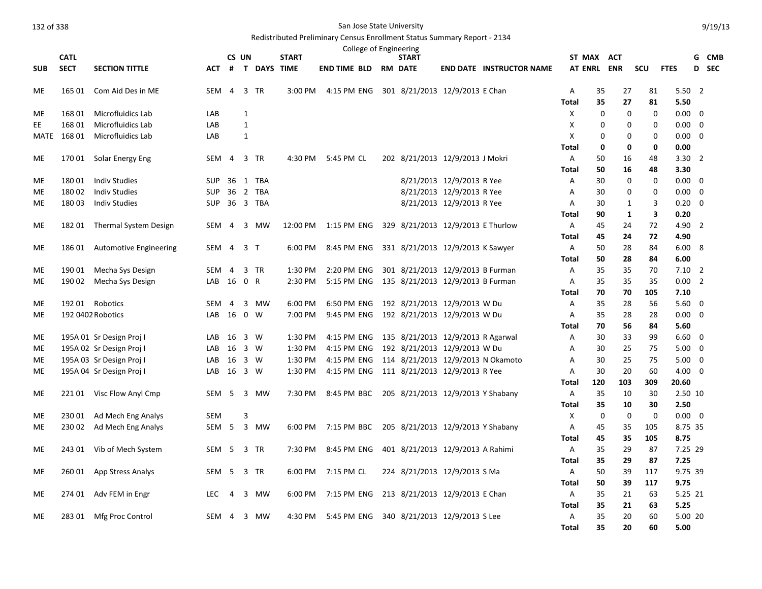San Jose State University

Redistributed Preliminary Census Enrollment Status Summary Report - 2134

College of Engineering

| SUB | CATL SECT | SECTION TITTLE | ACT | CS # | UN T | DAYS | START TIME | END TIME | BLD | RM | START DATE | END DATE | INSTRUCTOR NAME | ST AT | MAX ENRL | ACT ENR | SCU | FTES | GD | CMB SEC |
|---|---|---|---|---|---|---|---|---|---|---|---|---|---|---|---|---|---|---|---|---|
| ME | 165 01 | Com Aid Des in ME | SEM | 4 | 3 | TR | 3:00 PM | 4:15 PM | ENG | 301 | 8/21/2013 | 12/9/2013 | E Chan | A | 35 | 27 | 81 | 5.50 | 2 | |
| | | | | | | | | | | | | | | **Total** | **35** | **27** | **81** | **5.50** | | |
| ME | 168 01 | Microfluidics Lab | LAB | | 1 | | | | | | | | | X | 0 | 0 | 0 | 0.00 | 0 | |
| EE | 168 01 | Microfluidics Lab | LAB | | 1 | | | | | | | | | X | 0 | 0 | 0 | 0.00 | 0 | |
| MATE | 168 01 | Microfluidics Lab | LAB | | 1 | | | | | | | | | X | 0 | 0 | 0 | 0.00 | 0 | |
| | | | | | | | | | | | | | | **Total** | **0** | **0** | **0** | **0.00** | | |
| ME | 170 01 | Solar Energy Eng | SEM | 4 | 3 | TR | 4:30 PM | 5:45 PM | CL | 202 | 8/21/2013 | 12/9/2013 | J Mokri | A | 50 | 16 | 48 | 3.30 | 2 | |
| | | | | | | | | | | | | | | **Total** | **50** | **16** | **48** | **3.30** | | |
| ME | 180 01 | Indiv Studies | SUP | 36 | 1 | TBA | | | | | 8/21/2013 | 12/9/2013 | R Yee | A | 30 | 0 | 0 | 0.00 | 0 | |
| ME | 180 02 | Indiv Studies | SUP | 36 | 2 | TBA | | | | | 8/21/2013 | 12/9/2013 | R Yee | A | 30 | 0 | 0 | 0.00 | 0 | |
| ME | 180 03 | Indiv Studies | SUP | 36 | 3 | TBA | | | | | 8/21/2013 | 12/9/2013 | R Yee | A | 30 | 1 | 3 | 0.20 | 0 | |
| | | | | | | | | | | | | | | **Total** | **90** | **1** | **3** | **0.20** | | |
| ME | 182 01 | Thermal System Design | SEM | 4 | 3 | MW | 12:00 PM | 1:15 PM | ENG | 329 | 8/21/2013 | 12/9/2013 | E Thurlow | A | 45 | 24 | 72 | 4.90 | 2 | |
| | | | | | | | | | | | | | | **Total** | **45** | **24** | **72** | **4.90** | | |
| ME | 186 01 | Automotive Engineering | SEM | 4 | 3 | T | 6:00 PM | 8:45 PM | ENG | 331 | 8/21/2013 | 12/9/2013 | K Sawyer | A | 50 | 28 | 84 | 6.00 | 8 | |
| | | | | | | | | | | | | | | **Total** | **50** | **28** | **84** | **6.00** | | |
| ME | 190 01 | Mecha Sys Design | SEM | 4 | 3 | TR | 1:30 PM | 2:20 PM | ENG | 301 | 8/21/2013 | 12/9/2013 | B Furman | A | 35 | 35 | 70 | 7.10 | 2 | |
| ME | 190 02 | Mecha Sys Design | LAB | 16 | 0 | R | 2:30 PM | 5:15 PM | ENG | 135 | 8/21/2013 | 12/9/2013 | B Furman | A | 35 | 35 | 35 | 0.00 | 2 | |
| | | | | | | | | | | | | | | **Total** | **70** | **70** | **105** | **7.10** | | |
| ME | 192 01 | Robotics | SEM | 4 | 3 | MW | 6:00 PM | 6:50 PM | ENG | 192 | 8/21/2013 | 12/9/2013 | W Du | A | 35 | 28 | 56 | 5.60 | 0 | |
| ME | 192 04 | 02 Robotics | LAB | 16 | 0 | W | 7:00 PM | 9:45 PM | ENG | 192 | 8/21/2013 | 12/9/2013 | W Du | A | 35 | 28 | 28 | 0.00 | 0 | |
| | | | | | | | | | | | | | | **Total** | **70** | **56** | **84** | **5.60** | | |
| ME | 195A 01 | Sr Design Proj I | LAB | 16 | 3 | W | 1:30 PM | 4:15 PM | ENG | 135 | 8/21/2013 | 12/9/2013 | R Agarwal | A | 30 | 33 | 99 | 6.60 | 0 | |
| ME | 195A 02 | Sr Design Proj I | LAB | 16 | 3 | W | 1:30 PM | 4:15 PM | ENG | 192 | 8/21/2013 | 12/9/2013 | W Du | A | 30 | 25 | 75 | 5.00 | 0 | |
| ME | 195A 03 | Sr Design Proj I | LAB | 16 | 3 | W | 1:30 PM | 4:15 PM | ENG | 114 | 8/21/2013 | 12/9/2013 | N Okamoto | A | 30 | 25 | 75 | 5.00 | 0 | |
| ME | 195A 04 | Sr Design Proj I | LAB | 16 | 3 | W | 1:30 PM | 4:15 PM | ENG | 111 | 8/21/2013 | 12/9/2013 | R Yee | A | 30 | 20 | 60 | 4.00 | 0 | |
| | | | | | | | | | | | | | | **Total** | **120** | **103** | **309** | **20.60** | | |
| ME | 221 01 | Visc Flow Anyl Cmp | SEM | 5 | 3 | MW | 7:30 PM | 8:45 PM | BBC | 205 | 8/21/2013 | 12/9/2013 | Y Shabany | A | 35 | 10 | 30 | 2.50 | 10 | |
| | | | | | | | | | | | | | | **Total** | **35** | **10** | **30** | **2.50** | | |
| ME | 230 01 | Ad Mech Eng Analys | SEM | | 3 | | | | | | | | | X | 0 | 0 | 0 | 0.00 | 0 | |
| ME | 230 02 | Ad Mech Eng Analys | SEM | 5 | 3 | MW | 6:00 PM | 7:15 PM | BBC | 205 | 8/21/2013 | 12/9/2013 | Y Shabany | A | 45 | 35 | 105 | 8.75 | 35 | |
| | | | | | | | | | | | | | | **Total** | **45** | **35** | **105** | **8.75** | | |
| ME | 243 01 | Vib of Mech System | SEM | 5 | 3 | TR | 7:30 PM | 8:45 PM | ENG | 401 | 8/21/2013 | 12/9/2013 | A Rahimi | A | 35 | 29 | 87 | 7.25 | 29 | |
| | | | | | | | | | | | | | | **Total** | **35** | **29** | **87** | **7.25** | | |
| ME | 260 01 | App Stress Analys | SEM | 5 | 3 | TR | 6:00 PM | 7:15 PM | CL | 224 | 8/21/2013 | 12/9/2013 | S Ma | A | 50 | 39 | 117 | 9.75 | 39 | |
| | | | | | | | | | | | | | | **Total** | **50** | **39** | **117** | **9.75** | | |
| ME | 274 01 | Adv FEM in Engr | LEC | 4 | 3 | MW | 6:00 PM | 7:15 PM | ENG | 213 | 8/21/2013 | 12/9/2013 | E Chan | A | 35 | 21 | 63 | 5.25 | 21 | |
| | | | | | | | | | | | | | | **Total** | **35** | **21** | **63** | **5.25** | | |
| ME | 283 01 | Mfg Proc Control | SEM | 4 | 3 | MW | 4:30 PM | 5:45 PM | ENG | 340 | 8/21/2013 | 12/9/2013 | S Lee | A | 35 | 20 | 60 | 5.00 | 20 | |
| | | | | | | | | | | | | | | **Total** | **35** | **20** | **60** | **5.00** | | |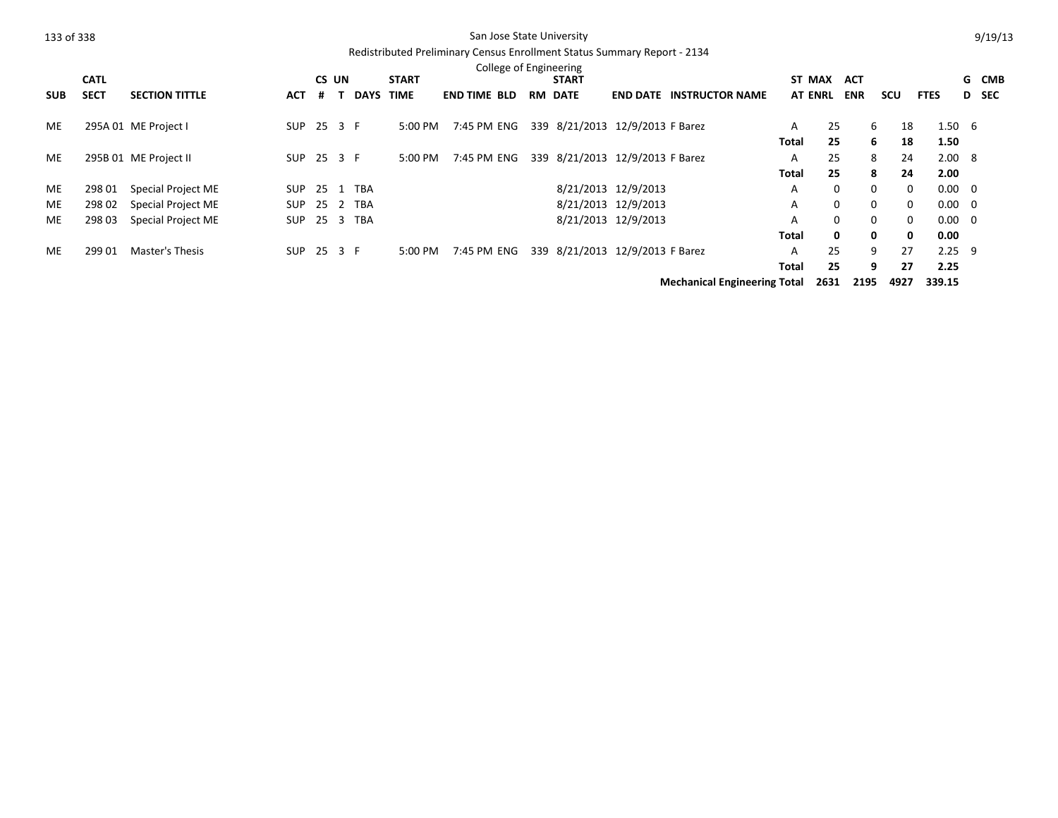San Jose State University

Redistributed Preliminary Census Enrollment Status Summary Report - 2134

College of Engineering

| SUB | CATL SECT | SECTION TITTLE | ACT | CS # | UN T | DAYS | START TIME | END TIME | BLD | RM | START DATE | END DATE | INSTRUCTOR NAME | ST AT | MAX ENRL | ACT ENR | SCU | FTES | G D | CMB SEC |
|---|---|---|---|---|---|---|---|---|---|---|---|---|---|---|---|---|---|---|---|---|
| ME | 295A 01 | ME Project I | SUP | 25 | 3 | F | 5:00 PM | 7:45 PM | ENG | 339 | 8/21/2013 | 12/9/2013 | F Barez | A | 25 | 6 | 18 | 1.50 | 6 | |
| | | | | | | | | | | | | | | **Total** | **25** | **6** | **18** | **1.50** | | |
| ME | 295B 01 | ME Project II | SUP | 25 | 3 | F | 5:00 PM | 7:45 PM | ENG | 339 | 8/21/2013 | 12/9/2013 | F Barez | A | 25 | 8 | 24 | 2.00 | 8 | |
| | | | | | | | | | | | | | | **Total** | **25** | **8** | **24** | **2.00** | | |
| ME | 298 01 | Special Project ME | SUP | 25 | 1 | TBA | | | | | 8/21/2013 | 12/9/2013 | | A | 0 | 0 | 0 | 0.00 | 0 | |
| ME | 298 02 | Special Project ME | SUP | 25 | 2 | TBA | | | | | 8/21/2013 | 12/9/2013 | | A | 0 | 0 | 0 | 0.00 | 0 | |
| ME | 298 03 | Special Project ME | SUP | 25 | 3 | TBA | | | | | 8/21/2013 | 12/9/2013 | | A | 0 | 0 | 0 | 0.00 | 0 | |
| | | | | | | | | | | | | | | **Total** | **0** | **0** | **0** | **0.00** | | |
| ME | 299 01 | Master's Thesis | SUP | 25 | 3 | F | 5:00 PM | 7:45 PM | ENG | 339 | 8/21/2013 | 12/9/2013 | F Barez | A | 25 | 9 | 27 | 2.25 | 9 | |
| | | | | | | | | | | | | | | **Total** | **25** | **9** | **27** | **2.25** | | |
| | | | | | | | | | | | | | **Mechanical Engineering Total** | | **2631** | **2195** | **4927** | **339.15** | | |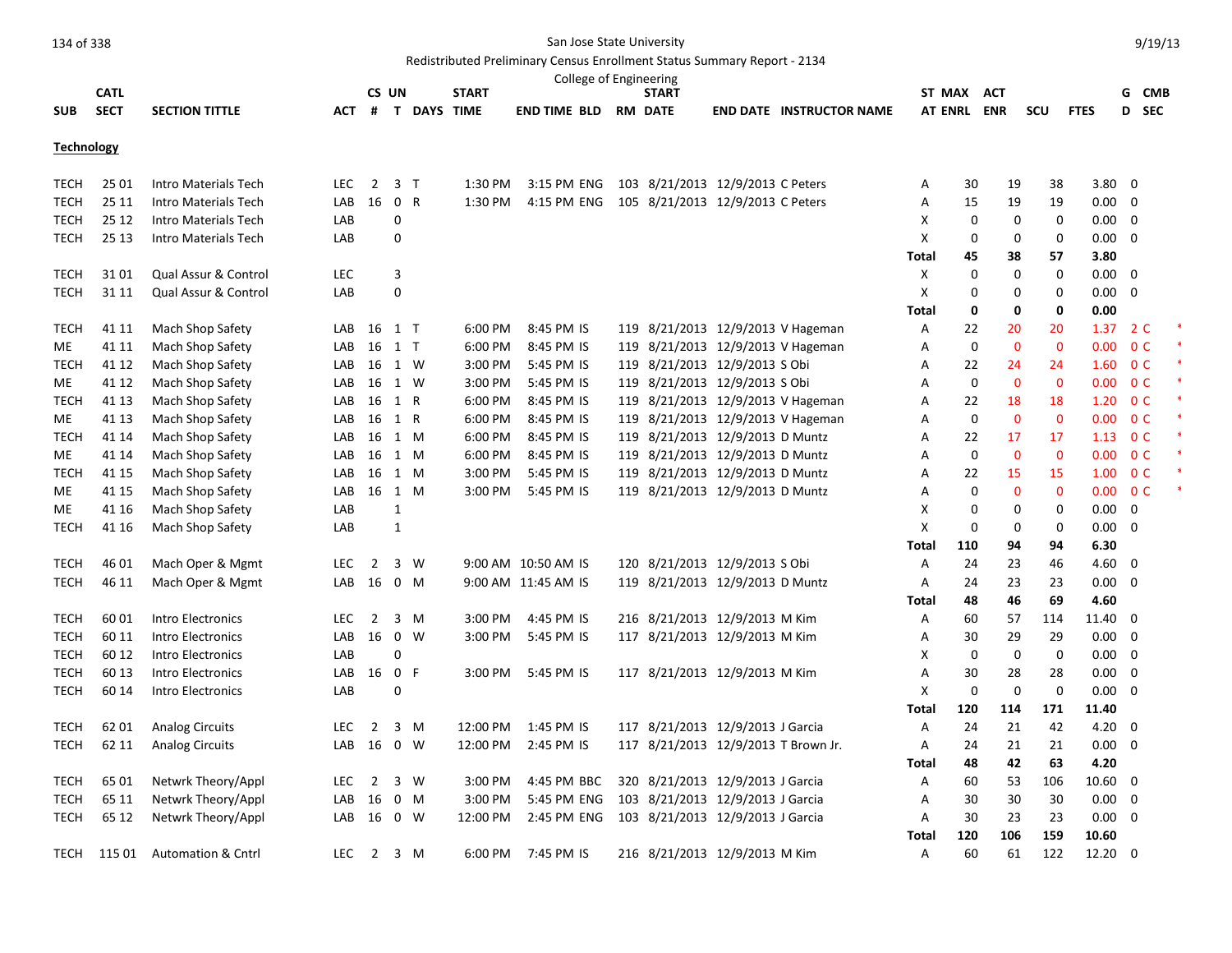San Jose State University

Redistributed Preliminary Census Enrollment Status Summary Report - 2134

College of Engineering

| SUB | CATL SECT | SECTION TITTLE | ACT | CS # | UN T | DAYS | START TIME | END TIME | BLD | RM | START DATE | END DATE | INSTRUCTOR NAME | ST AT | MAX ENRL | ACT ENR | SCU | FTES | GD | CMB SEC | |
|---|---|---|---|---|---|---|---|---|---|---|---|---|---|---|---|---|---|---|---|---|---|
| **Technology** | | | | | | | | | | | | | | | | | | | | | |
| TECH | 25 01 | Intro Materials Tech | LEC | 2 | 3 | T | 1:30 PM | 3:15 PM | ENG | 103 | 8/21/2013 | 12/9/2013 | C Peters | A | 30 | 19 | 38 | 3.80 | 0 | | |
| TECH | 25 11 | Intro Materials Tech | LAB | 16 | 0 | R | 1:30 PM | 4:15 PM | ENG | 105 | 8/21/2013 | 12/9/2013 | C Peters | A | 15 | 19 | 19 | 0.00 | 0 | | |
| TECH | 25 12 | Intro Materials Tech | LAB | | 0 | | | | | | | | | X | 0 | 0 | 0 | 0.00 | 0 | | |
| TECH | 25 13 | Intro Materials Tech | LAB | | 0 | | | | | | | | | X | 0 | 0 | 0 | 0.00 | 0 | | |
| | | | | | | | | | | | | | | **Total** | **45** | **38** | **57** | **3.80** | | | |
| TECH | 31 01 | Qual Assur & Control | LEC | | 3 | | | | | | | | | X | 0 | 0 | 0 | 0.00 | 0 | | |
| TECH | 31 11 | Qual Assur & Control | LAB | | 0 | | | | | | | | | X | 0 | 0 | 0 | 0.00 | 0 | | |
| | | | | | | | | | | | | | | **Total** | **0** | **0** | **0** | **0.00** | | | |
| TECH | 41 11 | Mach Shop Safety | LAB | 16 | 1 | T | 6:00 PM | 8:45 PM | IS | 119 | 8/21/2013 | 12/9/2013 | V Hageman | A | 22 | 20 | 20 | 1.37 | 2 | C | * |
| ME | 41 11 | Mach Shop Safety | LAB | 16 | 1 | T | 6:00 PM | 8:45 PM | IS | 119 | 8/21/2013 | 12/9/2013 | V Hageman | A | 0 | 0 | 0 | 0.00 | 0 | C | * |
| TECH | 41 12 | Mach Shop Safety | LAB | 16 | 1 | W | 3:00 PM | 5:45 PM | IS | 119 | 8/21/2013 | 12/9/2013 | S Obi | A | 22 | 24 | 24 | 1.60 | 0 | C | * |
| ME | 41 12 | Mach Shop Safety | LAB | 16 | 1 | W | 3:00 PM | 5:45 PM | IS | 119 | 8/21/2013 | 12/9/2013 | S Obi | A | 0 | 0 | 0 | 0.00 | 0 | C | * |
| TECH | 41 13 | Mach Shop Safety | LAB | 16 | 1 | R | 6:00 PM | 8:45 PM | IS | 119 | 8/21/2013 | 12/9/2013 | V Hageman | A | 22 | 18 | 18 | 1.20 | 0 | C | * |
| ME | 41 13 | Mach Shop Safety | LAB | 16 | 1 | R | 6:00 PM | 8:45 PM | IS | 119 | 8/21/2013 | 12/9/2013 | V Hageman | A | 0 | 0 | 0 | 0.00 | 0 | C | * |
| TECH | 41 14 | Mach Shop Safety | LAB | 16 | 1 | M | 6:00 PM | 8:45 PM | IS | 119 | 8/21/2013 | 12/9/2013 | D Muntz | A | 22 | 17 | 17 | 1.13 | 0 | C | * |
| ME | 41 14 | Mach Shop Safety | LAB | 16 | 1 | M | 6:00 PM | 8:45 PM | IS | 119 | 8/21/2013 | 12/9/2013 | D Muntz | A | 0 | 0 | 0 | 0.00 | 0 | C | * |
| TECH | 41 15 | Mach Shop Safety | LAB | 16 | 1 | M | 3:00 PM | 5:45 PM | IS | 119 | 8/21/2013 | 12/9/2013 | D Muntz | A | 22 | 15 | 15 | 1.00 | 0 | C | * |
| ME | 41 15 | Mach Shop Safety | LAB | 16 | 1 | M | 3:00 PM | 5:45 PM | IS | 119 | 8/21/2013 | 12/9/2013 | D Muntz | A | 0 | 0 | 0 | 0.00 | 0 | C | * |
| ME | 41 16 | Mach Shop Safety | LAB | | 1 | | | | | | | | | X | 0 | 0 | 0 | 0.00 | 0 | | |
| TECH | 41 16 | Mach Shop Safety | LAB | | 1 | | | | | | | | | X | 0 | 0 | 0 | 0.00 | 0 | | |
| | | | | | | | | | | | | | | **Total** | **110** | **94** | **94** | **6.30** | | | |
| TECH | 46 01 | Mach Oper & Mgmt | LEC | 2 | 3 | W | 9:00 AM | 10:50 AM | IS | 120 | 8/21/2013 | 12/9/2013 | S Obi | A | 24 | 23 | 46 | 4.60 | 0 | | |
| TECH | 46 11 | Mach Oper & Mgmt | LAB | 16 | 0 | M | 9:00 AM | 11:45 AM | IS | 119 | 8/21/2013 | 12/9/2013 | D Muntz | A | 24 | 23 | 23 | 0.00 | 0 | | |
| | | | | | | | | | | | | | | **Total** | **48** | **46** | **69** | **4.60** | | | |
| TECH | 60 01 | Intro Electronics | LEC | 2 | 3 | M | 3:00 PM | 4:45 PM | IS | 216 | 8/21/2013 | 12/9/2013 | M Kim | A | 60 | 57 | 114 | 11.40 | 0 | | |
| TECH | 60 11 | Intro Electronics | LAB | 16 | 0 | W | 3:00 PM | 5:45 PM | IS | 117 | 8/21/2013 | 12/9/2013 | M Kim | A | 30 | 29 | 29 | 0.00 | 0 | | |
| TECH | 60 12 | Intro Electronics | LAB | | 0 | | | | | | | | | X | 0 | 0 | 0 | 0.00 | 0 | | |
| TECH | 60 13 | Intro Electronics | LAB | 16 | 0 | F | 3:00 PM | 5:45 PM | IS | 117 | 8/21/2013 | 12/9/2013 | M Kim | A | 30 | 28 | 28 | 0.00 | 0 | | |
| TECH | 60 14 | Intro Electronics | LAB | | 0 | | | | | | | | | X | 0 | 0 | 0 | 0.00 | 0 | | |
| | | | | | | | | | | | | | | **Total** | **120** | **114** | **171** | **11.40** | | | |
| TECH | 62 01 | Analog Circuits | LEC | 2 | 3 | M | 12:00 PM | 1:45 PM | IS | 117 | 8/21/2013 | 12/9/2013 | J Garcia | A | 24 | 21 | 42 | 4.20 | 0 | | |
| TECH | 62 11 | Analog Circuits | LAB | 16 | 0 | W | 12:00 PM | 2:45 PM | IS | 117 | 8/21/2013 | 12/9/2013 | T Brown Jr. | A | 24 | 21 | 21 | 0.00 | 0 | | |
| | | | | | | | | | | | | | | **Total** | **48** | **42** | **63** | **4.20** | | | |
| TECH | 65 01 | Netwrk Theory/Appl | LEC | 2 | 3 | W | 3:00 PM | 4:45 PM | BBC | 320 | 8/21/2013 | 12/9/2013 | J Garcia | A | 60 | 53 | 106 | 10.60 | 0 | | |
| TECH | 65 11 | Netwrk Theory/Appl | LAB | 16 | 0 | M | 3:00 PM | 5:45 PM | ENG | 103 | 8/21/2013 | 12/9/2013 | J Garcia | A | 30 | 30 | 30 | 0.00 | 0 | | |
| TECH | 65 12 | Netwrk Theory/Appl | LAB | 16 | 0 | W | 12:00 PM | 2:45 PM | ENG | 103 | 8/21/2013 | 12/9/2013 | J Garcia | A | 30 | 23 | 23 | 0.00 | 0 | | |
| | | | | | | | | | | | | | | **Total** | **120** | **106** | **159** | **10.60** | | | |
| TECH | 115 01 | Automation & Cntrl | LEC | 2 | 3 | M | 6:00 PM | 7:45 PM | IS | 216 | 8/21/2013 | 12/9/2013 | M Kim | A | 60 | 61 | 122 | 12.20 | 0 | | |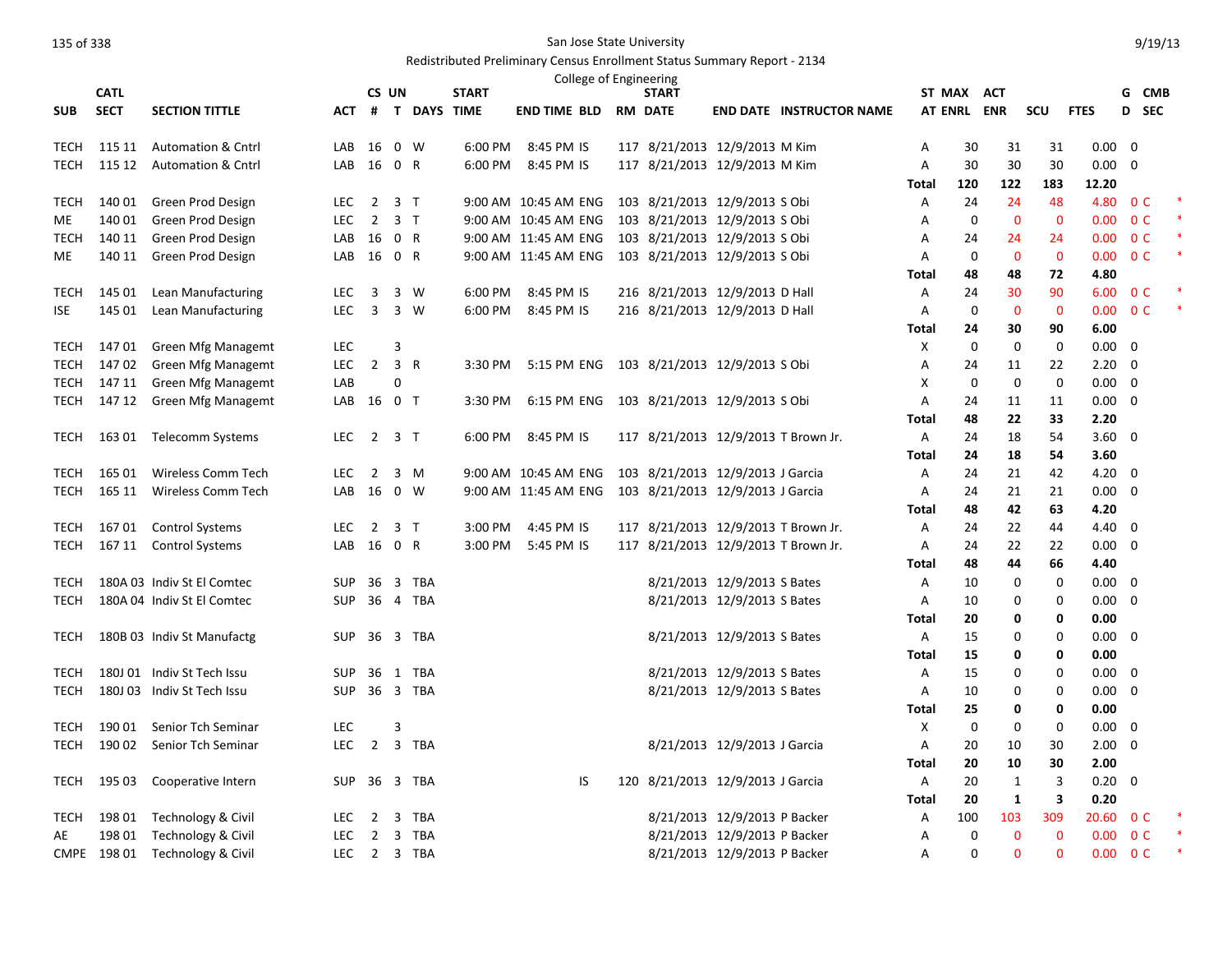San Jose State University

Redistributed Preliminary Census Enrollment Status Summary Report - 2134

College of Engineering

| SUB | CATL SECT | SECTION TITTLE | ACT | CS # | UN T | DAYS | START TIME | END TIME | BLD | RM | START DATE | END DATE | INSTRUCTOR NAME | ST AT | MAX ENRL | ACT ENR | SCU | FTES | G D | CMB SEC | |
|---|---|---|---|---|---|---|---|---|---|---|---|---|---|---|---|---|---|---|---|---|---|
| TECH | 115 11 | Automation & Cntrl | LAB | 16 | 0 | W | 6:00 PM | 8:45 PM | IS | 117 | 8/21/2013 | 12/9/2013 | M Kim | A | 30 | 31 | 31 | 0.00 | 0 | | |
| TECH | 115 12 | Automation & Cntrl | LAB | 16 | 0 | R | 6:00 PM | 8:45 PM | IS | 117 | 8/21/2013 | 12/9/2013 | M Kim | A | 30 | 30 | 30 | 0.00 | 0 | | |
| | | | | | | | | | | | | | | **Total** | **120** | **122** | **183** | **12.20** | | | |
| TECH | 140 01 | Green Prod Design | LEC | 2 | 3 | T | 9:00 AM | 10:45 AM | ENG | 103 | 8/21/2013 | 12/9/2013 | S Obi | A | 24 | 24 | 48 | 4.80 | 0 | C | * |
| ME | 140 01 | Green Prod Design | LEC | 2 | 3 | T | 9:00 AM | 10:45 AM | ENG | 103 | 8/21/2013 | 12/9/2013 | S Obi | A | 0 | 0 | 0 | 0.00 | 0 | C | * |
| TECH | 140 11 | Green Prod Design | LAB | 16 | 0 | R | 9:00 AM | 11:45 AM | ENG | 103 | 8/21/2013 | 12/9/2013 | S Obi | A | 24 | 24 | 24 | 0.00 | 0 | C | * |
| ME | 140 11 | Green Prod Design | LAB | 16 | 0 | R | 9:00 AM | 11:45 AM | ENG | 103 | 8/21/2013 | 12/9/2013 | S Obi | A | 0 | 0 | 0 | 0.00 | 0 | C | * |
| | | | | | | | | | | | | | | **Total** | **48** | **48** | **72** | **4.80** | | | |
| TECH | 145 01 | Lean Manufacturing | LEC | 3 | 3 | W | 6:00 PM | 8:45 PM | IS | 216 | 8/21/2013 | 12/9/2013 | D Hall | A | 24 | 30 | 90 | 6.00 | 0 | C | * |
| ISE | 145 01 | Lean Manufacturing | LEC | 3 | 3 | W | 6:00 PM | 8:45 PM | IS | 216 | 8/21/2013 | 12/9/2013 | D Hall | A | 0 | 0 | 0 | 0.00 | 0 | C | * |
| | | | | | | | | | | | | | | **Total** | **24** | **30** | **90** | **6.00** | | | |
| TECH | 147 01 | Green Mfg Managemt | LEC | | 3 | | | | | | | | | X | 0 | 0 | 0 | 0.00 | 0 | | |
| TECH | 147 02 | Green Mfg Managemt | LEC | 2 | 3 | R | 3:30 PM | 5:15 PM | ENG | 103 | 8/21/2013 | 12/9/2013 | S Obi | A | 24 | 11 | 22 | 2.20 | 0 | | |
| TECH | 147 11 | Green Mfg Managemt | LAB | | 0 | | | | | | | | | X | 0 | 0 | 0 | 0.00 | 0 | | |
| TECH | 147 12 | Green Mfg Managemt | LAB | 16 | 0 | T | 3:30 PM | 6:15 PM | ENG | 103 | 8/21/2013 | 12/9/2013 | S Obi | A | 24 | 11 | 11 | 0.00 | 0 | | |
| | | | | | | | | | | | | | | **Total** | **48** | **22** | **33** | **2.20** | | | |
| TECH | 163 01 | Telecomm Systems | LEC | 2 | 3 | T | 6:00 PM | 8:45 PM | IS | 117 | 8/21/2013 | 12/9/2013 | T Brown Jr. | A | 24 | 18 | 54 | 3.60 | 0 | | |
| | | | | | | | | | | | | | | **Total** | **24** | **18** | **54** | **3.60** | | | |
| TECH | 165 01 | Wireless Comm Tech | LEC | 2 | 3 | M | 9:00 AM | 10:45 AM | ENG | 103 | 8/21/2013 | 12/9/2013 | J Garcia | A | 24 | 21 | 42 | 4.20 | 0 | | |
| TECH | 165 11 | Wireless Comm Tech | LAB | 16 | 0 | W | 9:00 AM | 11:45 AM | ENG | 103 | 8/21/2013 | 12/9/2013 | J Garcia | A | 24 | 21 | 21 | 0.00 | 0 | | |
| | | | | | | | | | | | | | | **Total** | **48** | **42** | **63** | **4.20** | | | |
| TECH | 167 01 | Control Systems | LEC | 2 | 3 | T | 3:00 PM | 4:45 PM | IS | 117 | 8/21/2013 | 12/9/2013 | T Brown Jr. | A | 24 | 22 | 44 | 4.40 | 0 | | |
| TECH | 167 11 | Control Systems | LAB | 16 | 0 | R | 3:00 PM | 5:45 PM | IS | 117 | 8/21/2013 | 12/9/2013 | T Brown Jr. | A | 24 | 22 | 22 | 0.00 | 0 | | |
| | | | | | | | | | | | | | | **Total** | **48** | **44** | **66** | **4.40** | | | |
| TECH | 180A 03 | Indiv St El Comtec | SUP | 36 | 3 | TBA | | | | | 8/21/2013 | 12/9/2013 | S Bates | A | 10 | 0 | 0 | 0.00 | 0 | | |
| TECH | 180A 04 | Indiv St El Comtec | SUP | 36 | 4 | TBA | | | | | 8/21/2013 | 12/9/2013 | S Bates | A | 10 | 0 | 0 | 0.00 | 0 | | |
| | | | | | | | | | | | | | | **Total** | **20** | **0** | **0** | **0.00** | | | |
| TECH | 180B 03 | Indiv St Manufactg | SUP | 36 | 3 | TBA | | | | | 8/21/2013 | 12/9/2013 | S Bates | A | 15 | 0 | 0 | 0.00 | 0 | | |
| | | | | | | | | | | | | | | **Total** | **15** | **0** | **0** | **0.00** | | | |
| TECH | 180J 01 | Indiv St Tech Issu | SUP | 36 | 1 | TBA | | | | | 8/21/2013 | 12/9/2013 | S Bates | A | 15 | 0 | 0 | 0.00 | 0 | | |
| TECH | 180J 03 | Indiv St Tech Issu | SUP | 36 | 3 | TBA | | | | | 8/21/2013 | 12/9/2013 | S Bates | A | 10 | 0 | 0 | 0.00 | 0 | | |
| | | | | | | | | | | | | | | **Total** | **25** | **0** | **0** | **0.00** | | | |
| TECH | 190 01 | Senior Tch Seminar | LEC | | 3 | | | | | | | | | X | 0 | 0 | 0 | 0.00 | 0 | | |
| TECH | 190 02 | Senior Tch Seminar | LEC | 2 | 3 | TBA | | | | | 8/21/2013 | 12/9/2013 | J Garcia | A | 20 | 10 | 30 | 2.00 | 0 | | |
| | | | | | | | | | | | | | | **Total** | **20** | **10** | **30** | **2.00** | | | |
| TECH | 195 03 | Cooperative Intern | SUP | 36 | 3 | TBA | | | IS | 120 | 8/21/2013 | 12/9/2013 | J Garcia | A | 20 | 1 | 3 | 0.20 | 0 | | |
| | | | | | | | | | | | | | | **Total** | **20** | **1** | **3** | **0.20** | | | |
| TECH | 198 01 | Technology & Civil | LEC | 2 | 3 | TBA | | | | | 8/21/2013 | 12/9/2013 | P Backer | A | 100 | 103 | 309 | 20.60 | 0 | C | * |
| AE | 198 01 | Technology & Civil | LEC | 2 | 3 | TBA | | | | | 8/21/2013 | 12/9/2013 | P Backer | A | 0 | 0 | 0 | 0.00 | 0 | C | * |
| CMPE | 198 01 | Technology & Civil | LEC | 2 | 3 | TBA | | | | | 8/21/2013 | 12/9/2013 | P Backer | A | 0 | 0 | 0 | 0.00 | 0 | C | * |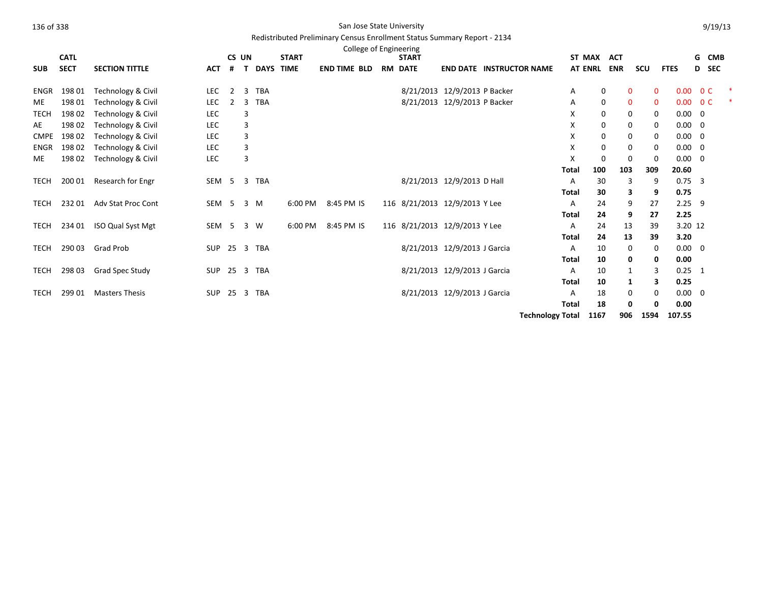San Jose State University

Redistributed Preliminary Census Enrollment Status Summary Report - 2134

College of Engineering

| SUB | CATL SECT | SECTION TITTLE | ACT | CS # | UN T | DAYS | START TIME | END TIME | BLD | RM | START DATE | END DATE | INSTRUCTOR NAME | ST AT | MAX ENRL | ACT ENR | SCU | FTES | G D | CMB SEC |  |
|---|---|---|---|---|---|---|---|---|---|---|---|---|---|---|---|---|---|---|---|---|---|
| ENGR | 198 01 | Technology & Civil | LEC | 2 | 3 | TBA |  |  |  |  | 8/21/2013 | 12/9/2013 | P Backer | A | 0 | 0 | 0 | 0.00 | 0 | C | * |
| ME | 198 01 | Technology & Civil | LEC | 2 | 3 | TBA |  |  |  |  | 8/21/2013 | 12/9/2013 | P Backer | A | 0 | 0 | 0 | 0.00 | 0 | C | * |
| TECH | 198 02 | Technology & Civil | LEC |  | 3 |  |  |  |  |  |  |  |  | X | 0 | 0 | 0 | 0.00 | 0 |  |  |
| AE | 198 02 | Technology & Civil | LEC |  | 3 |  |  |  |  |  |  |  |  | X | 0 | 0 | 0 | 0.00 | 0 |  |  |
| CMPE | 198 02 | Technology & Civil | LEC |  | 3 |  |  |  |  |  |  |  |  | X | 0 | 0 | 0 | 0.00 | 0 |  |  |
| ENGR | 198 02 | Technology & Civil | LEC |  | 3 |  |  |  |  |  |  |  |  | X | 0 | 0 | 0 | 0.00 | 0 |  |  |
| ME | 198 02 | Technology & Civil | LEC |  | 3 |  |  |  |  |  |  |  |  | X | 0 | 0 | 0 | 0.00 | 0 |  |  |
|  |  |  |  |  |  |  |  |  |  |  |  |  |  | **Total** | **100** | **103** | **309** | **20.60** |  |  |  |
| TECH | 200 01 | Research for Engr | SEM | 5 | 3 | TBA |  |  |  |  | 8/21/2013 | 12/9/2013 | D Hall | A | 30 | 3 | 9 | 0.75 | 3 |  |  |
|  |  |  |  |  |  |  |  |  |  |  |  |  |  | **Total** | **30** | **3** | **9** | **0.75** |  |  |  |
| TECH | 232 01 | Adv Stat Proc Cont | SEM | 5 | 3 | M | 6:00 PM | 8:45 PM | IS | 116 | 8/21/2013 | 12/9/2013 | Y Lee | A | 24 | 9 | 27 | 2.25 | 9 |  |  |
|  |  |  |  |  |  |  |  |  |  |  |  |  |  | **Total** | **24** | **9** | **27** | **2.25** |  |  |  |
| TECH | 234 01 | ISO Qual Syst Mgt | SEM | 5 | 3 | W | 6:00 PM | 8:45 PM | IS | 116 | 8/21/2013 | 12/9/2013 | Y Lee | A | 24 | 13 | 39 | 3.20 | 12 |  |  |
|  |  |  |  |  |  |  |  |  |  |  |  |  |  | **Total** | **24** | **13** | **39** | **3.20** |  |  |  |
| TECH | 290 03 | Grad Prob | SUP | 25 | 3 | TBA |  |  |  |  | 8/21/2013 | 12/9/2013 | J Garcia | A | 10 | 0 | 0 | 0.00 | 0 |  |  |
|  |  |  |  |  |  |  |  |  |  |  |  |  |  | **Total** | **10** | **0** | **0** | **0.00** |  |  |  |
| TECH | 298 03 | Grad Spec Study | SUP | 25 | 3 | TBA |  |  |  |  | 8/21/2013 | 12/9/2013 | J Garcia | A | 10 | 1 | 3 | 0.25 | 1 |  |  |
|  |  |  |  |  |  |  |  |  |  |  |  |  |  | **Total** | **10** | **1** | **3** | **0.25** |  |  |  |
| TECH | 299 01 | Masters Thesis | SUP | 25 | 3 | TBA |  |  |  |  | 8/21/2013 | 12/9/2013 | J Garcia | A | 18 | 0 | 0 | 0.00 | 0 |  |  |
|  |  |  |  |  |  |  |  |  |  |  |  |  |  | **Total** | **18** | **0** | **0** | **0.00** |  |  |  |
|  |  |  |  |  |  |  |  |  |  |  |  |  |  | **Technology Total** | **1167** | **906** | **1594** | **107.55** |  |  |  |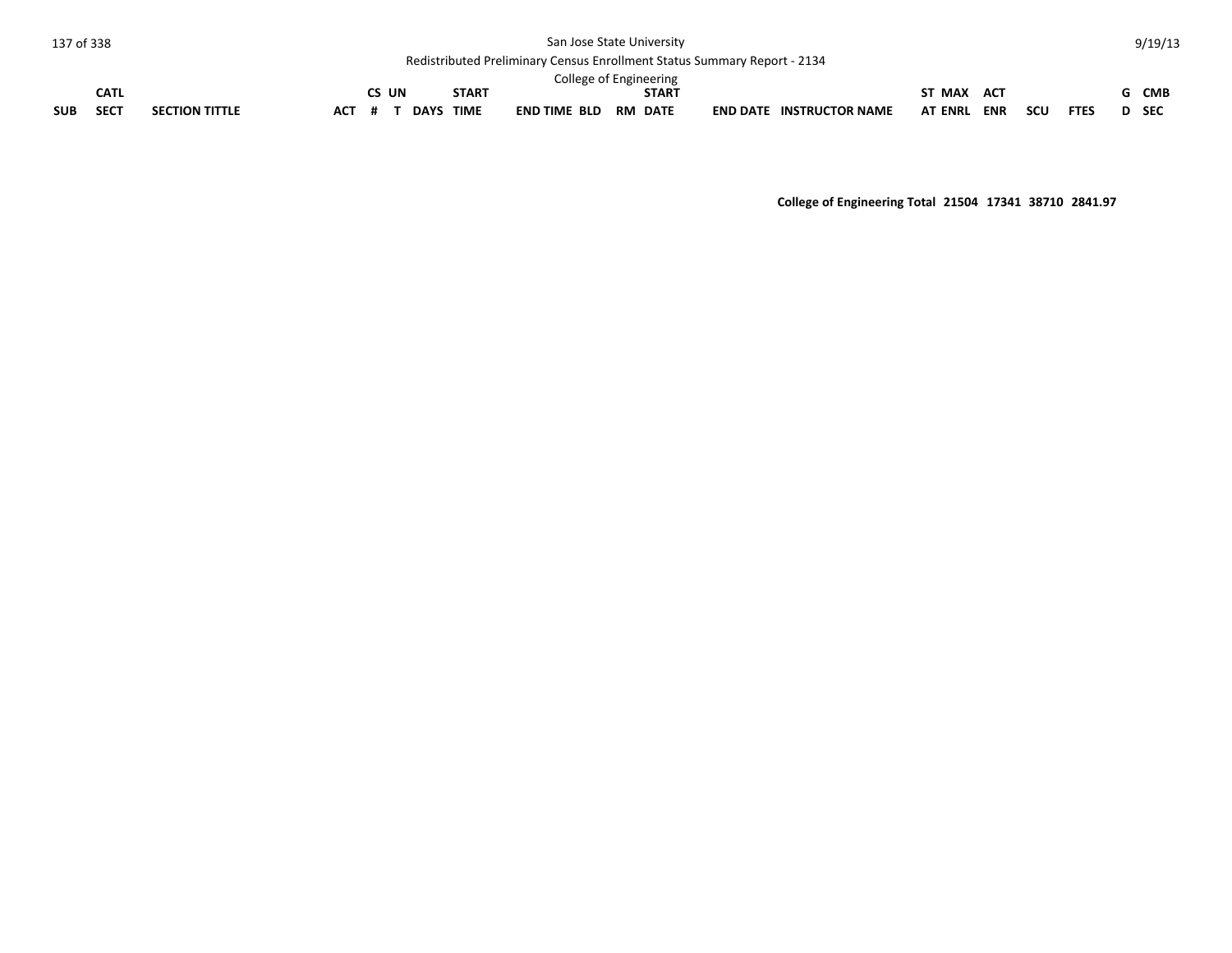| SUB | CATL SECT | SECTION TITTLE | ACT | CS # | UN T | DAYS | START TIME | END TIME | BLD | RM | START DATE | END DATE | INSTRUCTOR NAME | ST AT | MAX ENRL | ACT ENR | SCU | FTES | G D | CMB SEC |
|---|---|---|---|---|---|---|---|---|---|---|---|---|---|---|---|---|---|---|---|---|

**College of Engineering Total 21504 17341 38710 2841.97**